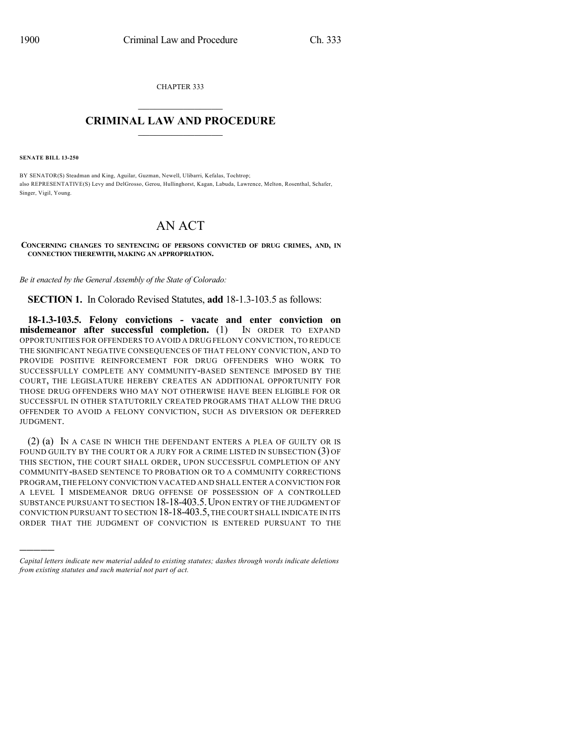CHAPTER 333

# CRIMINAL LAW AND PROCEDURE

**SENATE BILL 13-250**

BY SENATOR(S) Steadman and King, Aguilar, Guzman, Newell, Ulibarri, Kefalas, Tochtrop;
also REPRESENTATIVE(S) Levy and DelGrosso, Gerou, Hullinghorst, Kagan, Labuda, Lawrence, Melton, Rosenthal, Schafer, Singer, Vigil, Young.

# AN ACT

**CONCERNING CHANGES TO SENTENCING OF PERSONS CONVICTED OF DRUG CRIMES, AND, IN CONNECTION THEREWITH, MAKING AN APPROPRIATION.**

*Be it enacted by the General Assembly of the State of Colorado:*

**SECTION 1.** In Colorado Revised Statutes, **add** 18-1.3-103.5 as follows:

**18-1.3-103.5. Felony convictions - vacate and enter conviction on misdemeanor after successful completion.** (1) IN ORDER TO EXPAND OPPORTUNITIES FOR OFFENDERS TO AVOID A DRUG FELONY CONVICTION, TO REDUCE THE SIGNIFICANT NEGATIVE CONSEQUENCES OF THAT FELONY CONVICTION, AND TO PROVIDE POSITIVE REINFORCEMENT FOR DRUG OFFENDERS WHO WORK TO SUCCESSFULLY COMPLETE ANY COMMUNITY-BASED SENTENCE IMPOSED BY THE COURT, THE LEGISLATURE HEREBY CREATES AN ADDITIONAL OPPORTUNITY FOR THOSE DRUG OFFENDERS WHO MAY NOT OTHERWISE HAVE BEEN ELIGIBLE FOR OR SUCCESSFUL IN OTHER STATUTORILY CREATED PROGRAMS THAT ALLOW THE DRUG OFFENDER TO AVOID A FELONY CONVICTION, SUCH AS DIVERSION OR DEFERRED JUDGMENT.

(2) (a) IN A CASE IN WHICH THE DEFENDANT ENTERS A PLEA OF GUILTY OR IS FOUND GUILTY BY THE COURT OR A JURY FOR A CRIME LISTED IN SUBSECTION (3) OF THIS SECTION, THE COURT SHALL ORDER, UPON SUCCESSFUL COMPLETION OF ANY COMMUNITY-BASED SENTENCE TO PROBATION OR TO A COMMUNITY CORRECTIONS PROGRAM, THE FELONY CONVICTION VACATED AND SHALL ENTER A CONVICTION FOR A LEVEL 1 MISDEMEANOR DRUG OFFENSE OF POSSESSION OF A CONTROLLED SUBSTANCE PURSUANT TO SECTION 18-18-403.5. UPON ENTRY OF THE JUDGMENT OF CONVICTION PURSUANT TO SECTION 18-18-403.5, THE COURT SHALL INDICATE IN ITS ORDER THAT THE JUDGMENT OF CONVICTION IS ENTERED PURSUANT TO THE

*Capital letters indicate new material added to existing statutes; dashes through words indicate deletions from existing statutes and such material not part of act.*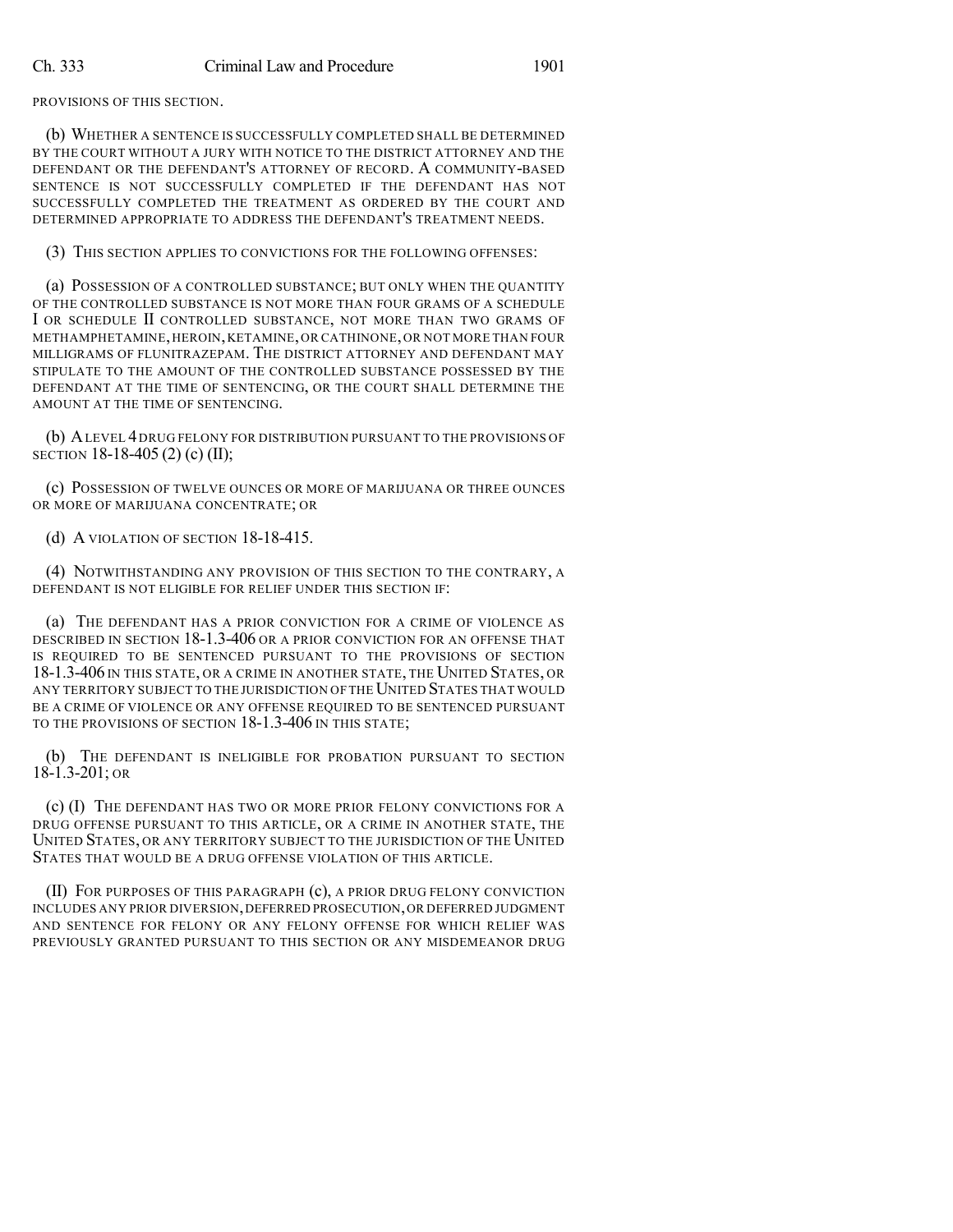PROVISIONS OF THIS SECTION.

(b) WHETHER A SENTENCE IS SUCCESSFULLY COMPLETED SHALL BE DETERMINED BY THE COURT WITHOUT A JURY WITH NOTICE TO THE DISTRICT ATTORNEY AND THE DEFENDANT OR THE DEFENDANT'S ATTORNEY OF RECORD. A COMMUNITY-BASED SENTENCE IS NOT SUCCESSFULLY COMPLETED IF THE DEFENDANT HAS NOT SUCCESSFULLY COMPLETED THE TREATMENT AS ORDERED BY THE COURT AND DETERMINED APPROPRIATE TO ADDRESS THE DEFENDANT'S TREATMENT NEEDS.

(3) THIS SECTION APPLIES TO CONVICTIONS FOR THE FOLLOWING OFFENSES:

(a) POSSESSION OF A CONTROLLED SUBSTANCE; BUT ONLY WHEN THE QUANTITY OF THE CONTROLLED SUBSTANCE IS NOT MORE THAN FOUR GRAMS OF A SCHEDULE I OR SCHEDULE II CONTROLLED SUBSTANCE, NOT MORE THAN TWO GRAMS OF METHAMPHETAMINE, HEROIN, KETAMINE, OR CATHINONE, OR NOT MORE THAN FOUR MILLIGRAMS OF FLUNITRAZEPAM. THE DISTRICT ATTORNEY AND DEFENDANT MAY STIPULATE TO THE AMOUNT OF THE CONTROLLED SUBSTANCE POSSESSED BY THE DEFENDANT AT THE TIME OF SENTENCING, OR THE COURT SHALL DETERMINE THE AMOUNT AT THE TIME OF SENTENCING.

(b) A LEVEL 4 DRUG FELONY FOR DISTRIBUTION PURSUANT TO THE PROVISIONS OF SECTION 18-18-405 (2) (c) (II);

(c) POSSESSION OF TWELVE OUNCES OR MORE OF MARIJUANA OR THREE OUNCES OR MORE OF MARIJUANA CONCENTRATE; OR

(d) A VIOLATION OF SECTION 18-18-415.

(4) NOTWITHSTANDING ANY PROVISION OF THIS SECTION TO THE CONTRARY, A DEFENDANT IS NOT ELIGIBLE FOR RELIEF UNDER THIS SECTION IF:

(a) THE DEFENDANT HAS A PRIOR CONVICTION FOR A CRIME OF VIOLENCE AS DESCRIBED IN SECTION 18-1.3-406 OR A PRIOR CONVICTION FOR AN OFFENSE THAT IS REQUIRED TO BE SENTENCED PURSUANT TO THE PROVISIONS OF SECTION 18-1.3-406 IN THIS STATE, OR A CRIME IN ANOTHER STATE, THE UNITED STATES, OR ANY TERRITORY SUBJECT TO THE JURISDICTION OF THE UNITED STATES THAT WOULD BE A CRIME OF VIOLENCE OR ANY OFFENSE REQUIRED TO BE SENTENCED PURSUANT TO THE PROVISIONS OF SECTION 18-1.3-406 IN THIS STATE;

(b) THE DEFENDANT IS INELIGIBLE FOR PROBATION PURSUANT TO SECTION 18-1.3-201; OR

(c) (I) THE DEFENDANT HAS TWO OR MORE PRIOR FELONY CONVICTIONS FOR A DRUG OFFENSE PURSUANT TO THIS ARTICLE, OR A CRIME IN ANOTHER STATE, THE UNITED STATES, OR ANY TERRITORY SUBJECT TO THE JURISDICTION OF THE UNITED STATES THAT WOULD BE A DRUG OFFENSE VIOLATION OF THIS ARTICLE.

(II) FOR PURPOSES OF THIS PARAGRAPH (c), A PRIOR DRUG FELONY CONVICTION INCLUDES ANY PRIOR DIVERSION, DEFERRED PROSECUTION, OR DEFERRED JUDGMENT AND SENTENCE FOR FELONY OR ANY FELONY OFFENSE FOR WHICH RELIEF WAS PREVIOUSLY GRANTED PURSUANT TO THIS SECTION OR ANY MISDEMEANOR DRUG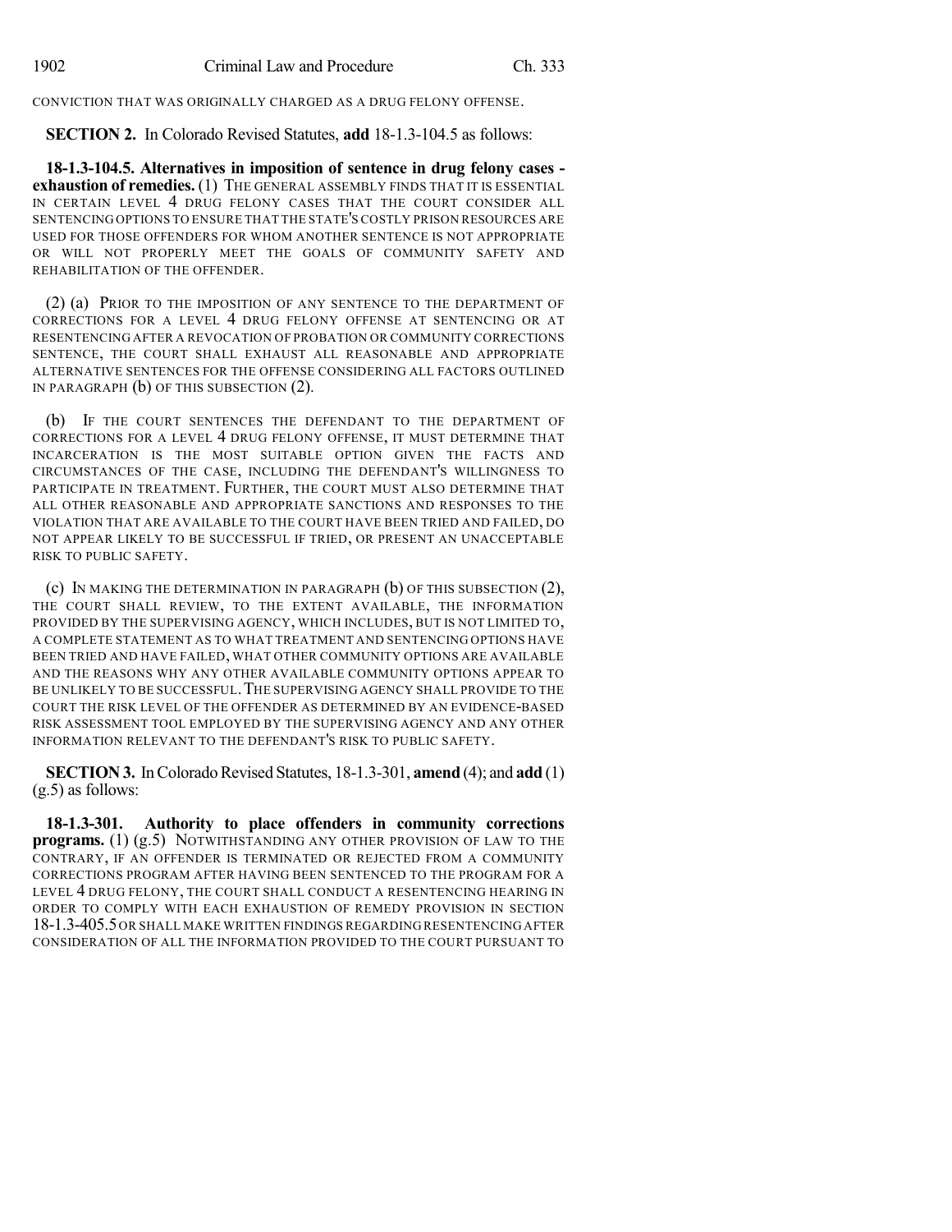CONVICTION THAT WAS ORIGINALLY CHARGED AS A DRUG FELONY OFFENSE.

**SECTION 2.** In Colorado Revised Statutes, **add** 18-1.3-104.5 as follows:

**18-1.3-104.5. Alternatives in imposition of sentence in drug felony cases - exhaustion of remedies.** (1) THE GENERAL ASSEMBLY FINDS THAT IT IS ESSENTIAL IN CERTAIN LEVEL 4 DRUG FELONY CASES THAT THE COURT CONSIDER ALL SENTENCING OPTIONS TO ENSURE THAT THE STATE'S COSTLY PRISON RESOURCES ARE USED FOR THOSE OFFENDERS FOR WHOM ANOTHER SENTENCE IS NOT APPROPRIATE OR WILL NOT PROPERLY MEET THE GOALS OF COMMUNITY SAFETY AND REHABILITATION OF THE OFFENDER.

(2) (a) PRIOR TO THE IMPOSITION OF ANY SENTENCE TO THE DEPARTMENT OF CORRECTIONS FOR A LEVEL 4 DRUG FELONY OFFENSE AT SENTENCING OR AT RESENTENCING AFTER A REVOCATION OF PROBATION OR COMMUNITY CORRECTIONS SENTENCE, THE COURT SHALL EXHAUST ALL REASONABLE AND APPROPRIATE ALTERNATIVE SENTENCES FOR THE OFFENSE CONSIDERING ALL FACTORS OUTLINED IN PARAGRAPH (b) OF THIS SUBSECTION (2).

(b) IF THE COURT SENTENCES THE DEFENDANT TO THE DEPARTMENT OF CORRECTIONS FOR A LEVEL 4 DRUG FELONY OFFENSE, IT MUST DETERMINE THAT INCARCERATION IS THE MOST SUITABLE OPTION GIVEN THE FACTS AND CIRCUMSTANCES OF THE CASE, INCLUDING THE DEFENDANT'S WILLINGNESS TO PARTICIPATE IN TREATMENT. FURTHER, THE COURT MUST ALSO DETERMINE THAT ALL OTHER REASONABLE AND APPROPRIATE SANCTIONS AND RESPONSES TO THE VIOLATION THAT ARE AVAILABLE TO THE COURT HAVE BEEN TRIED AND FAILED, DO NOT APPEAR LIKELY TO BE SUCCESSFUL IF TRIED, OR PRESENT AN UNACCEPTABLE RISK TO PUBLIC SAFETY.

(c) IN MAKING THE DETERMINATION IN PARAGRAPH (b) OF THIS SUBSECTION (2), THE COURT SHALL REVIEW, TO THE EXTENT AVAILABLE, THE INFORMATION PROVIDED BY THE SUPERVISING AGENCY, WHICH INCLUDES, BUT IS NOT LIMITED TO, A COMPLETE STATEMENT AS TO WHAT TREATMENT AND SENTENCING OPTIONS HAVE BEEN TRIED AND HAVE FAILED, WHAT OTHER COMMUNITY OPTIONS ARE AVAILABLE AND THE REASONS WHY ANY OTHER AVAILABLE COMMUNITY OPTIONS APPEAR TO BE UNLIKELY TO BE SUCCESSFUL. THE SUPERVISING AGENCY SHALL PROVIDE TO THE COURT THE RISK LEVEL OF THE OFFENDER AS DETERMINED BY AN EVIDENCE-BASED RISK ASSESSMENT TOOL EMPLOYED BY THE SUPERVISING AGENCY AND ANY OTHER INFORMATION RELEVANT TO THE DEFENDANT'S RISK TO PUBLIC SAFETY.

**SECTION 3.** In Colorado Revised Statutes, 18-1.3-301, **amend** (4); and **add** (1) (g.5) as follows:

**18-1.3-301. Authority to place offenders in community corrections programs.** (1) (g.5) NOTWITHSTANDING ANY OTHER PROVISION OF LAW TO THE CONTRARY, IF AN OFFENDER IS TERMINATED OR REJECTED FROM A COMMUNITY CORRECTIONS PROGRAM AFTER HAVING BEEN SENTENCED TO THE PROGRAM FOR A LEVEL 4 DRUG FELONY, THE COURT SHALL CONDUCT A RESENTENCING HEARING IN ORDER TO COMPLY WITH EACH EXHAUSTION OF REMEDY PROVISION IN SECTION 18-1.3-405.5 OR SHALL MAKE WRITTEN FINDINGS REGARDING RESENTENCING AFTER CONSIDERATION OF ALL THE INFORMATION PROVIDED TO THE COURT PURSUANT TO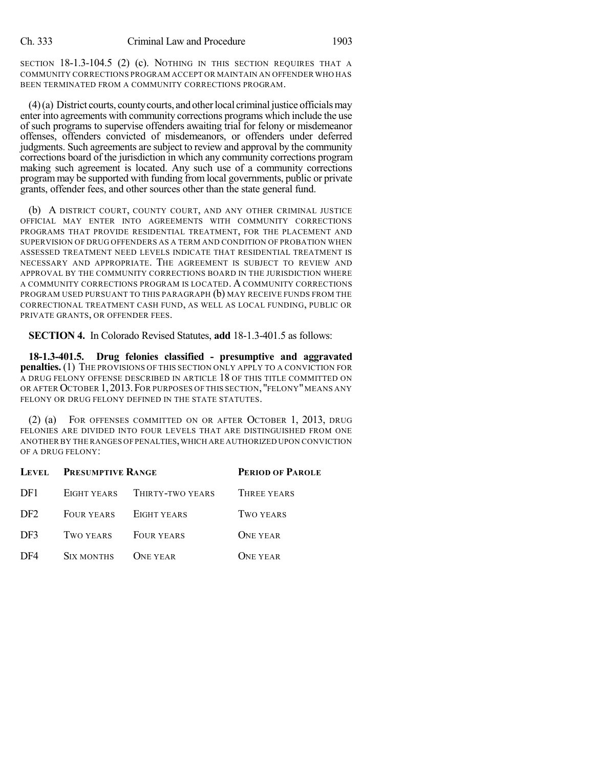SECTION 18-1.3-104.5 (2) (c). NOTHING IN THIS SECTION REQUIRES THAT A COMMUNITY CORRECTIONS PROGRAM ACCEPT OR MAINTAIN AN OFFENDER WHO HAS BEEN TERMINATED FROM A COMMUNITY CORRECTIONS PROGRAM.

(4) (a) District courts, county courts, and other local criminal justice officials may enter into agreements with community corrections programs which include the use of such programs to supervise offenders awaiting trial for felony or misdemeanor offenses, offenders convicted of misdemeanors, or offenders under deferred judgments. Such agreements are subject to review and approval by the community corrections board of the jurisdiction in which any community corrections program making such agreement is located. Any such use of a community corrections program may be supported with funding from local governments, public or private grants, offender fees, and other sources other than the state general fund.

(b) A DISTRICT COURT, COUNTY COURT, AND ANY OTHER CRIMINAL JUSTICE OFFICIAL MAY ENTER INTO AGREEMENTS WITH COMMUNITY CORRECTIONS PROGRAMS THAT PROVIDE RESIDENTIAL TREATMENT, FOR THE PLACEMENT AND SUPERVISION OF DRUG OFFENDERS AS A TERM AND CONDITION OF PROBATION WHEN ASSESSED TREATMENT NEED LEVELS INDICATE THAT RESIDENTIAL TREATMENT IS NECESSARY AND APPROPRIATE. THE AGREEMENT IS SUBJECT TO REVIEW AND APPROVAL BY THE COMMUNITY CORRECTIONS BOARD IN THE JURISDICTION WHERE A COMMUNITY CORRECTIONS PROGRAM IS LOCATED. A COMMUNITY CORRECTIONS PROGRAM USED PURSUANT TO THIS PARAGRAPH (b) MAY RECEIVE FUNDS FROM THE CORRECTIONAL TREATMENT CASH FUND, AS WELL AS LOCAL FUNDING, PUBLIC OR PRIVATE GRANTS, OR OFFENDER FEES.

**SECTION 4.** In Colorado Revised Statutes, **add** 18-1.3-401.5 as follows:

**18-1.3-401.5. Drug felonies classified - presumptive and aggravated penalties.** (1) THE PROVISIONS OF THIS SECTION ONLY APPLY TO A CONVICTION FOR A DRUG FELONY OFFENSE DESCRIBED IN ARTICLE 18 OF THIS TITLE COMMITTED ON OR AFTER OCTOBER 1, 2013. FOR PURPOSES OF THIS SECTION, "FELONY" MEANS ANY FELONY OR DRUG FELONY DEFINED IN THE STATE STATUTES.

(2) (a) FOR OFFENSES COMMITTED ON OR AFTER OCTOBER 1, 2013, DRUG FELONIES ARE DIVIDED INTO FOUR LEVELS THAT ARE DISTINGUISHED FROM ONE ANOTHER BY THE RANGES OF PENALTIES, WHICH ARE AUTHORIZED UPON CONVICTION OF A DRUG FELONY:

| LEVEL | PRESUMPTIVE RANGE | | PERIOD OF PAROLE |
|---|---|---|---|
| DF1 | EIGHT YEARS | THIRTY-TWO YEARS | THREE YEARS |
| DF2 | FOUR YEARS | EIGHT YEARS | TWO YEARS |
| DF3 | TWO YEARS | FOUR YEARS | ONE YEAR |
| DF4 | SIX MONTHS | ONE YEAR | ONE YEAR |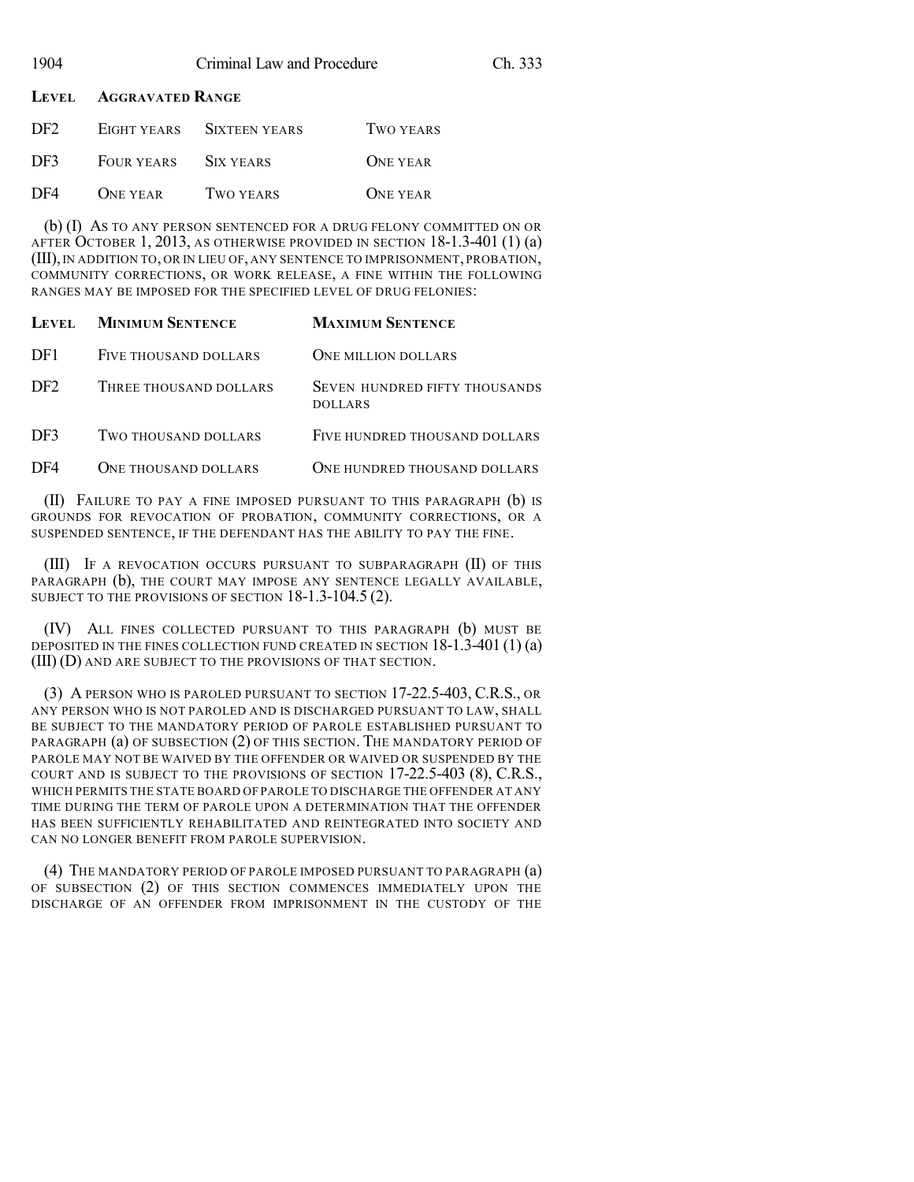| LEVEL | AGGRAVATED RANGE | | |
|---|---|---|---|
| DF2 | EIGHT YEARS | SIXTEEN YEARS | TWO YEARS |
| DF3 | FOUR YEARS | SIX YEARS | ONE YEAR |
| DF4 | ONE YEAR | TWO YEARS | ONE YEAR |

(b) (I) AS TO ANY PERSON SENTENCED FOR A DRUG FELONY COMMITTED ON OR AFTER OCTOBER 1, 2013, AS OTHERWISE PROVIDED IN SECTION 18-1.3-401 (1) (a) (III), IN ADDITION TO, OR IN LIEU OF, ANY SENTENCE TO IMPRISONMENT, PROBATION, COMMUNITY CORRECTIONS, OR WORK RELEASE, A FINE WITHIN THE FOLLOWING RANGES MAY BE IMPOSED FOR THE SPECIFIED LEVEL OF DRUG FELONIES:

| LEVEL | MINIMUM SENTENCE | MAXIMUM SENTENCE |
|---|---|---|
| DF1 | FIVE THOUSAND DOLLARS | ONE MILLION DOLLARS |
| DF2 | THREE THOUSAND DOLLARS | SEVEN HUNDRED FIFTY THOUSANDS DOLLARS |
| DF3 | TWO THOUSAND DOLLARS | FIVE HUNDRED THOUSAND DOLLARS |
| DF4 | ONE THOUSAND DOLLARS | ONE HUNDRED THOUSAND DOLLARS |

(II) FAILURE TO PAY A FINE IMPOSED PURSUANT TO THIS PARAGRAPH (b) IS GROUNDS FOR REVOCATION OF PROBATION, COMMUNITY CORRECTIONS, OR A SUSPENDED SENTENCE, IF THE DEFENDANT HAS THE ABILITY TO PAY THE FINE.

(III) IF A REVOCATION OCCURS PURSUANT TO SUBPARAGRAPH (II) OF THIS PARAGRAPH (b), THE COURT MAY IMPOSE ANY SENTENCE LEGALLY AVAILABLE, SUBJECT TO THE PROVISIONS OF SECTION 18-1.3-104.5 (2).

(IV) ALL FINES COLLECTED PURSUANT TO THIS PARAGRAPH (b) MUST BE DEPOSITED IN THE FINES COLLECTION FUND CREATED IN SECTION 18-1.3-401 (1) (a) (III) (D) AND ARE SUBJECT TO THE PROVISIONS OF THAT SECTION.

(3) A PERSON WHO IS PAROLED PURSUANT TO SECTION 17-22.5-403, C.R.S., OR ANY PERSON WHO IS NOT PAROLED AND IS DISCHARGED PURSUANT TO LAW, SHALL BE SUBJECT TO THE MANDATORY PERIOD OF PAROLE ESTABLISHED PURSUANT TO PARAGRAPH (a) OF SUBSECTION (2) OF THIS SECTION. THE MANDATORY PERIOD OF PAROLE MAY NOT BE WAIVED BY THE OFFENDER OR WAIVED OR SUSPENDED BY THE COURT AND IS SUBJECT TO THE PROVISIONS OF SECTION 17-22.5-403 (8), C.R.S., WHICH PERMITS THE STATE BOARD OF PAROLE TO DISCHARGE THE OFFENDER AT ANY TIME DURING THE TERM OF PAROLE UPON A DETERMINATION THAT THE OFFENDER HAS BEEN SUFFICIENTLY REHABILITATED AND REINTEGRATED INTO SOCIETY AND CAN NO LONGER BENEFIT FROM PAROLE SUPERVISION.

(4) THE MANDATORY PERIOD OF PAROLE IMPOSED PURSUANT TO PARAGRAPH (a) OF SUBSECTION (2) OF THIS SECTION COMMENCES IMMEDIATELY UPON THE DISCHARGE OF AN OFFENDER FROM IMPRISONMENT IN THE CUSTODY OF THE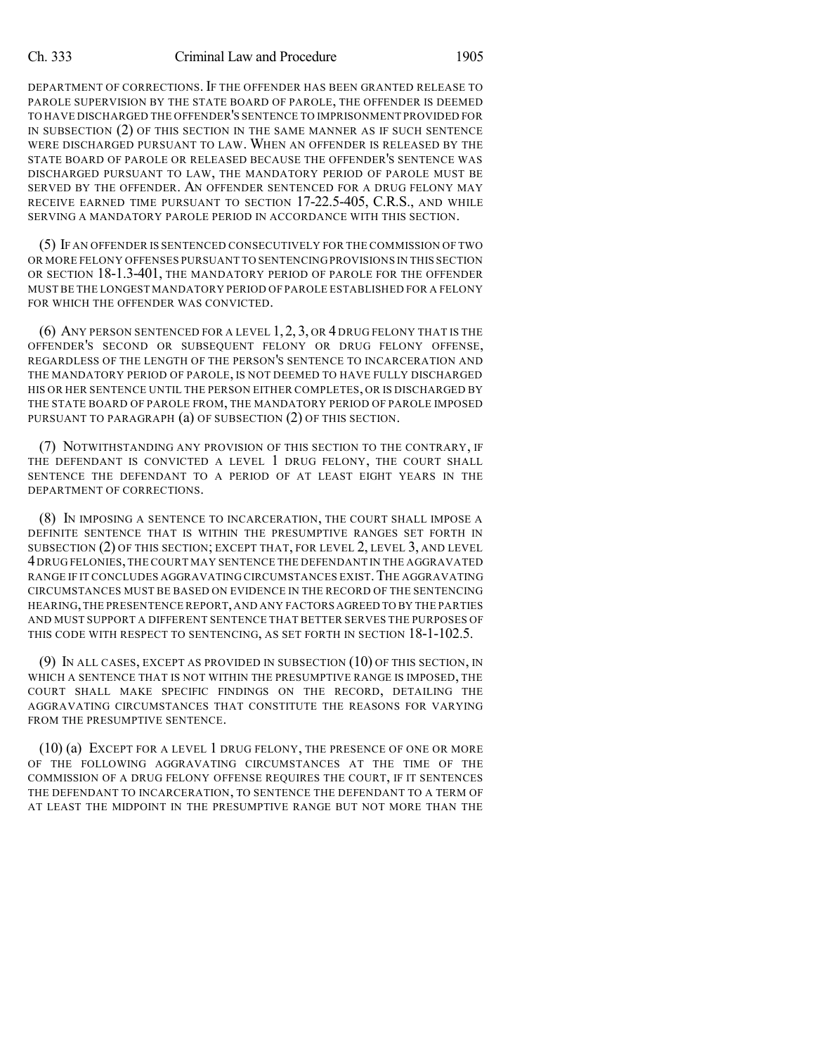DEPARTMENT OF CORRECTIONS. IF THE OFFENDER HAS BEEN GRANTED RELEASE TO PAROLE SUPERVISION BY THE STATE BOARD OF PAROLE, THE OFFENDER IS DEEMED TO HAVE DISCHARGED THE OFFENDER'S SENTENCE TO IMPRISONMENT PROVIDED FOR IN SUBSECTION (2) OF THIS SECTION IN THE SAME MANNER AS IF SUCH SENTENCE WERE DISCHARGED PURSUANT TO LAW. WHEN AN OFFENDER IS RELEASED BY THE STATE BOARD OF PAROLE OR RELEASED BECAUSE THE OFFENDER'S SENTENCE WAS DISCHARGED PURSUANT TO LAW, THE MANDATORY PERIOD OF PAROLE MUST BE SERVED BY THE OFFENDER. AN OFFENDER SENTENCED FOR A DRUG FELONY MAY RECEIVE EARNED TIME PURSUANT TO SECTION 17-22.5-405, C.R.S., AND WHILE SERVING A MANDATORY PAROLE PERIOD IN ACCORDANCE WITH THIS SECTION.

(5) IF AN OFFENDER IS SENTENCED CONSECUTIVELY FOR THE COMMISSION OF TWO OR MORE FELONY OFFENSES PURSUANT TO SENTENCING PROVISIONS IN THIS SECTION OR SECTION 18-1.3-401, THE MANDATORY PERIOD OF PAROLE FOR THE OFFENDER MUST BE THE LONGEST MANDATORY PERIOD OF PAROLE ESTABLISHED FOR A FELONY FOR WHICH THE OFFENDER WAS CONVICTED.

(6) ANY PERSON SENTENCED FOR A LEVEL 1, 2, 3, OR 4 DRUG FELONY THAT IS THE OFFENDER'S SECOND OR SUBSEQUENT FELONY OR DRUG FELONY OFFENSE, REGARDLESS OF THE LENGTH OF THE PERSON'S SENTENCE TO INCARCERATION AND THE MANDATORY PERIOD OF PAROLE, IS NOT DEEMED TO HAVE FULLY DISCHARGED HIS OR HER SENTENCE UNTIL THE PERSON EITHER COMPLETES, OR IS DISCHARGED BY THE STATE BOARD OF PAROLE FROM, THE MANDATORY PERIOD OF PAROLE IMPOSED PURSUANT TO PARAGRAPH (a) OF SUBSECTION (2) OF THIS SECTION.

(7) NOTWITHSTANDING ANY PROVISION OF THIS SECTION TO THE CONTRARY, IF THE DEFENDANT IS CONVICTED A LEVEL 1 DRUG FELONY, THE COURT SHALL SENTENCE THE DEFENDANT TO A PERIOD OF AT LEAST EIGHT YEARS IN THE DEPARTMENT OF CORRECTIONS.

(8) IN IMPOSING A SENTENCE TO INCARCERATION, THE COURT SHALL IMPOSE A DEFINITE SENTENCE THAT IS WITHIN THE PRESUMPTIVE RANGES SET FORTH IN SUBSECTION (2) OF THIS SECTION; EXCEPT THAT, FOR LEVEL 2, LEVEL 3, AND LEVEL 4 DRUG FELONIES, THE COURT MAY SENTENCE THE DEFENDANT IN THE AGGRAVATED RANGE IF IT CONCLUDES AGGRAVATING CIRCUMSTANCES EXIST. THE AGGRAVATING CIRCUMSTANCES MUST BE BASED ON EVIDENCE IN THE RECORD OF THE SENTENCING HEARING, THE PRESENTENCE REPORT, AND ANY FACTORS AGREED TO BY THE PARTIES AND MUST SUPPORT A DIFFERENT SENTENCE THAT BETTER SERVES THE PURPOSES OF THIS CODE WITH RESPECT TO SENTENCING, AS SET FORTH IN SECTION 18-1-102.5.

(9) IN ALL CASES, EXCEPT AS PROVIDED IN SUBSECTION (10) OF THIS SECTION, IN WHICH A SENTENCE THAT IS NOT WITHIN THE PRESUMPTIVE RANGE IS IMPOSED, THE COURT SHALL MAKE SPECIFIC FINDINGS ON THE RECORD, DETAILING THE AGGRAVATING CIRCUMSTANCES THAT CONSTITUTE THE REASONS FOR VARYING FROM THE PRESUMPTIVE SENTENCE.

(10) (a) EXCEPT FOR A LEVEL 1 DRUG FELONY, THE PRESENCE OF ONE OR MORE OF THE FOLLOWING AGGRAVATING CIRCUMSTANCES AT THE TIME OF THE COMMISSION OF A DRUG FELONY OFFENSE REQUIRES THE COURT, IF IT SENTENCES THE DEFENDANT TO INCARCERATION, TO SENTENCE THE DEFENDANT TO A TERM OF AT LEAST THE MIDPOINT IN THE PRESUMPTIVE RANGE BUT NOT MORE THAN THE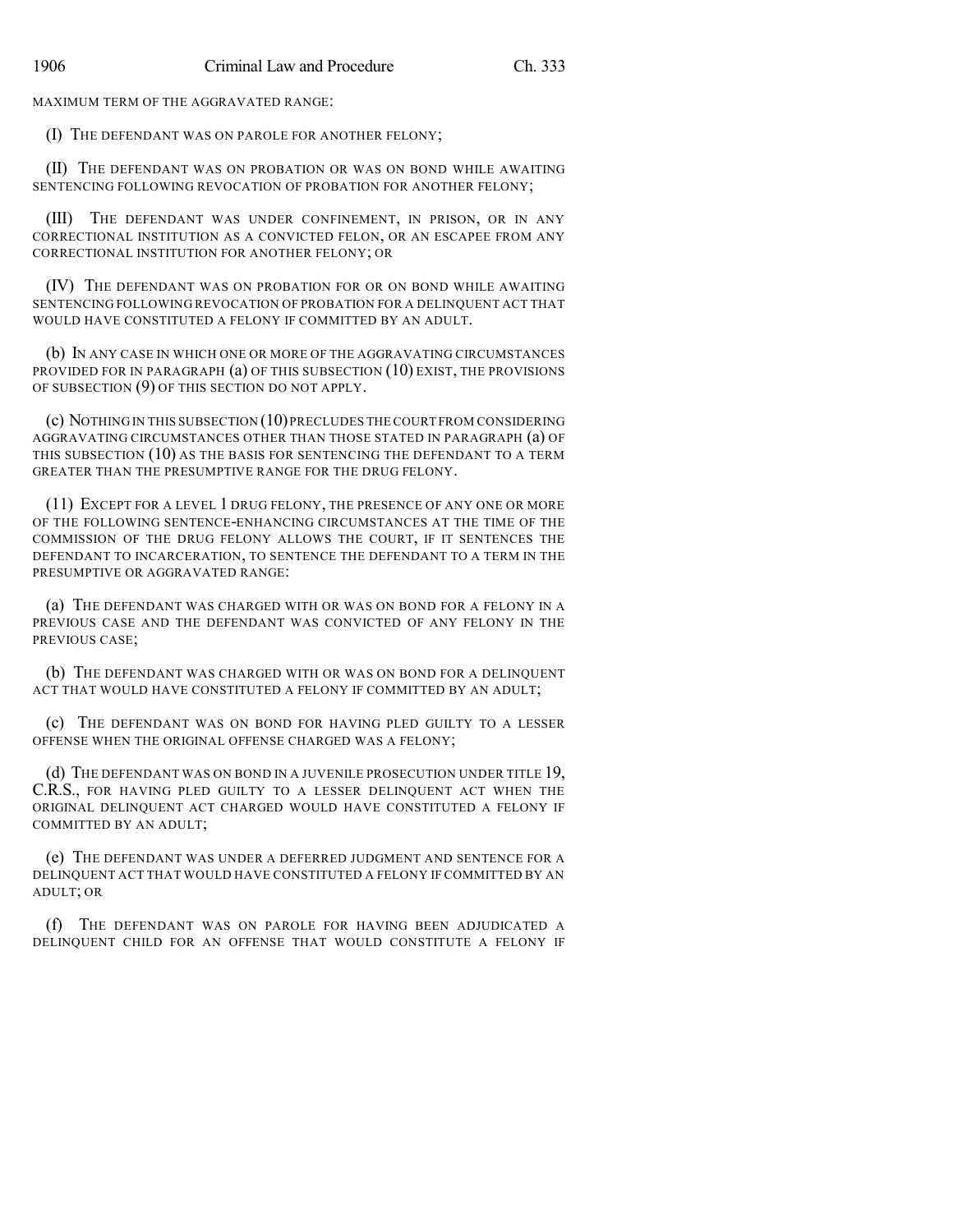MAXIMUM TERM OF THE AGGRAVATED RANGE:

(I) THE DEFENDANT WAS ON PAROLE FOR ANOTHER FELONY;

(II) THE DEFENDANT WAS ON PROBATION OR WAS ON BOND WHILE AWAITING SENTENCING FOLLOWING REVOCATION OF PROBATION FOR ANOTHER FELONY;

(III) THE DEFENDANT WAS UNDER CONFINEMENT, IN PRISON, OR IN ANY CORRECTIONAL INSTITUTION AS A CONVICTED FELON, OR AN ESCAPEE FROM ANY CORRECTIONAL INSTITUTION FOR ANOTHER FELONY; OR

(IV) THE DEFENDANT WAS ON PROBATION FOR OR ON BOND WHILE AWAITING SENTENCING FOLLOWING REVOCATION OF PROBATION FOR A DELINQUENT ACT THAT WOULD HAVE CONSTITUTED A FELONY IF COMMITTED BY AN ADULT.

(b) IN ANY CASE IN WHICH ONE OR MORE OF THE AGGRAVATING CIRCUMSTANCES PROVIDED FOR IN PARAGRAPH (a) OF THIS SUBSECTION (10) EXIST, THE PROVISIONS OF SUBSECTION (9) OF THIS SECTION DO NOT APPLY.

(c) NOTHING IN THIS SUBSECTION (10) PRECLUDES THE COURT FROM CONSIDERING AGGRAVATING CIRCUMSTANCES OTHER THAN THOSE STATED IN PARAGRAPH (a) OF THIS SUBSECTION (10) AS THE BASIS FOR SENTENCING THE DEFENDANT TO A TERM GREATER THAN THE PRESUMPTIVE RANGE FOR THE DRUG FELONY.

(11) EXCEPT FOR A LEVEL 1 DRUG FELONY, THE PRESENCE OF ANY ONE OR MORE OF THE FOLLOWING SENTENCE-ENHANCING CIRCUMSTANCES AT THE TIME OF THE COMMISSION OF THE DRUG FELONY ALLOWS THE COURT, IF IT SENTENCES THE DEFENDANT TO INCARCERATION, TO SENTENCE THE DEFENDANT TO A TERM IN THE PRESUMPTIVE OR AGGRAVATED RANGE:

(a) THE DEFENDANT WAS CHARGED WITH OR WAS ON BOND FOR A FELONY IN A PREVIOUS CASE AND THE DEFENDANT WAS CONVICTED OF ANY FELONY IN THE PREVIOUS CASE;

(b) THE DEFENDANT WAS CHARGED WITH OR WAS ON BOND FOR A DELINQUENT ACT THAT WOULD HAVE CONSTITUTED A FELONY IF COMMITTED BY AN ADULT;

(c) THE DEFENDANT WAS ON BOND FOR HAVING PLED GUILTY TO A LESSER OFFENSE WHEN THE ORIGINAL OFFENSE CHARGED WAS A FELONY;

(d) THE DEFENDANT WAS ON BOND IN A JUVENILE PROSECUTION UNDER TITLE 19, C.R.S., FOR HAVING PLED GUILTY TO A LESSER DELINQUENT ACT WHEN THE ORIGINAL DELINQUENT ACT CHARGED WOULD HAVE CONSTITUTED A FELONY IF COMMITTED BY AN ADULT;

(e) THE DEFENDANT WAS UNDER A DEFERRED JUDGMENT AND SENTENCE FOR A DELINQUENT ACT THAT WOULD HAVE CONSTITUTED A FELONY IF COMMITTED BY AN ADULT; OR

(f) THE DEFENDANT WAS ON PAROLE FOR HAVING BEEN ADJUDICATED A DELINQUENT CHILD FOR AN OFFENSE THAT WOULD CONSTITUTE A FELONY IF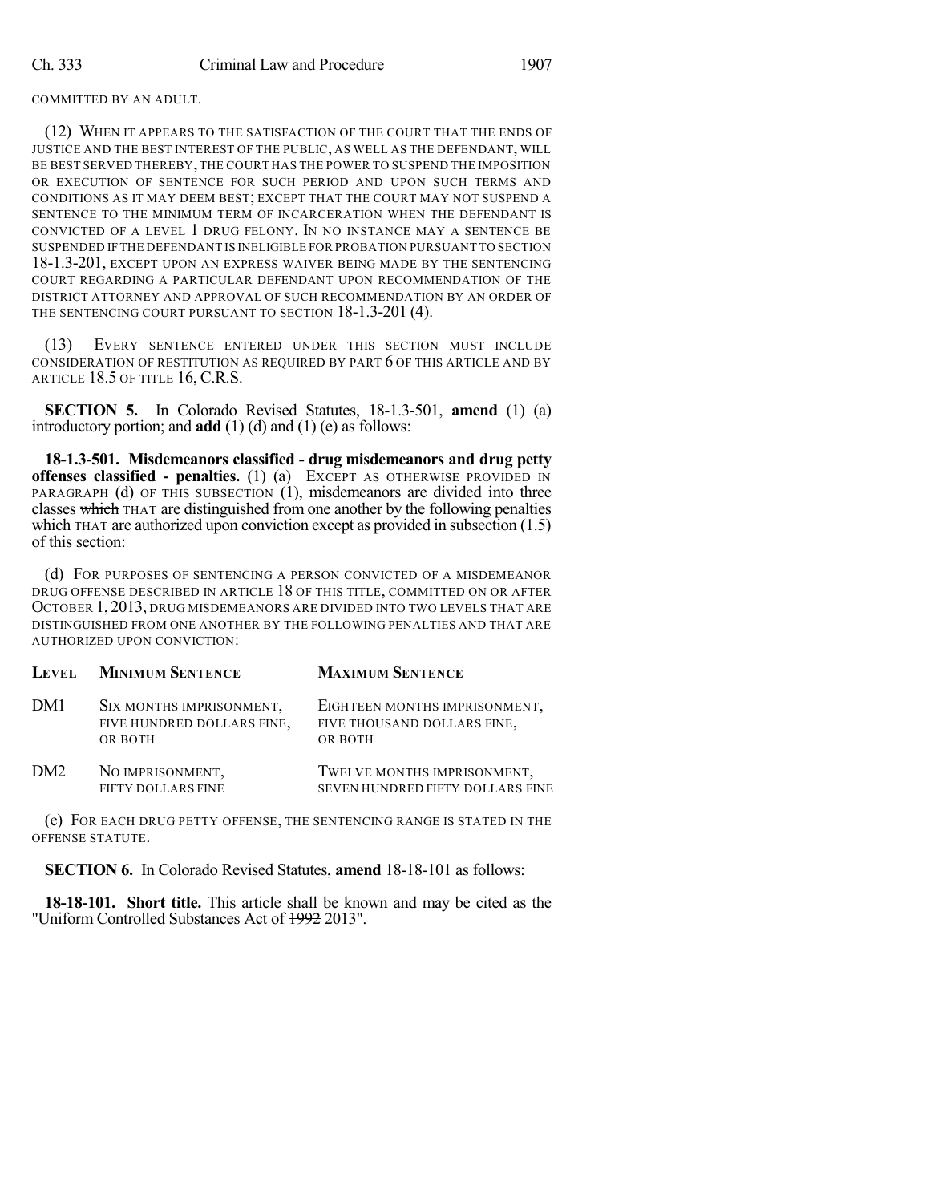COMMITTED BY AN ADULT.

(12) WHEN IT APPEARS TO THE SATISFACTION OF THE COURT THAT THE ENDS OF JUSTICE AND THE BEST INTEREST OF THE PUBLIC, AS WELL AS THE DEFENDANT, WILL BE BEST SERVED THEREBY, THE COURT HAS THE POWER TO SUSPEND THE IMPOSITION OR EXECUTION OF SENTENCE FOR SUCH PERIOD AND UPON SUCH TERMS AND CONDITIONS AS IT MAY DEEM BEST; EXCEPT THAT THE COURT MAY NOT SUSPEND A SENTENCE TO THE MINIMUM TERM OF INCARCERATION WHEN THE DEFENDANT IS CONVICTED OF A LEVEL 1 DRUG FELONY. IN NO INSTANCE MAY A SENTENCE BE SUSPENDED IF THE DEFENDANT IS INELIGIBLE FOR PROBATION PURSUANT TO SECTION 18-1.3-201, EXCEPT UPON AN EXPRESS WAIVER BEING MADE BY THE SENTENCING COURT REGARDING A PARTICULAR DEFENDANT UPON RECOMMENDATION OF THE DISTRICT ATTORNEY AND APPROVAL OF SUCH RECOMMENDATION BY AN ORDER OF THE SENTENCING COURT PURSUANT TO SECTION 18-1.3-201 (4).

(13) EVERY SENTENCE ENTERED UNDER THIS SECTION MUST INCLUDE CONSIDERATION OF RESTITUTION AS REQUIRED BY PART 6 OF THIS ARTICLE AND BY ARTICLE 18.5 OF TITLE 16, C.R.S.

**SECTION 5.** In Colorado Revised Statutes, 18-1.3-501, **amend** (1) (a) introductory portion; and **add** (1) (d) and (1) (e) as follows:

**18-1.3-501. Misdemeanors classified - drug misdemeanors and drug petty offenses classified - penalties.** (1) (a) EXCEPT AS OTHERWISE PROVIDED IN PARAGRAPH (d) OF THIS SUBSECTION (1), misdemeanors are divided into three classes ~~which~~ THAT are distinguished from one another by the following penalties ~~which~~ THAT are authorized upon conviction except as provided in subsection (1.5) of this section:

(d) FOR PURPOSES OF SENTENCING A PERSON CONVICTED OF A MISDEMEANOR DRUG OFFENSE DESCRIBED IN ARTICLE 18 OF THIS TITLE, COMMITTED ON OR AFTER OCTOBER 1, 2013, DRUG MISDEMEANORS ARE DIVIDED INTO TWO LEVELS THAT ARE DISTINGUISHED FROM ONE ANOTHER BY THE FOLLOWING PENALTIES AND THAT ARE AUTHORIZED UPON CONVICTION:

| LEVEL | MINIMUM SENTENCE | MAXIMUM SENTENCE |
|---|---|---|
| DM1 | SIX MONTHS IMPRISONMENT, FIVE HUNDRED DOLLARS FINE, OR BOTH | EIGHTEEN MONTHS IMPRISONMENT, FIVE THOUSAND DOLLARS FINE, OR BOTH |
| DM2 | NO IMPRISONMENT, FIFTY DOLLARS FINE | TWELVE MONTHS IMPRISONMENT, SEVEN HUNDRED FIFTY DOLLARS FINE |

(e) FOR EACH DRUG PETTY OFFENSE, THE SENTENCING RANGE IS STATED IN THE OFFENSE STATUTE.

**SECTION 6.** In Colorado Revised Statutes, **amend** 18-18-101 as follows:

**18-18-101. Short title.** This article shall be known and may be cited as the "Uniform Controlled Substances Act of ~~1992~~ 2013".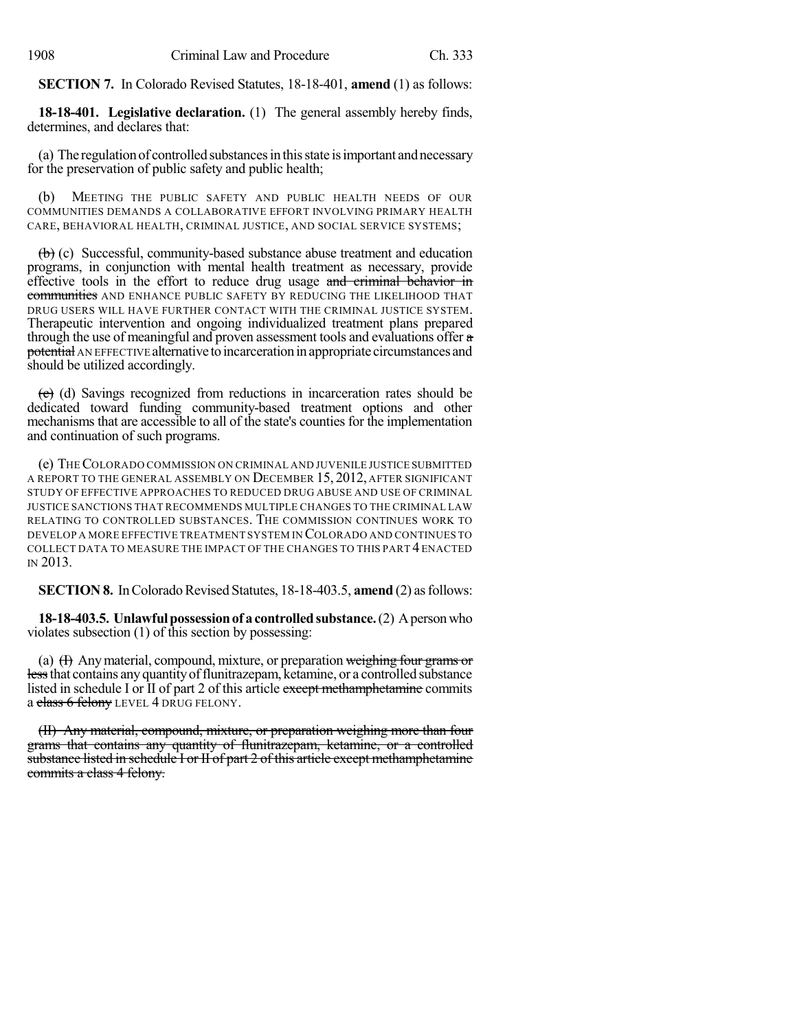**SECTION 7.** In Colorado Revised Statutes, 18-18-401, **amend** (1) as follows:

**18-18-401. Legislative declaration.** (1) The general assembly hereby finds, determines, and declares that:

(a) The regulation of controlled substances in this state is important and necessary for the preservation of public safety and public health;

(b) MEETING THE PUBLIC SAFETY AND PUBLIC HEALTH NEEDS OF OUR COMMUNITIES DEMANDS A COLLABORATIVE EFFORT INVOLVING PRIMARY HEALTH CARE, BEHAVIORAL HEALTH, CRIMINAL JUSTICE, AND SOCIAL SERVICE SYSTEMS;

~~(b)~~ (c) Successful, community-based substance abuse treatment and education programs, in conjunction with mental health treatment as necessary, provide effective tools in the effort to reduce drug usage ~~and criminal behavior in communities~~ AND ENHANCE PUBLIC SAFETY BY REDUCING THE LIKELIHOOD THAT DRUG USERS WILL HAVE FURTHER CONTACT WITH THE CRIMINAL JUSTICE SYSTEM. Therapeutic intervention and ongoing individualized treatment plans prepared through the use of meaningful and proven assessment tools and evaluations offer ~~a potential~~ AN EFFECTIVE alternative to incarceration in appropriate circumstances and should be utilized accordingly.

~~(c)~~ (d) Savings recognized from reductions in incarceration rates should be dedicated toward funding community-based treatment options and other mechanisms that are accessible to all of the state's counties for the implementation and continuation of such programs.

(e) THE COLORADO COMMISSION ON CRIMINAL AND JUVENILE JUSTICE SUBMITTED A REPORT TO THE GENERAL ASSEMBLY ON DECEMBER 15, 2012, AFTER SIGNIFICANT STUDY OF EFFECTIVE APPROACHES TO REDUCED DRUG ABUSE AND USE OF CRIMINAL JUSTICE SANCTIONS THAT RECOMMENDS MULTIPLE CHANGES TO THE CRIMINAL LAW RELATING TO CONTROLLED SUBSTANCES. THE COMMISSION CONTINUES WORK TO DEVELOP A MORE EFFECTIVE TREATMENT SYSTEM IN COLORADO AND CONTINUES TO COLLECT DATA TO MEASURE THE IMPACT OF THE CHANGES TO THIS PART 4 ENACTED IN 2013.

**SECTION 8.** In Colorado Revised Statutes, 18-18-403.5, **amend** (2) as follows:

**18-18-403.5. Unlawful possession of a controlled substance.** (2) A person who violates subsection (1) of this section by possessing:

(a) ~~(I)~~ Any material, compound, mixture, or preparation ~~weighing four grams or less~~ that contains any quantity of flunitrazepam, ketamine, or a controlled substance listed in schedule I or II of part 2 of this article ~~except methamphetamine~~ commits a ~~class 6 felony~~ LEVEL 4 DRUG FELONY.

~~(II) Any material, compound, mixture, or preparation weighing more than four grams that contains any quantity of flunitrazepam, ketamine, or a controlled substance listed in schedule I or II of part 2 of this article except methamphetamine commits a class 4 felony.~~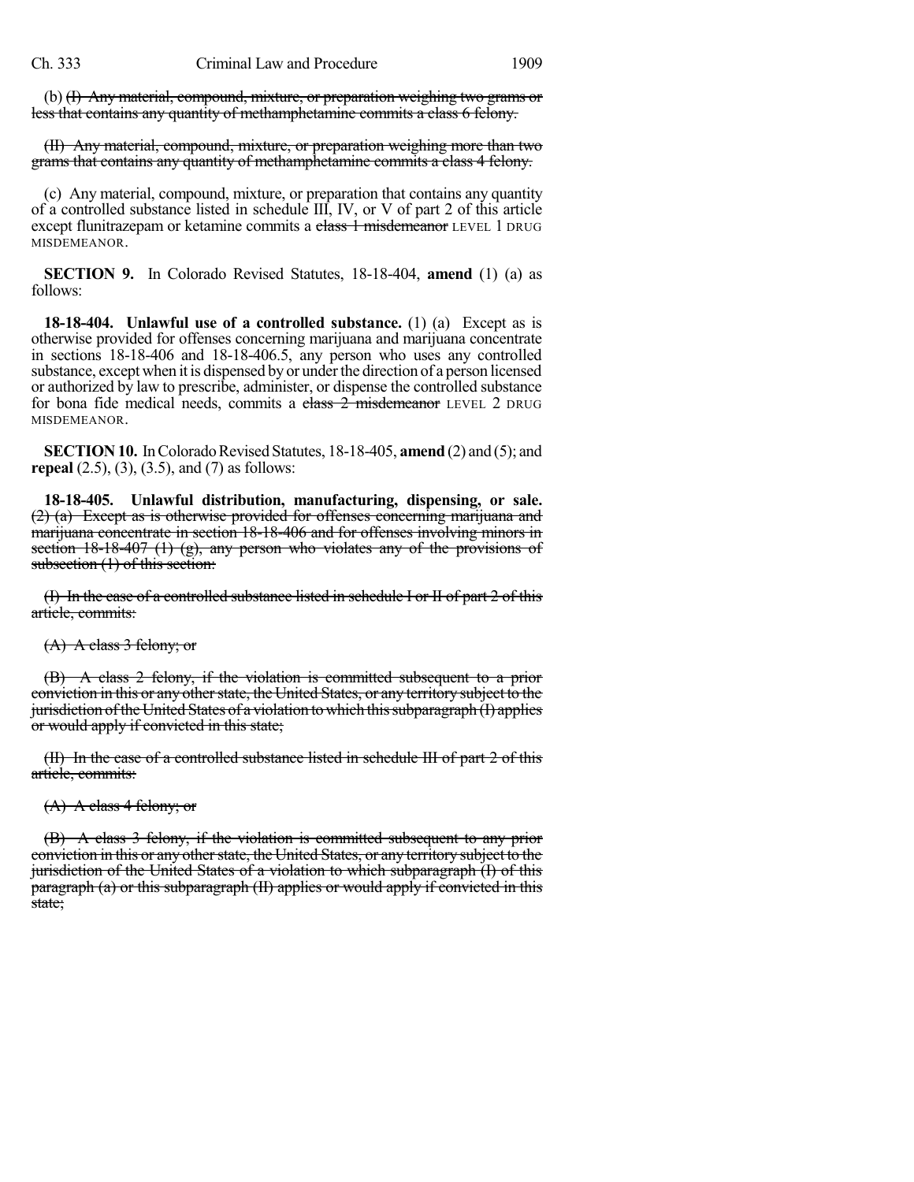(b) ~~(I) Any material, compound, mixture, or preparation weighing two grams or less that contains any quantity of methamphetamine commits a class 6 felony.~~

~~(II) Any material, compound, mixture, or preparation weighing more than two grams that contains any quantity of methamphetamine commits a class 4 felony.~~

(c) Any material, compound, mixture, or preparation that contains any quantity of a controlled substance listed in schedule III, IV, or V of part 2 of this article except flunitrazepam or ketamine commits a ~~class 1 misdemeanor~~ LEVEL 1 DRUG MISDEMEANOR.

**SECTION 9.** In Colorado Revised Statutes, 18-18-404, **amend** (1) (a) as follows:

**18-18-404. Unlawful use of a controlled substance.** (1) (a) Except as is otherwise provided for offenses concerning marijuana and marijuana concentrate in sections 18-18-406 and 18-18-406.5, any person who uses any controlled substance, except when it is dispensed by or under the direction of a person licensed or authorized by law to prescribe, administer, or dispense the controlled substance for bona fide medical needs, commits a ~~class 2 misdemeanor~~ LEVEL 2 DRUG MISDEMEANOR.

**SECTION 10.** In Colorado Revised Statutes, 18-18-405, **amend** (2) and (5); and **repeal** (2.5), (3), (3.5), and (7) as follows:

**18-18-405. Unlawful distribution, manufacturing, dispensing, or sale.** ~~(2) (a) Except as is otherwise provided for offenses concerning marijuana and marijuana concentrate in section 18-18-406 and for offenses involving minors in section 18-18-407 (1) (g), any person who violates any of the provisions of subsection (1) of this section:~~

~~(I) In the case of a controlled substance listed in schedule I or II of part 2 of this article, commits:~~

~~(A) A class 3 felony; or~~

~~(B) A class 2 felony, if the violation is committed subsequent to a prior conviction in this or any other state, the United States, or any territory subject to the jurisdiction of the United States of a violation to which this subparagraph (I) applies or would apply if convicted in this state;~~

~~(II) In the case of a controlled substance listed in schedule III of part 2 of this article, commits:~~

~~(A) A class 4 felony; or~~

~~(B) A class 3 felony, if the violation is committed subsequent to any prior conviction in this or any other state, the United States, or any territory subject to the jurisdiction of the United States of a violation to which subparagraph (I) of this paragraph (a) or this subparagraph (II) applies or would apply if convicted in this state;~~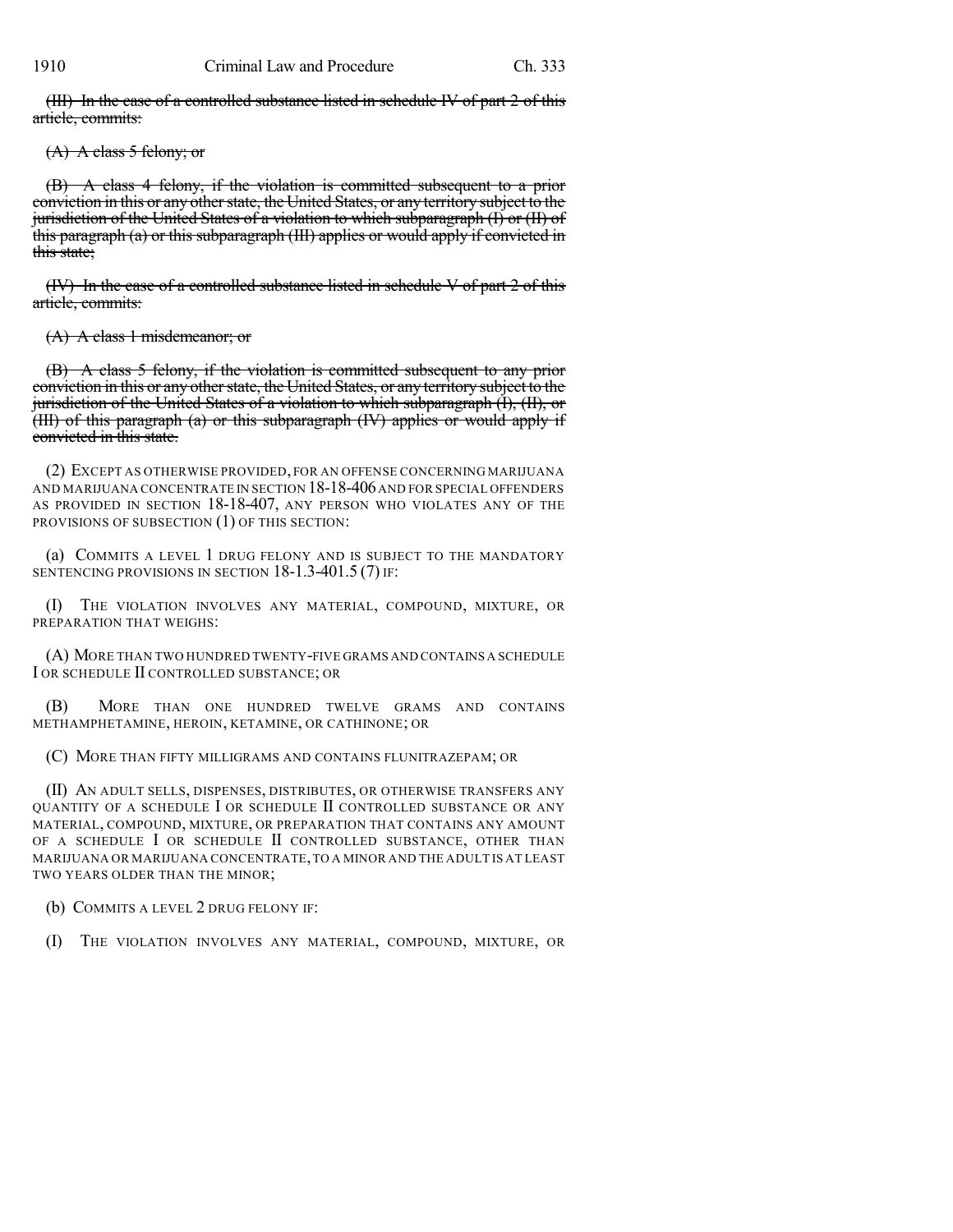~~(III) In the case of a controlled substance listed in schedule IV of part 2 of this article, commits:~~

~~(A) A class 5 felony; or~~

~~(B) A class 4 felony, if the violation is committed subsequent to a prior conviction in this or any other state, the United States, or any territory subject to the jurisdiction of the United States of a violation to which subparagraph (I) or (II) of this paragraph (a) or this subparagraph (III) applies or would apply if convicted in this state;~~

~~(IV) In the case of a controlled substance listed in schedule V of part 2 of this article, commits:~~

~~(A) A class 1 misdemeanor; or~~

~~(B) A class 5 felony, if the violation is committed subsequent to any prior conviction in this or any other state, the United States, or any territory subject to the jurisdiction of the United States of a violation to which subparagraph (I), (II), or (III) of this paragraph (a) or this subparagraph (IV) applies or would apply if convicted in this state.~~

(2) EXCEPT AS OTHERWISE PROVIDED, FOR AN OFFENSE CONCERNING MARIJUANA AND MARIJUANA CONCENTRATE IN SECTION 18-18-406 AND FOR SPECIAL OFFENDERS AS PROVIDED IN SECTION 18-18-407, ANY PERSON WHO VIOLATES ANY OF THE PROVISIONS OF SUBSECTION (1) OF THIS SECTION:

(a) COMMITS A LEVEL 1 DRUG FELONY AND IS SUBJECT TO THE MANDATORY SENTENCING PROVISIONS IN SECTION 18-1.3-401.5 (7) IF:

(I) THE VIOLATION INVOLVES ANY MATERIAL, COMPOUND, MIXTURE, OR PREPARATION THAT WEIGHS:

(A) MORE THAN TWO HUNDRED TWENTY-FIVE GRAMS AND CONTAINS A SCHEDULE I OR SCHEDULE II CONTROLLED SUBSTANCE; OR

(B) MORE THAN ONE HUNDRED TWELVE GRAMS AND CONTAINS METHAMPHETAMINE, HEROIN, KETAMINE, OR CATHINONE; OR

(C) MORE THAN FIFTY MILLIGRAMS AND CONTAINS FLUNITRAZEPAM; OR

(II) AN ADULT SELLS, DISPENSES, DISTRIBUTES, OR OTHERWISE TRANSFERS ANY QUANTITY OF A SCHEDULE I OR SCHEDULE II CONTROLLED SUBSTANCE OR ANY MATERIAL, COMPOUND, MIXTURE, OR PREPARATION THAT CONTAINS ANY AMOUNT OF A SCHEDULE I OR SCHEDULE II CONTROLLED SUBSTANCE, OTHER THAN MARIJUANA OR MARIJUANA CONCENTRATE, TO A MINOR AND THE ADULT IS AT LEAST TWO YEARS OLDER THAN THE MINOR;

(b) COMMITS A LEVEL 2 DRUG FELONY IF:

(I) THE VIOLATION INVOLVES ANY MATERIAL, COMPOUND, MIXTURE, OR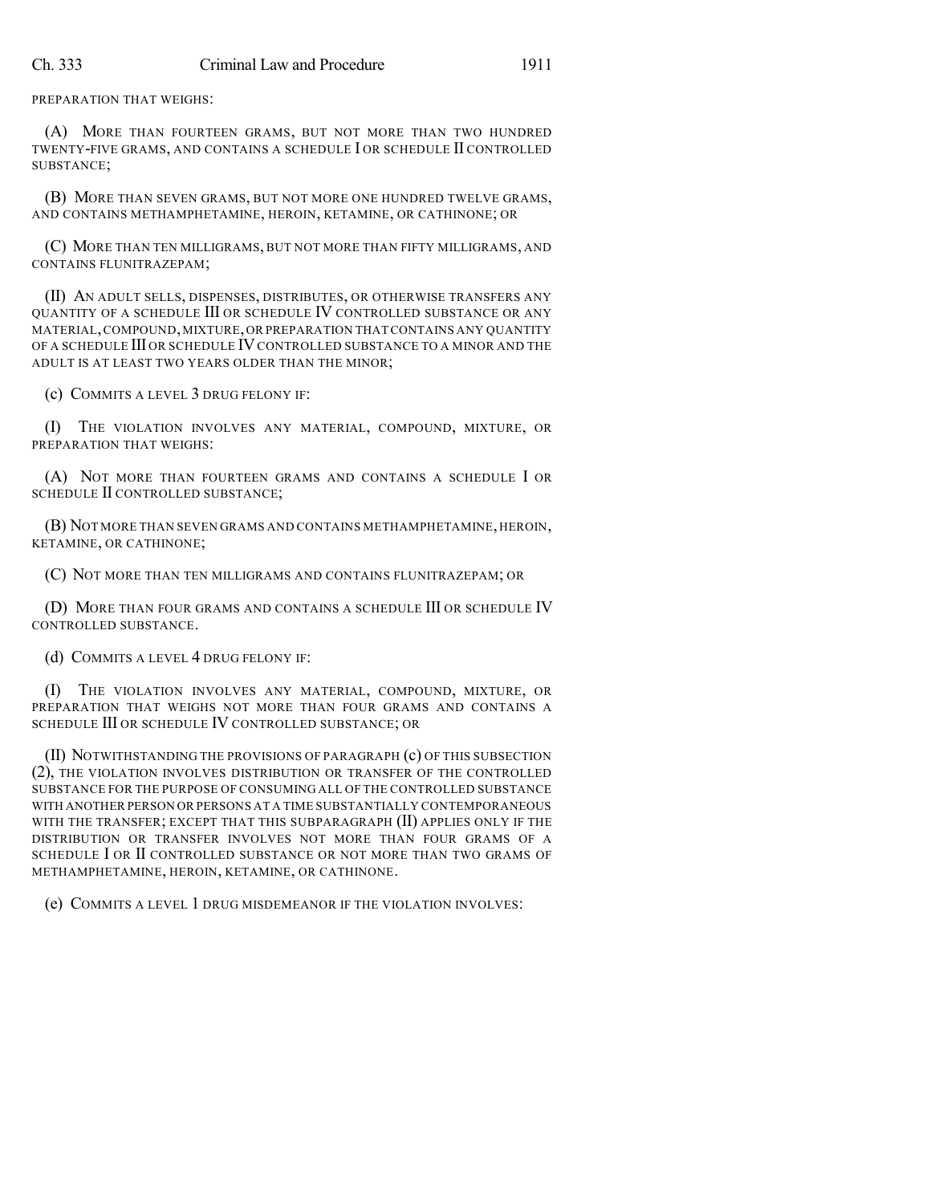PREPARATION THAT WEIGHS:

(A) MORE THAN FOURTEEN GRAMS, BUT NOT MORE THAN TWO HUNDRED TWENTY-FIVE GRAMS, AND CONTAINS A SCHEDULE I OR SCHEDULE II CONTROLLED SUBSTANCE;

(B) MORE THAN SEVEN GRAMS, BUT NOT MORE ONE HUNDRED TWELVE GRAMS, AND CONTAINS METHAMPHETAMINE, HEROIN, KETAMINE, OR CATHINONE; OR

(C) MORE THAN TEN MILLIGRAMS, BUT NOT MORE THAN FIFTY MILLIGRAMS, AND CONTAINS FLUNITRAZEPAM;

(II) AN ADULT SELLS, DISPENSES, DISTRIBUTES, OR OTHERWISE TRANSFERS ANY QUANTITY OF A SCHEDULE III OR SCHEDULE IV CONTROLLED SUBSTANCE OR ANY MATERIAL, COMPOUND, MIXTURE, OR PREPARATION THAT CONTAINS ANY QUANTITY OF A SCHEDULE III OR SCHEDULE IV CONTROLLED SUBSTANCE TO A MINOR AND THE ADULT IS AT LEAST TWO YEARS OLDER THAN THE MINOR;

(c) COMMITS A LEVEL 3 DRUG FELONY IF:

(I) THE VIOLATION INVOLVES ANY MATERIAL, COMPOUND, MIXTURE, OR PREPARATION THAT WEIGHS:

(A) NOT MORE THAN FOURTEEN GRAMS AND CONTAINS A SCHEDULE I OR SCHEDULE II CONTROLLED SUBSTANCE;

(B) NOT MORE THAN SEVEN GRAMS AND CONTAINS METHAMPHETAMINE, HEROIN, KETAMINE, OR CATHINONE;

(C) NOT MORE THAN TEN MILLIGRAMS AND CONTAINS FLUNITRAZEPAM; OR

(D) MORE THAN FOUR GRAMS AND CONTAINS A SCHEDULE III OR SCHEDULE IV CONTROLLED SUBSTANCE.

(d) COMMITS A LEVEL 4 DRUG FELONY IF:

(I) THE VIOLATION INVOLVES ANY MATERIAL, COMPOUND, MIXTURE, OR PREPARATION THAT WEIGHS NOT MORE THAN FOUR GRAMS AND CONTAINS A SCHEDULE III OR SCHEDULE IV CONTROLLED SUBSTANCE; OR

(II) NOTWITHSTANDING THE PROVISIONS OF PARAGRAPH (c) OF THIS SUBSECTION (2), THE VIOLATION INVOLVES DISTRIBUTION OR TRANSFER OF THE CONTROLLED SUBSTANCE FOR THE PURPOSE OF CONSUMING ALL OF THE CONTROLLED SUBSTANCE WITH ANOTHER PERSON OR PERSONS AT A TIME SUBSTANTIALLY CONTEMPORANEOUS WITH THE TRANSFER; EXCEPT THAT THIS SUBPARAGRAPH (II) APPLIES ONLY IF THE DISTRIBUTION OR TRANSFER INVOLVES NOT MORE THAN FOUR GRAMS OF A SCHEDULE I OR II CONTROLLED SUBSTANCE OR NOT MORE THAN TWO GRAMS OF METHAMPHETAMINE, HEROIN, KETAMINE, OR CATHINONE.

(e) COMMITS A LEVEL 1 DRUG MISDEMEANOR IF THE VIOLATION INVOLVES: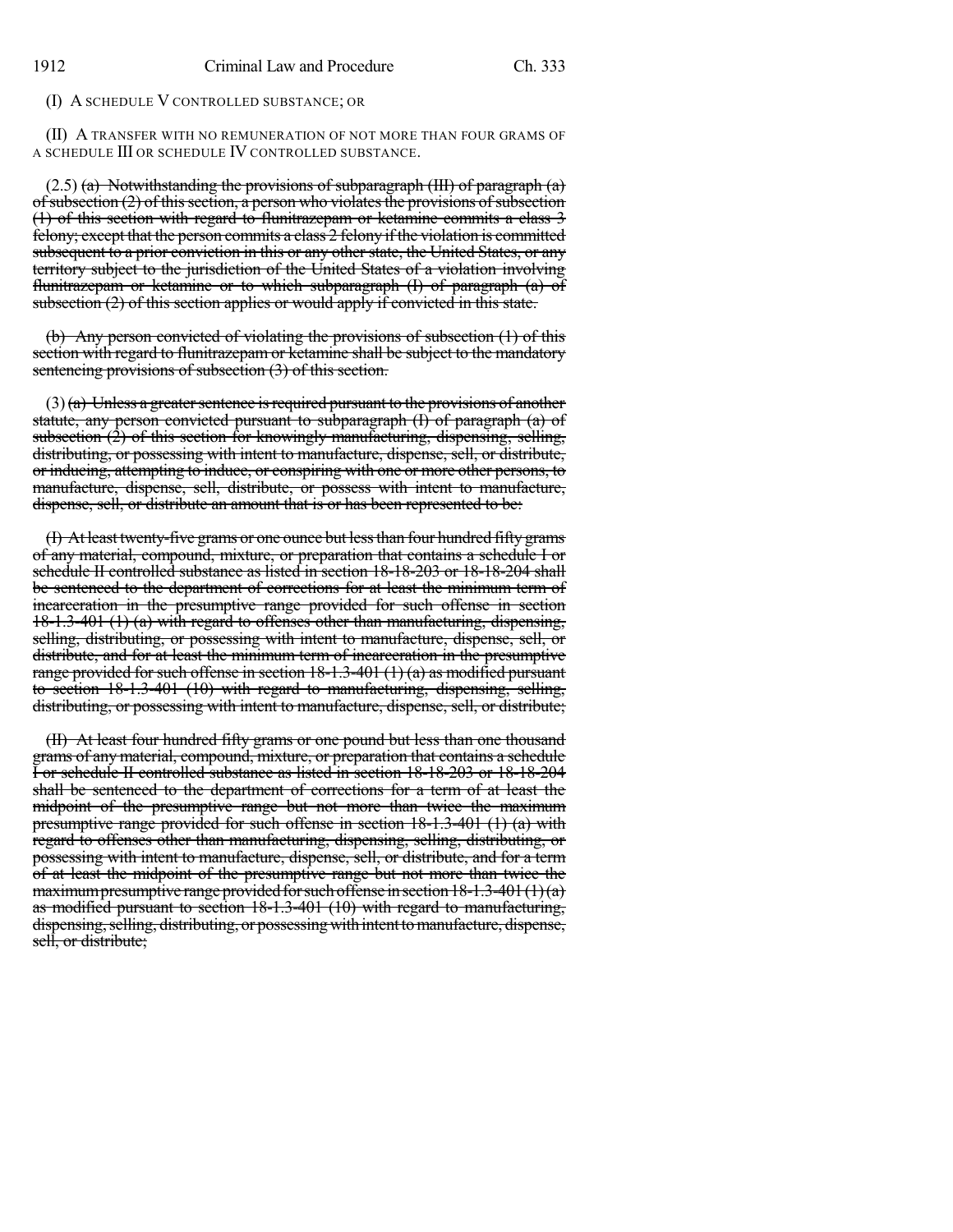(I) A SCHEDULE V CONTROLLED SUBSTANCE; OR

(II) A TRANSFER WITH NO REMUNERATION OF NOT MORE THAN FOUR GRAMS OF A SCHEDULE III OR SCHEDULE IV CONTROLLED SUBSTANCE.

(2.5) ~~(a) Notwithstanding the provisions of subparagraph (III) of paragraph (a) of subsection (2) of this section, a person who violates the provisions of subsection (1) of this section with regard to flunitrazepam or ketamine commits a class 3 felony; except that the person commits a class 2 felony if the violation is committed subsequent to a prior conviction in this or any other state, the United States, or any territory subject to the jurisdiction of the United States of a violation involving flunitrazepam or ketamine or to which subparagraph (I) of paragraph (a) of subsection (2) of this section applies or would apply if convicted in this state.~~

~~(b) Any person convicted of violating the provisions of subsection (1) of this section with regard to flunitrazepam or ketamine shall be subject to the mandatory sentencing provisions of subsection (3) of this section.~~

(3) ~~(a) Unless a greater sentence is required pursuant to the provisions of another statute, any person convicted pursuant to subparagraph (I) of paragraph (a) of subsection (2) of this section for knowingly manufacturing, dispensing, selling, distributing, or possessing with intent to manufacture, dispense, sell, or distribute, or inducing, attempting to induce, or conspiring with one or more other persons, to manufacture, dispense, sell, distribute, or possess with intent to manufacture, dispense, sell, or distribute an amount that is or has been represented to be:~~

~~(I) At least twenty-five grams or one ounce but less than four hundred fifty grams of any material, compound, mixture, or preparation that contains a schedule I or schedule II controlled substance as listed in section 18-18-203 or 18-18-204 shall be sentenced to the department of corrections for at least the minimum term of incarceration in the presumptive range provided for such offense in section 18-1.3-401 (1) (a) with regard to offenses other than manufacturing, dispensing, selling, distributing, or possessing with intent to manufacture, dispense, sell, or distribute, and for at least the minimum term of incarceration in the presumptive range provided for such offense in section 18-1.3-401 (1) (a) as modified pursuant to section 18-1.3-401 (10) with regard to manufacturing, dispensing, selling, distributing, or possessing with intent to manufacture, dispense, sell, or distribute;~~

~~(II) At least four hundred fifty grams or one pound but less than one thousand grams of any material, compound, mixture, or preparation that contains a schedule I or schedule II controlled substance as listed in section 18-18-203 or 18-18-204 shall be sentenced to the department of corrections for a term of at least the midpoint of the presumptive range but not more than twice the maximum presumptive range provided for such offense in section 18-1.3-401 (1) (a) with regard to offenses other than manufacturing, dispensing, selling, distributing, or possessing with intent to manufacture, dispense, sell, or distribute, and for a term of at least the midpoint of the presumptive range but not more than twice the maximum presumptive range provided for such offense in section 18-1.3-401 (1) (a) as modified pursuant to section 18-1.3-401 (10) with regard to manufacturing, dispensing, selling, distributing, or possessing with intent to manufacture, dispense, sell, or distribute;~~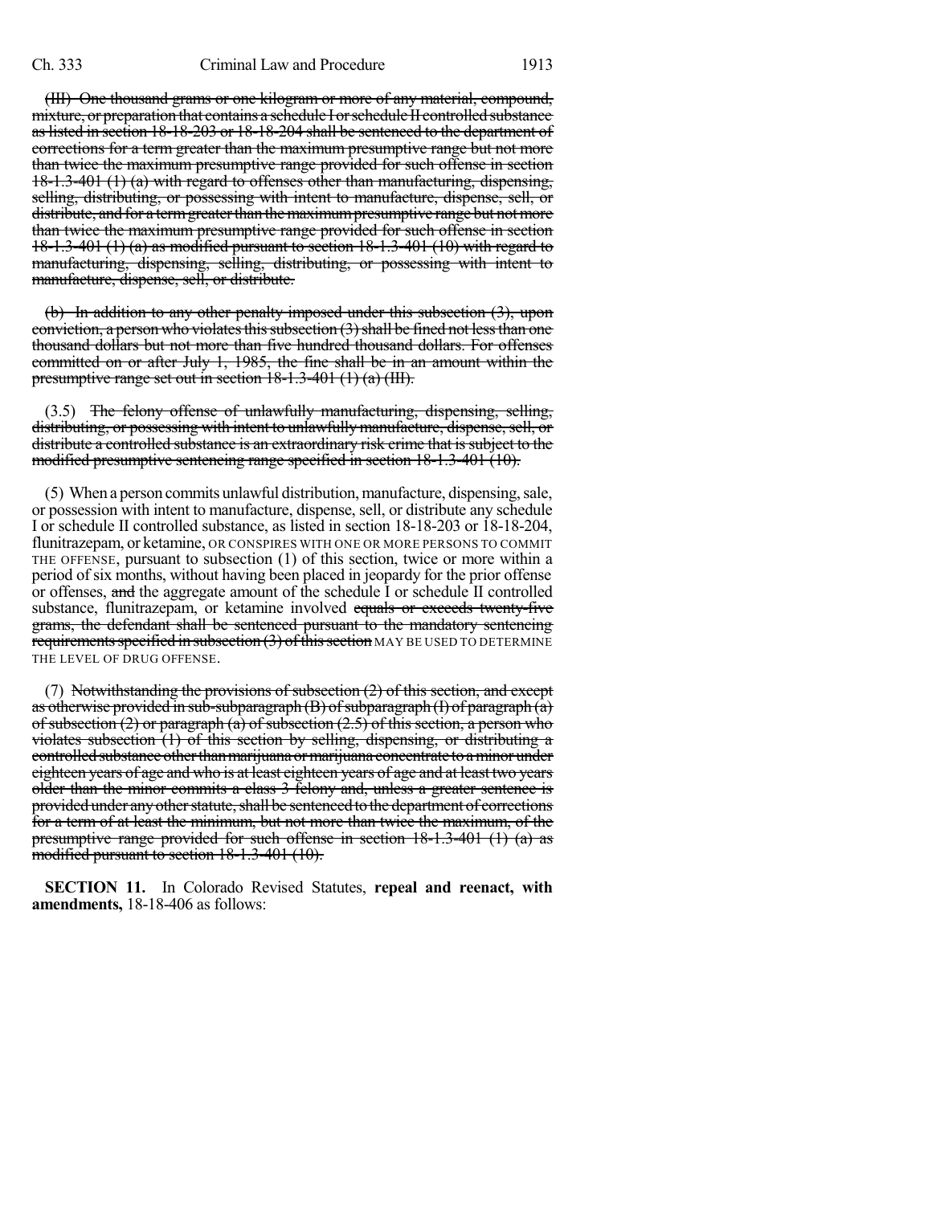(III) One thousand grams or one kilogram or more of any material, compound, mixture, or preparation that contains a schedule I or schedule II controlled substance as listed in section 18-18-203 or 18-18-204 shall be sentenced to the department of corrections for a term greater than the maximum presumptive range but not more than twice the maximum presumptive range provided for such offense in section 18-1.3-401 (1) (a) with regard to offenses other than manufacturing, dispensing, selling, distributing, or possessing with intent to manufacture, dispense, sell, or distribute, and for a term greater than the maximum presumptive range but not more than twice the maximum presumptive range provided for such offense in section 18-1.3-401 (1) (a) as modified pursuant to section 18-1.3-401 (10) with regard to manufacturing, dispensing, selling, distributing, or possessing with intent to manufacture, dispense, sell, or distribute.

(b) In addition to any other penalty imposed under this subsection (3), upon conviction, a person who violates this subsection (3) shall be fined not less than one thousand dollars but not more than five hundred thousand dollars. For offenses committed on or after July 1, 1985, the fine shall be in an amount within the presumptive range set out in section 18-1.3-401 (1) (a) (III).

(3.5) The felony offense of unlawfully manufacturing, dispensing, selling, distributing, or possessing with intent to unlawfully manufacture, dispense, sell, or distribute a controlled substance is an extraordinary risk crime that is subject to the modified presumptive sentencing range specified in section 18-1.3-401 (10).

(5) When a person commits unlawful distribution, manufacture, dispensing, sale, or possession with intent to manufacture, dispense, sell, or distribute any schedule I or schedule II controlled substance, as listed in section 18-18-203 or 18-18-204, flunitrazepam, or ketamine, OR CONSPIRES WITH ONE OR MORE PERSONS TO COMMIT THE OFFENSE, pursuant to subsection (1) of this section, twice or more within a period of six months, without having been placed in jeopardy for the prior offense or offenses, and the aggregate amount of the schedule I or schedule II controlled substance, flunitrazepam, or ketamine involved equals or exceeds twenty-five grams, the defendant shall be sentenced pursuant to the mandatory sentencing requirements specified in subsection (3) of this section MAY BE USED TO DETERMINE THE LEVEL OF DRUG OFFENSE.

(7) Notwithstanding the provisions of subsection (2) of this section, and except as otherwise provided in sub-subparagraph (B) of subparagraph (I) of paragraph (a) of subsection (2) or paragraph (a) of subsection (2.5) of this section, a person who violates subsection (1) of this section by selling, dispensing, or distributing a controlled substance other than marijuana or marijuana concentrate to a minor under eighteen years of age and who is at least eighteen years of age and at least two years older than the minor commits a class 3 felony and, unless a greater sentence is provided under any other statute, shall be sentenced to the department of corrections for a term of at least the minimum, but not more than twice the maximum, of the presumptive range provided for such offense in section 18-1.3-401 (1) (a) as modified pursuant to section 18-1.3-401 (10).

**SECTION 11.** In Colorado Revised Statutes, **repeal and reenact, with amendments,** 18-18-406 as follows: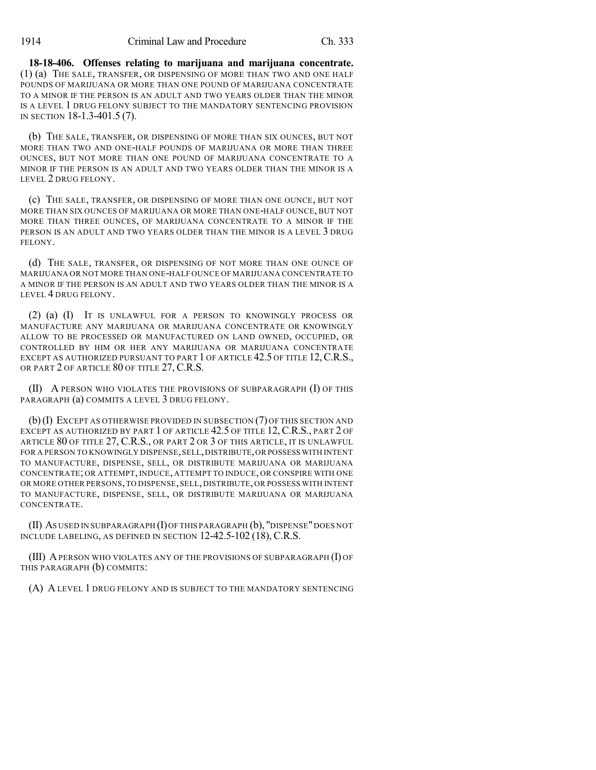**18-18-406. Offenses relating to marijuana and marijuana concentrate.** (1) (a) THE SALE, TRANSFER, OR DISPENSING OF MORE THAN TWO AND ONE HALF POUNDS OF MARIJUANA OR MORE THAN ONE POUND OF MARIJUANA CONCENTRATE TO A MINOR IF THE PERSON IS AN ADULT AND TWO YEARS OLDER THAN THE MINOR IS A LEVEL 1 DRUG FELONY SUBJECT TO THE MANDATORY SENTENCING PROVISION IN SECTION 18-1.3-401.5 (7).

(b) THE SALE, TRANSFER, OR DISPENSING OF MORE THAN SIX OUNCES, BUT NOT MORE THAN TWO AND ONE-HALF POUNDS OF MARIJUANA OR MORE THAN THREE OUNCES, BUT NOT MORE THAN ONE POUND OF MARIJUANA CONCENTRATE TO A MINOR IF THE PERSON IS AN ADULT AND TWO YEARS OLDER THAN THE MINOR IS A LEVEL 2 DRUG FELONY.

(c) THE SALE, TRANSFER, OR DISPENSING OF MORE THAN ONE OUNCE, BUT NOT MORE THAN SIX OUNCES OF MARIJUANA OR MORE THAN ONE-HALF OUNCE, BUT NOT MORE THAN THREE OUNCES, OF MARIJUANA CONCENTRATE TO A MINOR IF THE PERSON IS AN ADULT AND TWO YEARS OLDER THAN THE MINOR IS A LEVEL 3 DRUG FELONY.

(d) THE SALE, TRANSFER, OR DISPENSING OF NOT MORE THAN ONE OUNCE OF MARIJUANA OR NOT MORE THAN ONE-HALF OUNCE OF MARIJUANA CONCENTRATE TO A MINOR IF THE PERSON IS AN ADULT AND TWO YEARS OLDER THAN THE MINOR IS A LEVEL 4 DRUG FELONY.

(2) (a) (I) IT IS UNLAWFUL FOR A PERSON TO KNOWINGLY PROCESS OR MANUFACTURE ANY MARIJUANA OR MARIJUANA CONCENTRATE OR KNOWINGLY ALLOW TO BE PROCESSED OR MANUFACTURED ON LAND OWNED, OCCUPIED, OR CONTROLLED BY HIM OR HER ANY MARIJUANA OR MARIJUANA CONCENTRATE EXCEPT AS AUTHORIZED PURSUANT TO PART 1 OF ARTICLE 42.5 OF TITLE 12, C.R.S., OR PART 2 OF ARTICLE 80 OF TITLE 27, C.R.S.

(II) A PERSON WHO VIOLATES THE PROVISIONS OF SUBPARAGRAPH (I) OF THIS PARAGRAPH (a) COMMITS A LEVEL 3 DRUG FELONY.

(b) (I) EXCEPT AS OTHERWISE PROVIDED IN SUBSECTION (7) OF THIS SECTION AND EXCEPT AS AUTHORIZED BY PART 1 OF ARTICLE 42.5 OF TITLE 12, C.R.S., PART 2 OF ARTICLE 80 OF TITLE 27, C.R.S., OR PART 2 OR 3 OF THIS ARTICLE, IT IS UNLAWFUL FOR A PERSON TO KNOWINGLY DISPENSE, SELL, DISTRIBUTE, OR POSSESS WITH INTENT TO MANUFACTURE, DISPENSE, SELL, OR DISTRIBUTE MARIJUANA OR MARIJUANA CONCENTRATE; OR ATTEMPT, INDUCE, ATTEMPT TO INDUCE, OR CONSPIRE WITH ONE OR MORE OTHER PERSONS, TO DISPENSE, SELL, DISTRIBUTE, OR POSSESS WITH INTENT TO MANUFACTURE, DISPENSE, SELL, OR DISTRIBUTE MARIJUANA OR MARIJUANA CONCENTRATE.

(II) AS USED IN SUBPARAGRAPH (I) OF THIS PARAGRAPH (b), "DISPENSE" DOES NOT INCLUDE LABELING, AS DEFINED IN SECTION 12-42.5-102 (18), C.R.S.

(III) A PERSON WHO VIOLATES ANY OF THE PROVISIONS OF SUBPARAGRAPH (I) OF THIS PARAGRAPH (b) COMMITS:

(A) A LEVEL 1 DRUG FELONY AND IS SUBJECT TO THE MANDATORY SENTENCING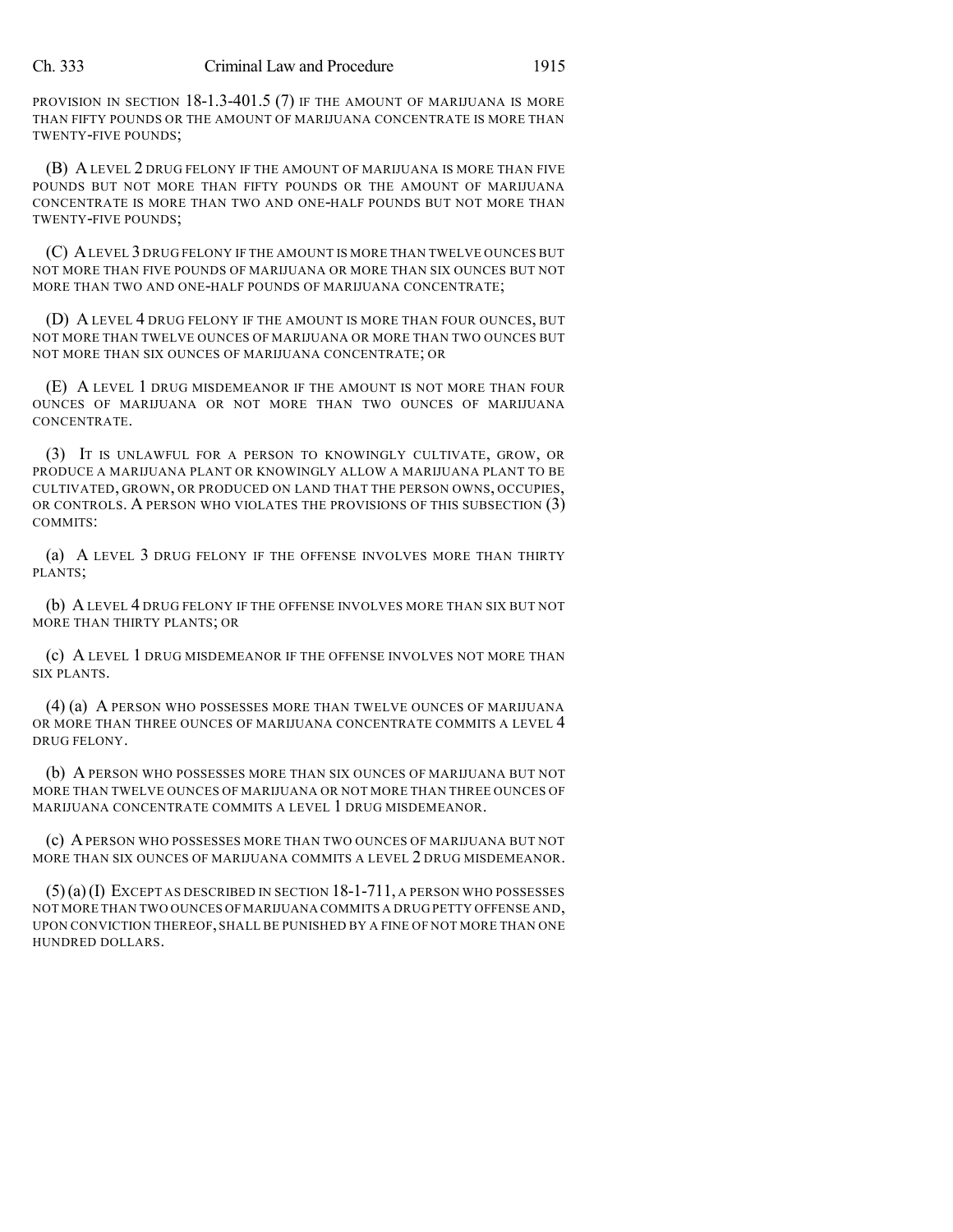PROVISION IN SECTION 18-1.3-401.5 (7) IF THE AMOUNT OF MARIJUANA IS MORE THAN FIFTY POUNDS OR THE AMOUNT OF MARIJUANA CONCENTRATE IS MORE THAN TWENTY-FIVE POUNDS;

(B) A LEVEL 2 DRUG FELONY IF THE AMOUNT OF MARIJUANA IS MORE THAN FIVE POUNDS BUT NOT MORE THAN FIFTY POUNDS OR THE AMOUNT OF MARIJUANA CONCENTRATE IS MORE THAN TWO AND ONE-HALF POUNDS BUT NOT MORE THAN TWENTY-FIVE POUNDS;

(C) A LEVEL 3 DRUG FELONY IF THE AMOUNT IS MORE THAN TWELVE OUNCES BUT NOT MORE THAN FIVE POUNDS OF MARIJUANA OR MORE THAN SIX OUNCES BUT NOT MORE THAN TWO AND ONE-HALF POUNDS OF MARIJUANA CONCENTRATE;

(D) A LEVEL 4 DRUG FELONY IF THE AMOUNT IS MORE THAN FOUR OUNCES, BUT NOT MORE THAN TWELVE OUNCES OF MARIJUANA OR MORE THAN TWO OUNCES BUT NOT MORE THAN SIX OUNCES OF MARIJUANA CONCENTRATE; OR

(E) A LEVEL 1 DRUG MISDEMEANOR IF THE AMOUNT IS NOT MORE THAN FOUR OUNCES OF MARIJUANA OR NOT MORE THAN TWO OUNCES OF MARIJUANA CONCENTRATE.

(3) IT IS UNLAWFUL FOR A PERSON TO KNOWINGLY CULTIVATE, GROW, OR PRODUCE A MARIJUANA PLANT OR KNOWINGLY ALLOW A MARIJUANA PLANT TO BE CULTIVATED, GROWN, OR PRODUCED ON LAND THAT THE PERSON OWNS, OCCUPIES, OR CONTROLS. A PERSON WHO VIOLATES THE PROVISIONS OF THIS SUBSECTION (3) COMMITS:

(a) A LEVEL 3 DRUG FELONY IF THE OFFENSE INVOLVES MORE THAN THIRTY PLANTS;

(b) A LEVEL 4 DRUG FELONY IF THE OFFENSE INVOLVES MORE THAN SIX BUT NOT MORE THAN THIRTY PLANTS; OR

(c) A LEVEL 1 DRUG MISDEMEANOR IF THE OFFENSE INVOLVES NOT MORE THAN SIX PLANTS.

(4) (a) A PERSON WHO POSSESSES MORE THAN TWELVE OUNCES OF MARIJUANA OR MORE THAN THREE OUNCES OF MARIJUANA CONCENTRATE COMMITS A LEVEL 4 DRUG FELONY.

(b) A PERSON WHO POSSESSES MORE THAN SIX OUNCES OF MARIJUANA BUT NOT MORE THAN TWELVE OUNCES OF MARIJUANA OR NOT MORE THAN THREE OUNCES OF MARIJUANA CONCENTRATE COMMITS A LEVEL 1 DRUG MISDEMEANOR.

(c) A PERSON WHO POSSESSES MORE THAN TWO OUNCES OF MARIJUANA BUT NOT MORE THAN SIX OUNCES OF MARIJUANA COMMITS A LEVEL 2 DRUG MISDEMEANOR.

(5) (a) (I) EXCEPT AS DESCRIBED IN SECTION 18-1-711, A PERSON WHO POSSESSES NOT MORE THAN TWO OUNCES OF MARIJUANA COMMITS A DRUG PETTY OFFENSE AND, UPON CONVICTION THEREOF, SHALL BE PUNISHED BY A FINE OF NOT MORE THAN ONE HUNDRED DOLLARS.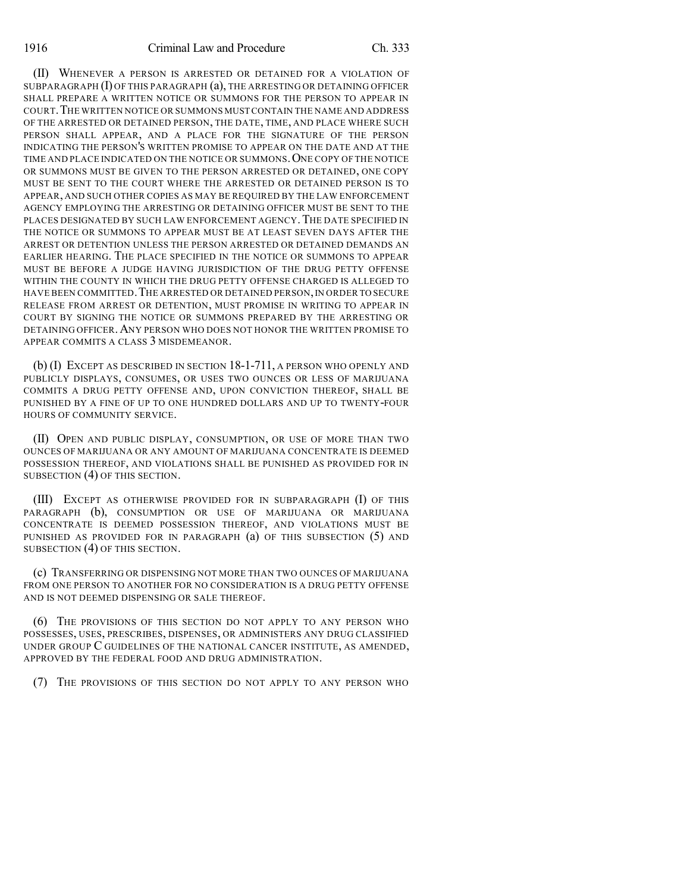(II) WHENEVER A PERSON IS ARRESTED OR DETAINED FOR A VIOLATION OF SUBPARAGRAPH (I) OF THIS PARAGRAPH (a), THE ARRESTING OR DETAINING OFFICER SHALL PREPARE A WRITTEN NOTICE OR SUMMONS FOR THE PERSON TO APPEAR IN COURT. THE WRITTEN NOTICE OR SUMMONS MUST CONTAIN THE NAME AND ADDRESS OF THE ARRESTED OR DETAINED PERSON, THE DATE, TIME, AND PLACE WHERE SUCH PERSON SHALL APPEAR, AND A PLACE FOR THE SIGNATURE OF THE PERSON INDICATING THE PERSON'S WRITTEN PROMISE TO APPEAR ON THE DATE AND AT THE TIME AND PLACE INDICATED ON THE NOTICE OR SUMMONS. ONE COPY OF THE NOTICE OR SUMMONS MUST BE GIVEN TO THE PERSON ARRESTED OR DETAINED, ONE COPY MUST BE SENT TO THE COURT WHERE THE ARRESTED OR DETAINED PERSON IS TO APPEAR, AND SUCH OTHER COPIES AS MAY BE REQUIRED BY THE LAW ENFORCEMENT AGENCY EMPLOYING THE ARRESTING OR DETAINING OFFICER MUST BE SENT TO THE PLACES DESIGNATED BY SUCH LAW ENFORCEMENT AGENCY. THE DATE SPECIFIED IN THE NOTICE OR SUMMONS TO APPEAR MUST BE AT LEAST SEVEN DAYS AFTER THE ARREST OR DETENTION UNLESS THE PERSON ARRESTED OR DETAINED DEMANDS AN EARLIER HEARING. THE PLACE SPECIFIED IN THE NOTICE OR SUMMONS TO APPEAR MUST BE BEFORE A JUDGE HAVING JURISDICTION OF THE DRUG PETTY OFFENSE WITHIN THE COUNTY IN WHICH THE DRUG PETTY OFFENSE CHARGED IS ALLEGED TO HAVE BEEN COMMITTED. THE ARRESTED OR DETAINED PERSON, IN ORDER TO SECURE RELEASE FROM ARREST OR DETENTION, MUST PROMISE IN WRITING TO APPEAR IN COURT BY SIGNING THE NOTICE OR SUMMONS PREPARED BY THE ARRESTING OR DETAINING OFFICER. ANY PERSON WHO DOES NOT HONOR THE WRITTEN PROMISE TO APPEAR COMMITS A CLASS 3 MISDEMEANOR.

(b) (I) EXCEPT AS DESCRIBED IN SECTION 18-1-711, A PERSON WHO OPENLY AND PUBLICLY DISPLAYS, CONSUMES, OR USES TWO OUNCES OR LESS OF MARIJUANA COMMITS A DRUG PETTY OFFENSE AND, UPON CONVICTION THEREOF, SHALL BE PUNISHED BY A FINE OF UP TO ONE HUNDRED DOLLARS AND UP TO TWENTY-FOUR HOURS OF COMMUNITY SERVICE.

(II) OPEN AND PUBLIC DISPLAY, CONSUMPTION, OR USE OF MORE THAN TWO OUNCES OF MARIJUANA OR ANY AMOUNT OF MARIJUANA CONCENTRATE IS DEEMED POSSESSION THEREOF, AND VIOLATIONS SHALL BE PUNISHED AS PROVIDED FOR IN SUBSECTION (4) OF THIS SECTION.

(III) EXCEPT AS OTHERWISE PROVIDED FOR IN SUBPARAGRAPH (I) OF THIS PARAGRAPH (b), CONSUMPTION OR USE OF MARIJUANA OR MARIJUANA CONCENTRATE IS DEEMED POSSESSION THEREOF, AND VIOLATIONS MUST BE PUNISHED AS PROVIDED FOR IN PARAGRAPH (a) OF THIS SUBSECTION (5) AND SUBSECTION (4) OF THIS SECTION.

(c) TRANSFERRING OR DISPENSING NOT MORE THAN TWO OUNCES OF MARIJUANA FROM ONE PERSON TO ANOTHER FOR NO CONSIDERATION IS A DRUG PETTY OFFENSE AND IS NOT DEEMED DISPENSING OR SALE THEREOF.

(6) THE PROVISIONS OF THIS SECTION DO NOT APPLY TO ANY PERSON WHO POSSESSES, USES, PRESCRIBES, DISPENSES, OR ADMINISTERS ANY DRUG CLASSIFIED UNDER GROUP C GUIDELINES OF THE NATIONAL CANCER INSTITUTE, AS AMENDED, APPROVED BY THE FEDERAL FOOD AND DRUG ADMINISTRATION.

(7) THE PROVISIONS OF THIS SECTION DO NOT APPLY TO ANY PERSON WHO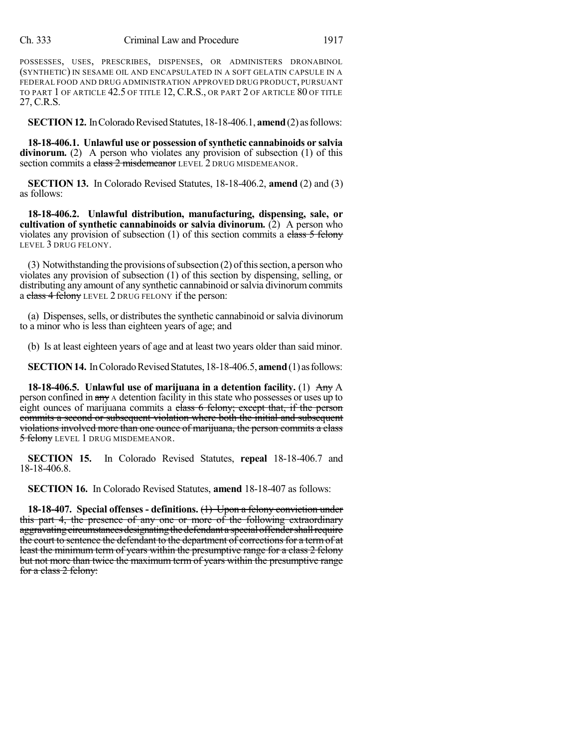POSSESSES, USES, PRESCRIBES, DISPENSES, OR ADMINISTERS DRONABINOL (SYNTHETIC) IN SESAME OIL AND ENCAPSULATED IN A SOFT GELATIN CAPSULE IN A FEDERAL FOOD AND DRUG ADMINISTRATION APPROVED DRUG PRODUCT, PURSUANT TO PART 1 OF ARTICLE 42.5 OF TITLE 12, C.R.S., OR PART 2 OF ARTICLE 80 OF TITLE 27, C.R.S.

**SECTION 12.** In Colorado Revised Statutes, 18-18-406.1, **amend** (2) as follows:

**18-18-406.1. Unlawful use or possession of synthetic cannabinoids or salvia divinorum.** (2) A person who violates any provision of subsection (1) of this section commits a ~~class 2 misdemeanor~~ LEVEL 2 DRUG MISDEMEANOR.

**SECTION 13.** In Colorado Revised Statutes, 18-18-406.2, **amend** (2) and (3) as follows:

**18-18-406.2. Unlawful distribution, manufacturing, dispensing, sale, or cultivation of synthetic cannabinoids or salvia divinorum.** (2) A person who violates any provision of subsection (1) of this section commits a ~~class 5 felony~~ LEVEL 3 DRUG FELONY.

(3) Notwithstanding the provisions of subsection (2) of this section, a person who violates any provision of subsection (1) of this section by dispensing, selling, or distributing any amount of any synthetic cannabinoid or salvia divinorum commits a ~~class 4 felony~~ LEVEL 2 DRUG FELONY if the person:

(a) Dispenses, sells, or distributes the synthetic cannabinoid or salvia divinorum to a minor who is less than eighteen years of age; and

(b) Is at least eighteen years of age and at least two years older than said minor.

**SECTION 14.** In Colorado Revised Statutes, 18-18-406.5, **amend** (1) as follows:

**18-18-406.5. Unlawful use of marijuana in a detention facility.** (1) ~~Any~~ A person confined in ~~any~~ A detention facility in this state who possesses or uses up to eight ounces of marijuana commits a ~~class 6 felony; except that, if the person commits a second or subsequent violation where both the initial and subsequent violations involved more than one ounce of marijuana, the person commits a class 5 felony~~ LEVEL 1 DRUG MISDEMEANOR.

**SECTION 15.** In Colorado Revised Statutes, **repeal** 18-18-406.7 and 18-18-406.8.

**SECTION 16.** In Colorado Revised Statutes, **amend** 18-18-407 as follows:

**18-18-407. Special offenses - definitions.** ~~(1) Upon a felony conviction under this part 4, the presence of any one or more of the following extraordinary aggravating circumstances designating the defendant a special offender shall require the court to sentence the defendant to the department of corrections for a term of at least the minimum term of years within the presumptive range for a class 2 felony but not more than twice the maximum term of years within the presumptive range for a class 2 felony:~~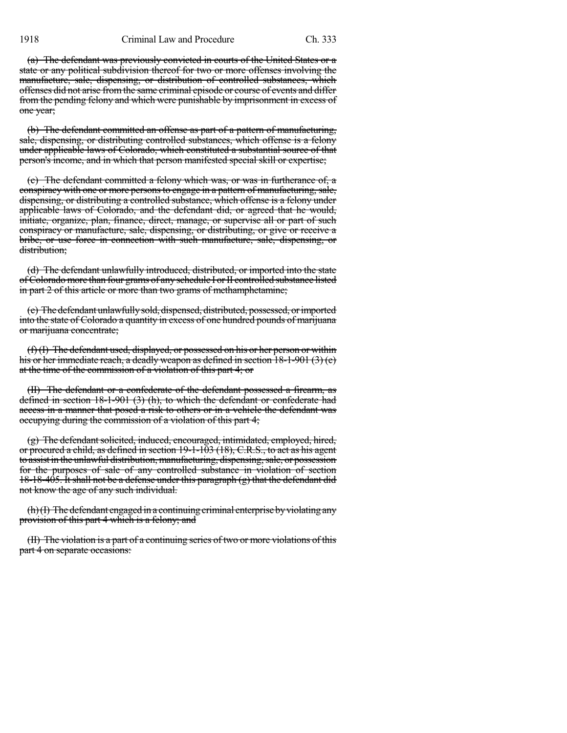(a) The defendant was previously convicted in courts of the United States or a state or any political subdivision thereof for two or more offenses involving the manufacture, sale, dispensing, or distribution of controlled substances, which offenses did not arise from the same criminal episode or course of events and differ from the pending felony and which were punishable by imprisonment in excess of one year;

(b) The defendant committed an offense as part of a pattern of manufacturing, sale, dispensing, or distributing controlled substances, which offense is a felony under applicable laws of Colorado, which constituted a substantial source of that person's income, and in which that person manifested special skill or expertise;

(c) The defendant committed a felony which was, or was in furtherance of, a conspiracy with one or more persons to engage in a pattern of manufacturing, sale, dispensing, or distributing a controlled substance, which offense is a felony under applicable laws of Colorado, and the defendant did, or agreed that he would, initiate, organize, plan, finance, direct, manage, or supervise all or part of such conspiracy or manufacture, sale, dispensing, or distributing, or give or receive a bribe, or use force in connection with such manufacture, sale, dispensing, or distribution;

(d) The defendant unlawfully introduced, distributed, or imported into the state of Colorado more than four grams of any schedule I or II controlled substance listed in part 2 of this article or more than two grams of methamphetamine;

(e) The defendant unlawfully sold, dispensed, distributed, possessed, or imported into the state of Colorado a quantity in excess of one hundred pounds of marijuana or marijuana concentrate;

(f) (I) The defendant used, displayed, or possessed on his or her person or within his or her immediate reach, a deadly weapon as defined in section 18-1-901 (3) (e) at the time of the commission of a violation of this part 4; or

(II) The defendant or a confederate of the defendant possessed a firearm, as defined in section 18-1-901 (3) (h), to which the defendant or confederate had access in a manner that posed a risk to others or in a vehicle the defendant was occupying during the commission of a violation of this part 4;

(g) The defendant solicited, induced, encouraged, intimidated, employed, hired, or procured a child, as defined in section 19-1-103 (18), C.R.S., to act as his agent to assist in the unlawful distribution, manufacturing, dispensing, sale, or possession for the purposes of sale of any controlled substance in violation of section 18-18-405. It shall not be a defense under this paragraph (g) that the defendant did not know the age of any such individual.

(h) (I) The defendant engaged in a continuing criminal enterprise by violating any provision of this part 4 which is a felony; and

(II) The violation is a part of a continuing series of two or more violations of this part 4 on separate occasions: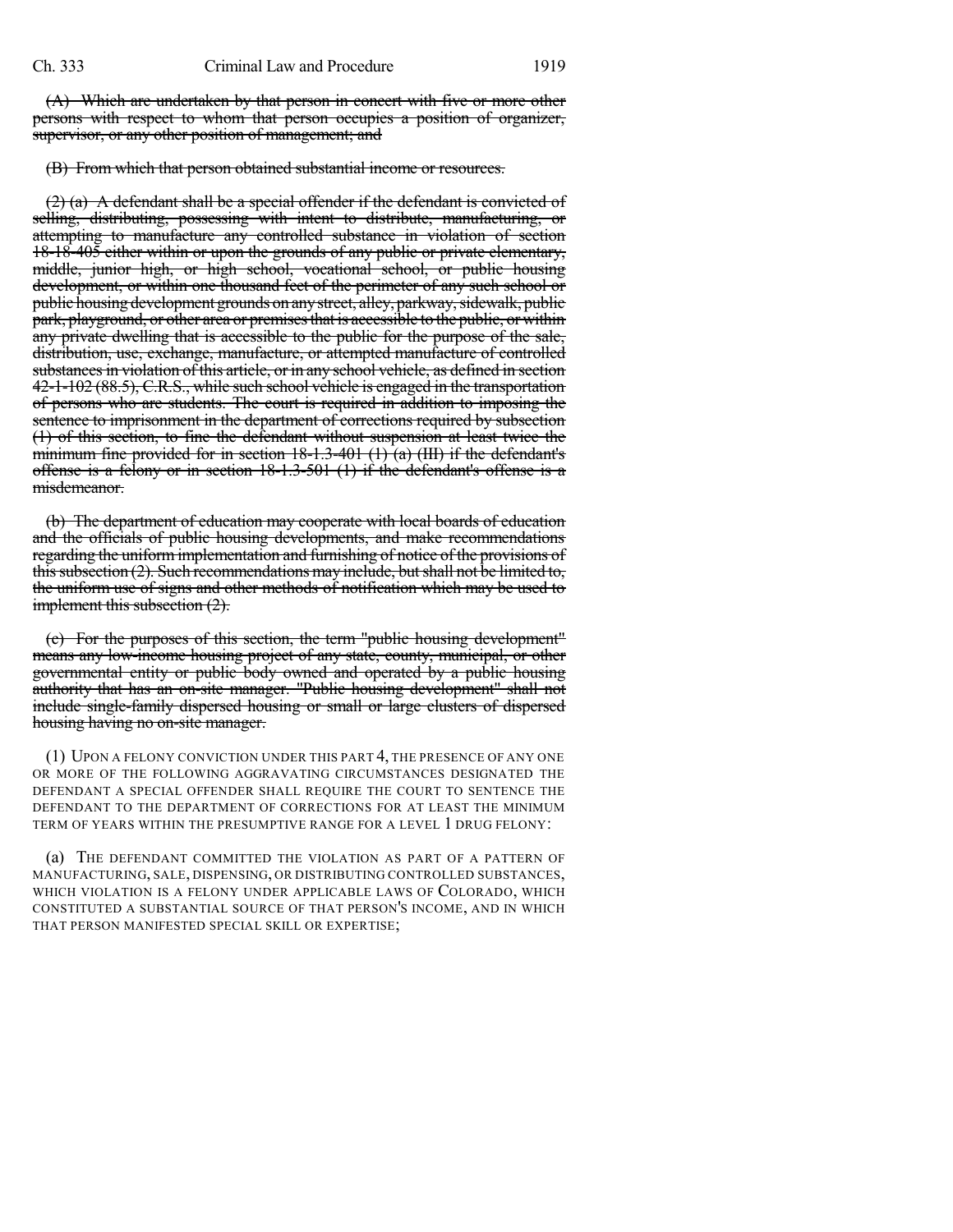~~(A) Which are undertaken by that person in concert with five or more other persons with respect to whom that person occupies a position of organizer, supervisor, or any other position of management; and~~

~~(B) From which that person obtained substantial income or resources.~~

~~(2) (a) A defendant shall be a special offender if the defendant is convicted of selling, distributing, possessing with intent to distribute, manufacturing, or attempting to manufacture any controlled substance in violation of section 18-18-405 either within or upon the grounds of any public or private elementary, middle, junior high, or high school, vocational school, or public housing development, or within one thousand feet of the perimeter of any such school or public housing development grounds on any street, alley, parkway, sidewalk, public park, playground, or other area or premises that is accessible to the public, or within any private dwelling that is accessible to the public for the purpose of the sale, distribution, use, exchange, manufacture, or attempted manufacture of controlled substances in violation of this article, or in any school vehicle, as defined in section 42-1-102 (88.5), C.R.S., while such school vehicle is engaged in the transportation of persons who are students. The court is required in addition to imposing the sentence to imprisonment in the department of corrections required by subsection (1) of this section, to fine the defendant without suspension at least twice the minimum fine provided for in section 18-1.3-401 (1) (a) (III) if the defendant's offense is a felony or in section 18-1.3-501 (1) if the defendant's offense is a misdemeanor.~~

~~(b) The department of education may cooperate with local boards of education and the officials of public housing developments, and make recommendations regarding the uniform implementation and furnishing of notice of the provisions of this subsection (2). Such recommendations may include, but shall not be limited to, the uniform use of signs and other methods of notification which may be used to implement this subsection (2).~~

~~(c) For the purposes of this section, the term "public housing development" means any low-income housing project of any state, county, municipal, or other governmental entity or public body owned and operated by a public housing authority that has an on-site manager. "Public housing development" shall not include single-family dispersed housing or small or large clusters of dispersed housing having no on-site manager.~~

(1) UPON A FELONY CONVICTION UNDER THIS PART 4, THE PRESENCE OF ANY ONE OR MORE OF THE FOLLOWING AGGRAVATING CIRCUMSTANCES DESIGNATED THE DEFENDANT A SPECIAL OFFENDER SHALL REQUIRE THE COURT TO SENTENCE THE DEFENDANT TO THE DEPARTMENT OF CORRECTIONS FOR AT LEAST THE MINIMUM TERM OF YEARS WITHIN THE PRESUMPTIVE RANGE FOR A LEVEL 1 DRUG FELONY:

(a) THE DEFENDANT COMMITTED THE VIOLATION AS PART OF A PATTERN OF MANUFACTURING, SALE, DISPENSING, OR DISTRIBUTING CONTROLLED SUBSTANCES, WHICH VIOLATION IS A FELONY UNDER APPLICABLE LAWS OF COLORADO, WHICH CONSTITUTED A SUBSTANTIAL SOURCE OF THAT PERSON'S INCOME, AND IN WHICH THAT PERSON MANIFESTED SPECIAL SKILL OR EXPERTISE;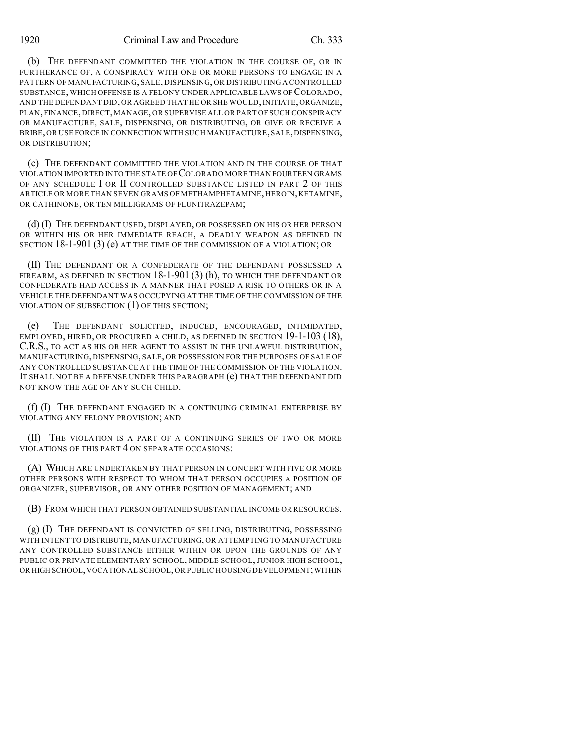(b) THE DEFENDANT COMMITTED THE VIOLATION IN THE COURSE OF, OR IN FURTHERANCE OF, A CONSPIRACY WITH ONE OR MORE PERSONS TO ENGAGE IN A PATTERN OF MANUFACTURING, SALE, DISPENSING, OR DISTRIBUTING A CONTROLLED SUBSTANCE, WHICH OFFENSE IS A FELONY UNDER APPLICABLE LAWS OF COLORADO, AND THE DEFENDANT DID, OR AGREED THAT HE OR SHE WOULD, INITIATE, ORGANIZE, PLAN, FINANCE, DIRECT, MANAGE, OR SUPERVISE ALL OR PART OF SUCH CONSPIRACY OR MANUFACTURE, SALE, DISPENSING, OR DISTRIBUTING, OR GIVE OR RECEIVE A BRIBE, OR USE FORCE IN CONNECTION WITH SUCH MANUFACTURE, SALE, DISPENSING, OR DISTRIBUTION;

(c) THE DEFENDANT COMMITTED THE VIOLATION AND IN THE COURSE OF THAT VIOLATION IMPORTED INTO THE STATE OF COLORADO MORE THAN FOURTEEN GRAMS OF ANY SCHEDULE I OR II CONTROLLED SUBSTANCE LISTED IN PART 2 OF THIS ARTICLE OR MORE THAN SEVEN GRAMS OF METHAMPHETAMINE, HEROIN, KETAMINE, OR CATHINONE, OR TEN MILLIGRAMS OF FLUNITRAZEPAM;

(d) (I) THE DEFENDANT USED, DISPLAYED, OR POSSESSED ON HIS OR HER PERSON OR WITHIN HIS OR HER IMMEDIATE REACH, A DEADLY WEAPON AS DEFINED IN SECTION 18-1-901 (3) (e) AT THE TIME OF THE COMMISSION OF A VIOLATION; OR

(II) THE DEFENDANT OR A CONFEDERATE OF THE DEFENDANT POSSESSED A FIREARM, AS DEFINED IN SECTION 18-1-901 (3) (h), TO WHICH THE DEFENDANT OR CONFEDERATE HAD ACCESS IN A MANNER THAT POSED A RISK TO OTHERS OR IN A VEHICLE THE DEFENDANT WAS OCCUPYING AT THE TIME OF THE COMMISSION OF THE VIOLATION OF SUBSECTION (1) OF THIS SECTION;

(e) THE DEFENDANT SOLICITED, INDUCED, ENCOURAGED, INTIMIDATED, EMPLOYED, HIRED, OR PROCURED A CHILD, AS DEFINED IN SECTION 19-1-103 (18), C.R.S., TO ACT AS HIS OR HER AGENT TO ASSIST IN THE UNLAWFUL DISTRIBUTION, MANUFACTURING, DISPENSING, SALE, OR POSSESSION FOR THE PURPOSES OF SALE OF ANY CONTROLLED SUBSTANCE AT THE TIME OF THE COMMISSION OF THE VIOLATION. IT SHALL NOT BE A DEFENSE UNDER THIS PARAGRAPH (e) THAT THE DEFENDANT DID NOT KNOW THE AGE OF ANY SUCH CHILD.

(f) (I) THE DEFENDANT ENGAGED IN A CONTINUING CRIMINAL ENTERPRISE BY VIOLATING ANY FELONY PROVISION; AND

(II) THE VIOLATION IS A PART OF A CONTINUING SERIES OF TWO OR MORE VIOLATIONS OF THIS PART 4 ON SEPARATE OCCASIONS:

(A) WHICH ARE UNDERTAKEN BY THAT PERSON IN CONCERT WITH FIVE OR MORE OTHER PERSONS WITH RESPECT TO WHOM THAT PERSON OCCUPIES A POSITION OF ORGANIZER, SUPERVISOR, OR ANY OTHER POSITION OF MANAGEMENT; AND

(B) FROM WHICH THAT PERSON OBTAINED SUBSTANTIAL INCOME OR RESOURCES.

(g) (I) THE DEFENDANT IS CONVICTED OF SELLING, DISTRIBUTING, POSSESSING WITH INTENT TO DISTRIBUTE, MANUFACTURING, OR ATTEMPTING TO MANUFACTURE ANY CONTROLLED SUBSTANCE EITHER WITHIN OR UPON THE GROUNDS OF ANY PUBLIC OR PRIVATE ELEMENTARY SCHOOL, MIDDLE SCHOOL, JUNIOR HIGH SCHOOL, OR HIGH SCHOOL, VOCATIONAL SCHOOL, OR PUBLIC HOUSING DEVELOPMENT; WITHIN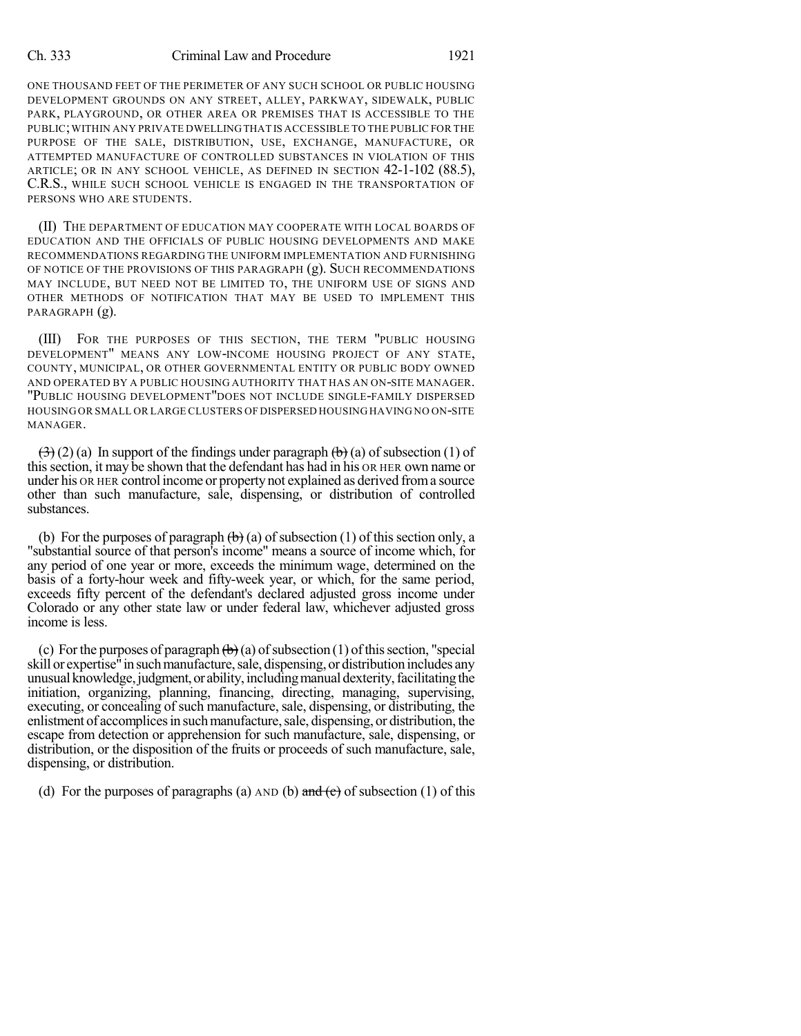ONE THOUSAND FEET OF THE PERIMETER OF ANY SUCH SCHOOL OR PUBLIC HOUSING DEVELOPMENT GROUNDS ON ANY STREET, ALLEY, PARKWAY, SIDEWALK, PUBLIC PARK, PLAYGROUND, OR OTHER AREA OR PREMISES THAT IS ACCESSIBLE TO THE PUBLIC; WITHIN ANY PRIVATE DWELLING THAT IS ACCESSIBLE TO THE PUBLIC FOR THE PURPOSE OF THE SALE, DISTRIBUTION, USE, EXCHANGE, MANUFACTURE, OR ATTEMPTED MANUFACTURE OF CONTROLLED SUBSTANCES IN VIOLATION OF THIS ARTICLE; OR IN ANY SCHOOL VEHICLE, AS DEFINED IN SECTION 42-1-102 (88.5), C.R.S., WHILE SUCH SCHOOL VEHICLE IS ENGAGED IN THE TRANSPORTATION OF PERSONS WHO ARE STUDENTS.

(II) THE DEPARTMENT OF EDUCATION MAY COOPERATE WITH LOCAL BOARDS OF EDUCATION AND THE OFFICIALS OF PUBLIC HOUSING DEVELOPMENTS AND MAKE RECOMMENDATIONS REGARDING THE UNIFORM IMPLEMENTATION AND FURNISHING OF NOTICE OF THE PROVISIONS OF THIS PARAGRAPH (g). SUCH RECOMMENDATIONS MAY INCLUDE, BUT NEED NOT BE LIMITED TO, THE UNIFORM USE OF SIGNS AND OTHER METHODS OF NOTIFICATION THAT MAY BE USED TO IMPLEMENT THIS PARAGRAPH (g).

(III) FOR THE PURPOSES OF THIS SECTION, THE TERM "PUBLIC HOUSING DEVELOPMENT" MEANS ANY LOW-INCOME HOUSING PROJECT OF ANY STATE, COUNTY, MUNICIPAL, OR OTHER GOVERNMENTAL ENTITY OR PUBLIC BODY OWNED AND OPERATED BY A PUBLIC HOUSING AUTHORITY THAT HAS AN ON-SITE MANAGER. "PUBLIC HOUSING DEVELOPMENT" DOES NOT INCLUDE SINGLE-FAMILY DISPERSED HOUSING OR SMALL OR LARGE CLUSTERS OF DISPERSED HOUSING HAVING NO ON-SITE MANAGER.

~~(3)~~ (2) (a) In support of the findings under paragraph ~~(b)~~ (a) of subsection (1) of this section, it may be shown that the defendant has had in his OR HER own name or under his OR HER control income or property not explained as derived from a source other than such manufacture, sale, dispensing, or distribution of controlled substances.

(b) For the purposes of paragraph ~~(b)~~ (a) of subsection (1) of this section only, a "substantial source of that person's income" means a source of income which, for any period of one year or more, exceeds the minimum wage, determined on the basis of a forty-hour week and fifty-week year, or which, for the same period, exceeds fifty percent of the defendant's declared adjusted gross income under Colorado or any other state law or under federal law, whichever adjusted gross income is less.

(c) For the purposes of paragraph ~~(b)~~ (a) of subsection (1) of this section, "special skill or expertise" in such manufacture, sale, dispensing, or distribution includes any unusual knowledge, judgment, or ability, including manual dexterity, facilitating the initiation, organizing, planning, financing, directing, managing, supervising, executing, or concealing of such manufacture, sale, dispensing, or distributing, the enlistment of accomplices in such manufacture, sale, dispensing, or distribution, the escape from detection or apprehension for such manufacture, sale, dispensing, or distribution, or the disposition of the fruits or proceeds of such manufacture, sale, dispensing, or distribution.

(d) For the purposes of paragraphs (a) AND (b) ~~and (c)~~ of subsection (1) of this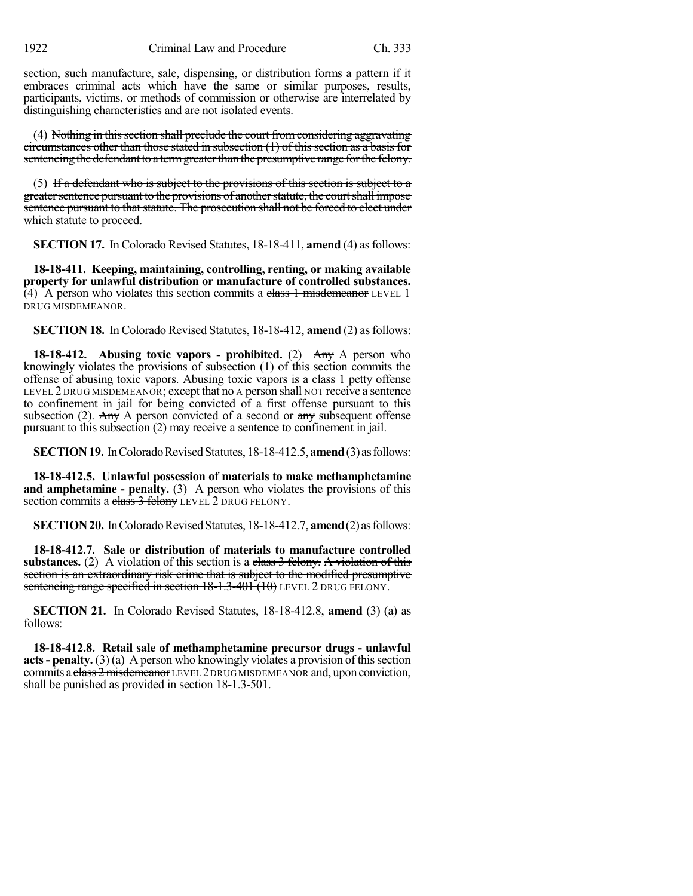section, such manufacture, sale, dispensing, or distribution forms a pattern if it embraces criminal acts which have the same or similar purposes, results, participants, victims, or methods of commission or otherwise are interrelated by distinguishing characteristics and are not isolated events.

(4) ~~Nothing in this section shall preclude the court from considering aggravating circumstances other than those stated in subsection (1) of this section as a basis for sentencing the defendant to a term greater than the presumptive range for the felony.~~

(5) ~~If a defendant who is subject to the provisions of this section is subject to a greater sentence pursuant to the provisions of another statute, the court shall impose sentence pursuant to that statute. The prosecution shall not be forced to elect under which statute to proceed.~~

**SECTION 17.** In Colorado Revised Statutes, 18-18-411, **amend** (4) as follows:

**18-18-411. Keeping, maintaining, controlling, renting, or making available property for unlawful distribution or manufacture of controlled substances.** (4) A person who violates this section commits a ~~class 1 misdemeanor~~ LEVEL 1 DRUG MISDEMEANOR.

**SECTION 18.** In Colorado Revised Statutes, 18-18-412, **amend** (2) as follows:

**18-18-412. Abusing toxic vapors - prohibited.** (2) ~~Any~~ A person who knowingly violates the provisions of subsection (1) of this section commits the offense of abusing toxic vapors. Abusing toxic vapors is a ~~class 1 petty offense~~ LEVEL 2 DRUG MISDEMEANOR; except that ~~no~~ A person shall NOT receive a sentence to confinement in jail for being convicted of a first offense pursuant to this subsection (2). ~~Any~~ A person convicted of a second or ~~any~~ subsequent offense pursuant to this subsection (2) may receive a sentence to confinement in jail.

**SECTION 19.** In Colorado Revised Statutes, 18-18-412.5, **amend** (3) as follows:

**18-18-412.5. Unlawful possession of materials to make methamphetamine and amphetamine - penalty.** (3) A person who violates the provisions of this section commits a ~~class 3 felony~~ LEVEL 2 DRUG FELONY.

**SECTION 20.** In Colorado Revised Statutes, 18-18-412.7, **amend** (2) as follows:

**18-18-412.7. Sale or distribution of materials to manufacture controlled substances.** (2) A violation of this section is a ~~class 3 felony. A violation of this section is an extraordinary risk crime that is subject to the modified presumptive sentencing range specified in section 18-1.3-401 (10)~~ LEVEL 2 DRUG FELONY.

**SECTION 21.** In Colorado Revised Statutes, 18-18-412.8, **amend** (3) (a) as follows:

**18-18-412.8. Retail sale of methamphetamine precursor drugs - unlawful acts - penalty.** (3) (a) A person who knowingly violates a provision of this section commits a ~~class 2 misdemeanor~~ LEVEL 2 DRUG MISDEMEANOR and, upon conviction, shall be punished as provided in section 18-1.3-501.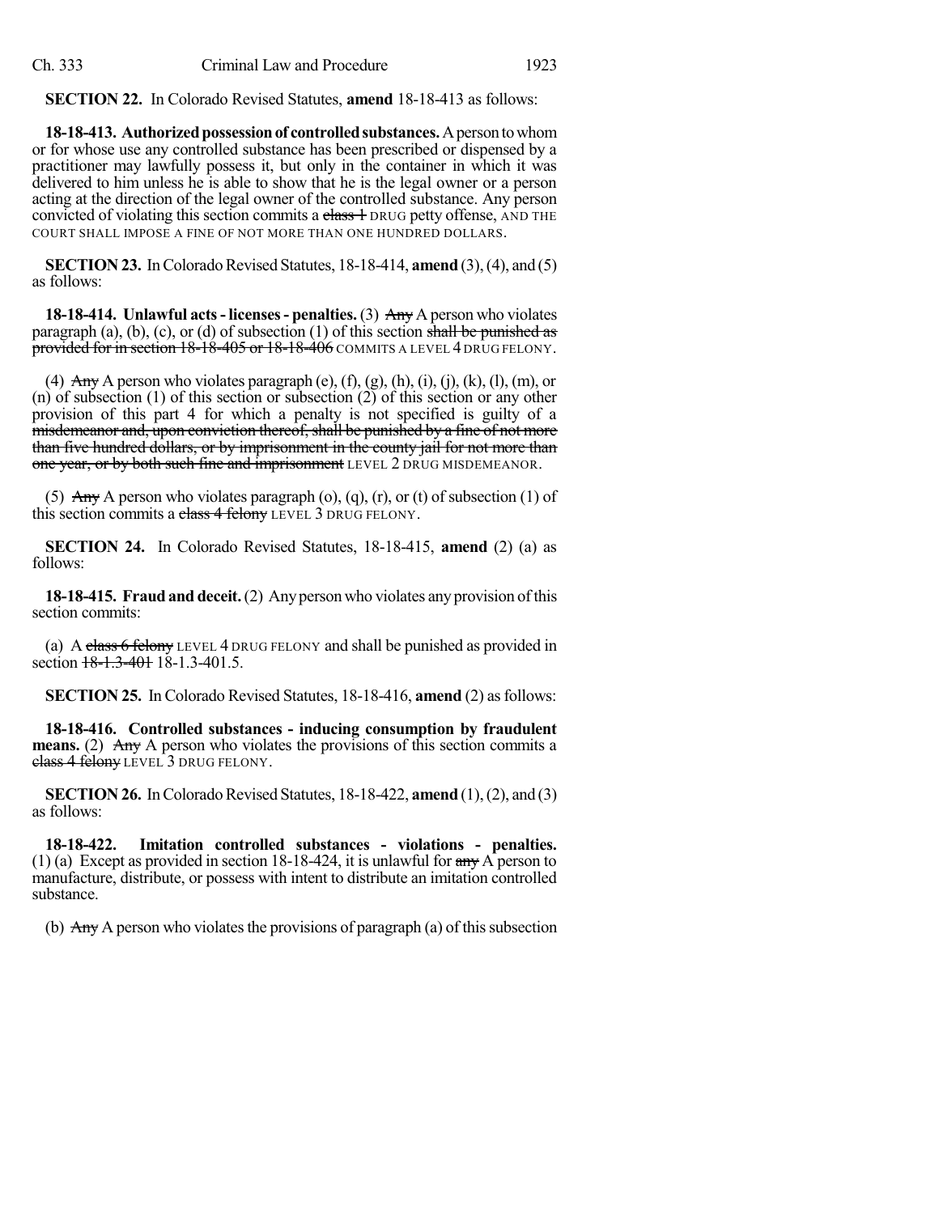**SECTION 22.** In Colorado Revised Statutes, **amend** 18-18-413 as follows:

**18-18-413. Authorized possession of controlled substances.** A person to whom or for whose use any controlled substance has been prescribed or dispensed by a practitioner may lawfully possess it, but only in the container in which it was delivered to him unless he is able to show that he is the legal owner or a person acting at the direction of the legal owner of the controlled substance. Any person convicted of violating this section commits a ~~class 1~~ DRUG petty offense, AND THE COURT SHALL IMPOSE A FINE OF NOT MORE THAN ONE HUNDRED DOLLARS.

**SECTION 23.** In Colorado Revised Statutes, 18-18-414, **amend** (3), (4), and (5) as follows:

**18-18-414. Unlawful acts - licenses - penalties.** (3) ~~Any~~ A person who violates paragraph (a), (b), (c), or (d) of subsection (1) of this section ~~shall be punished as provided for in section 18-18-405 or 18-18-406~~ COMMITS A LEVEL 4 DRUG FELONY.

(4) ~~Any~~ A person who violates paragraph (e), (f), (g), (h), (i), (j), (k), (l), (m), or (n) of subsection (1) of this section or subsection (2) of this section or any other provision of this part 4 for which a penalty is not specified is guilty of a ~~misdemeanor and, upon conviction thereof, shall be punished by a fine of not more than five hundred dollars, or by imprisonment in the county jail for not more than one year, or by both such fine and imprisonment~~ LEVEL 2 DRUG MISDEMEANOR.

(5) ~~Any~~ A person who violates paragraph (o), (q), (r), or (t) of subsection (1) of this section commits a ~~class 4 felony~~ LEVEL 3 DRUG FELONY.

**SECTION 24.** In Colorado Revised Statutes, 18-18-415, **amend** (2) (a) as follows:

**18-18-415. Fraud and deceit.** (2) Any person who violates any provision of this section commits:

(a) A ~~class 6 felony~~ LEVEL 4 DRUG FELONY and shall be punished as provided in section ~~18-1.3-401~~ 18-1.3-401.5.

**SECTION 25.** In Colorado Revised Statutes, 18-18-416, **amend** (2) as follows:

**18-18-416. Controlled substances - inducing consumption by fraudulent means.** (2) ~~Any~~ A person who violates the provisions of this section commits a ~~class 4 felony~~ LEVEL 3 DRUG FELONY.

**SECTION 26.** In Colorado Revised Statutes, 18-18-422, **amend** (1), (2), and (3) as follows:

**18-18-422. Imitation controlled substances - violations - penalties.** (1) (a) Except as provided in section 18-18-424, it is unlawful for ~~any~~ A person to manufacture, distribute, or possess with intent to distribute an imitation controlled substance.

(b) ~~Any~~ A person who violates the provisions of paragraph (a) of this subsection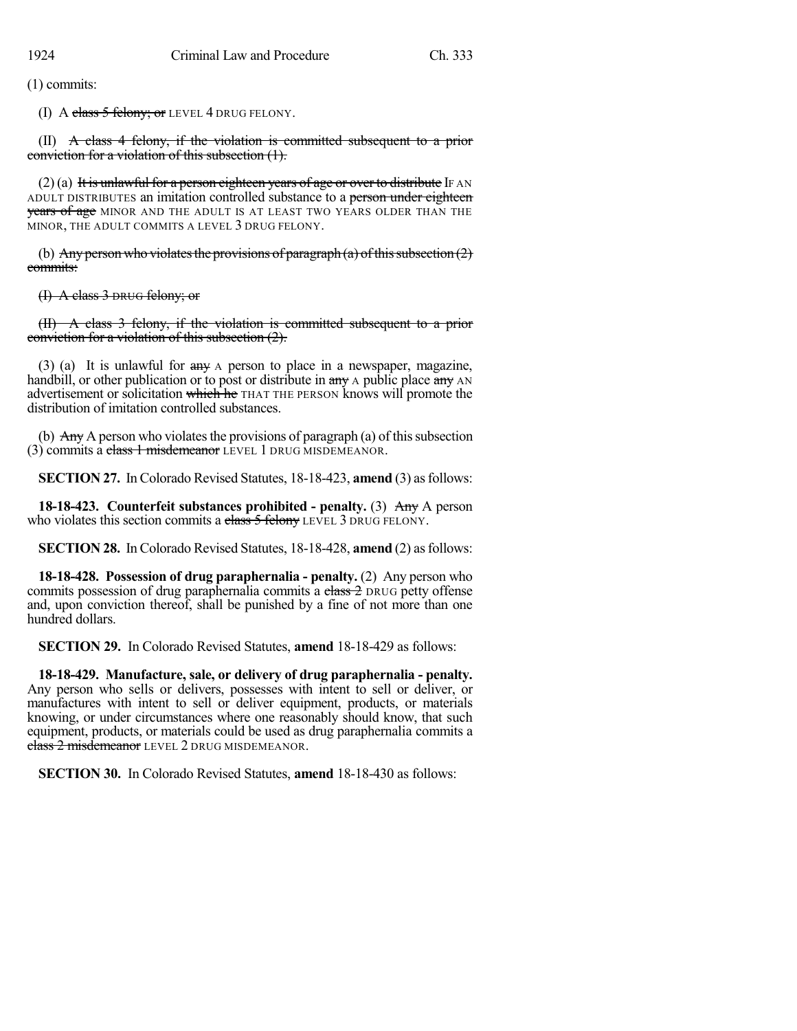(1) commits:

(I) A ~~class 5 felony; or~~ LEVEL 4 DRUG FELONY.

(II) ~~A class 4 felony, if the violation is committed subsequent to a prior conviction for a violation of this subsection (1).~~

(2) (a) ~~It is unlawful for a person eighteen years of age or over to distribute~~ IF AN ADULT DISTRIBUTES an imitation controlled substance to a ~~person under eighteen years of age~~ MINOR AND THE ADULT IS AT LEAST TWO YEARS OLDER THAN THE MINOR, THE ADULT COMMITS A LEVEL 3 DRUG FELONY.

(b) ~~Any person who violates the provisions of paragraph (a) of this subsection (2) commits:~~

~~(I) A class 3 DRUG felony; or~~

~~(II) A class 3 felony, if the violation is committed subsequent to a prior conviction for a violation of this subsection (2).~~

(3) (a) It is unlawful for ~~any~~ A person to place in a newspaper, magazine, handbill, or other publication or to post or distribute in ~~any~~ A public place ~~any~~ AN advertisement or solicitation ~~which he~~ THAT THE PERSON knows will promote the distribution of imitation controlled substances.

(b) ~~Any~~ A person who violates the provisions of paragraph (a) of this subsection (3) commits a ~~class 1 misdemeanor~~ LEVEL 1 DRUG MISDEMEANOR.

**SECTION 27.** In Colorado Revised Statutes, 18-18-423, **amend** (3) as follows:

**18-18-423. Counterfeit substances prohibited - penalty.** (3) ~~Any~~ A person who violates this section commits a ~~class 5 felony~~ LEVEL 3 DRUG FELONY.

**SECTION 28.** In Colorado Revised Statutes, 18-18-428, **amend** (2) as follows:

**18-18-428. Possession of drug paraphernalia - penalty.** (2) Any person who commits possession of drug paraphernalia commits a ~~class 2~~ DRUG petty offense and, upon conviction thereof, shall be punished by a fine of not more than one hundred dollars.

**SECTION 29.** In Colorado Revised Statutes, **amend** 18-18-429 as follows:

**18-18-429. Manufacture, sale, or delivery of drug paraphernalia - penalty.** Any person who sells or delivers, possesses with intent to sell or deliver, or manufactures with intent to sell or deliver equipment, products, or materials knowing, or under circumstances where one reasonably should know, that such equipment, products, or materials could be used as drug paraphernalia commits a ~~class 2 misdemeanor~~ LEVEL 2 DRUG MISDEMEANOR.

**SECTION 30.** In Colorado Revised Statutes, **amend** 18-18-430 as follows: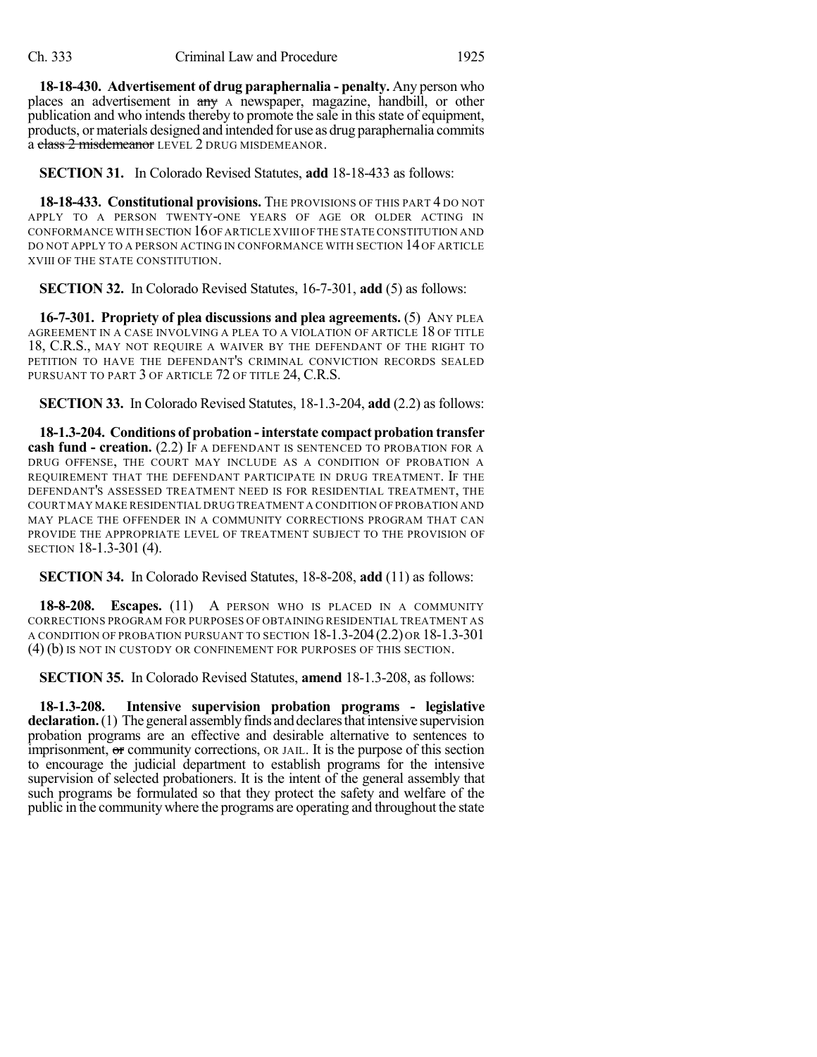**18-18-430. Advertisement of drug paraphernalia - penalty.** Any person who places an advertisement in ~~any~~ A newspaper, magazine, handbill, or other publication and who intends thereby to promote the sale in this state of equipment, products, or materials designed and intended for use as drug paraphernalia commits a ~~class 2 misdemeanor~~ LEVEL 2 DRUG MISDEMEANOR.

**SECTION 31.** In Colorado Revised Statutes, **add** 18-18-433 as follows:

**18-18-433. Constitutional provisions.** THE PROVISIONS OF THIS PART 4 DO NOT APPLY TO A PERSON TWENTY-ONE YEARS OF AGE OR OLDER ACTING IN CONFORMANCE WITH SECTION 16 OF ARTICLE XVIII OF THE STATE CONSTITUTION AND DO NOT APPLY TO A PERSON ACTING IN CONFORMANCE WITH SECTION 14 OF ARTICLE XVIII OF THE STATE CONSTITUTION.

**SECTION 32.** In Colorado Revised Statutes, 16-7-301, **add** (5) as follows:

**16-7-301. Propriety of plea discussions and plea agreements.** (5) ANY PLEA AGREEMENT IN A CASE INVOLVING A PLEA TO A VIOLATION OF ARTICLE 18 OF TITLE 18, C.R.S., MAY NOT REQUIRE A WAIVER BY THE DEFENDANT OF THE RIGHT TO PETITION TO HAVE THE DEFENDANT'S CRIMINAL CONVICTION RECORDS SEALED PURSUANT TO PART 3 OF ARTICLE 72 OF TITLE 24, C.R.S.

**SECTION 33.** In Colorado Revised Statutes, 18-1.3-204, **add** (2.2) as follows:

**18-1.3-204. Conditions of probation - interstate compact probation transfer cash fund - creation.** (2.2) IF A DEFENDANT IS SENTENCED TO PROBATION FOR A DRUG OFFENSE, THE COURT MAY INCLUDE AS A CONDITION OF PROBATION A REQUIREMENT THAT THE DEFENDANT PARTICIPATE IN DRUG TREATMENT. IF THE DEFENDANT'S ASSESSED TREATMENT NEED IS FOR RESIDENTIAL TREATMENT, THE COURT MAY MAKE RESIDENTIAL DRUG TREATMENT A CONDITION OF PROBATION AND MAY PLACE THE OFFENDER IN A COMMUNITY CORRECTIONS PROGRAM THAT CAN PROVIDE THE APPROPRIATE LEVEL OF TREATMENT SUBJECT TO THE PROVISION OF SECTION 18-1.3-301 (4).

**SECTION 34.** In Colorado Revised Statutes, 18-8-208, **add** (11) as follows:

**18-8-208. Escapes.** (11) A PERSON WHO IS PLACED IN A COMMUNITY CORRECTIONS PROGRAM FOR PURPOSES OF OBTAINING RESIDENTIAL TREATMENT AS A CONDITION OF PROBATION PURSUANT TO SECTION 18-1.3-204 (2.2) OR 18-1.3-301 (4) (b) IS NOT IN CUSTODY OR CONFINEMENT FOR PURPOSES OF THIS SECTION.

**SECTION 35.** In Colorado Revised Statutes, **amend** 18-1.3-208, as follows:

**18-1.3-208. Intensive supervision probation programs - legislative declaration.** (1) The general assembly finds and declares that intensive supervision probation programs are an effective and desirable alternative to sentences to imprisonment, ~~or~~ community corrections, OR JAIL. It is the purpose of this section to encourage the judicial department to establish programs for the intensive supervision of selected probationers. It is the intent of the general assembly that such programs be formulated so that they protect the safety and welfare of the public in the community where the programs are operating and throughout the state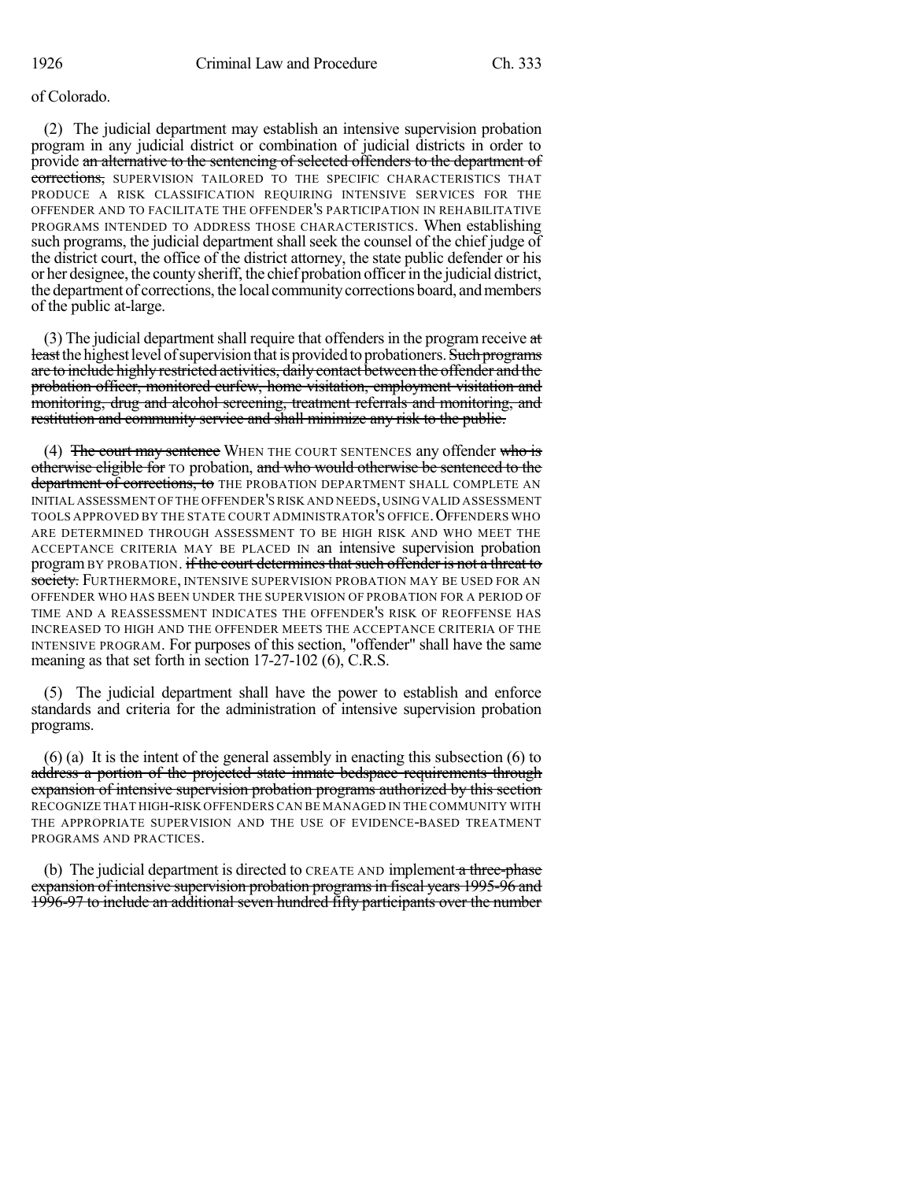of Colorado.

(2) The judicial department may establish an intensive supervision probation program in any judicial district or combination of judicial districts in order to provide ~~an alternative to the sentencing of selected offenders to the department of corrections,~~ SUPERVISION TAILORED TO THE SPECIFIC CHARACTERISTICS THAT PRODUCE A RISK CLASSIFICATION REQUIRING INTENSIVE SERVICES FOR THE OFFENDER AND TO FACILITATE THE OFFENDER'S PARTICIPATION IN REHABILITATIVE PROGRAMS INTENDED TO ADDRESS THOSE CHARACTERISTICS. When establishing such programs, the judicial department shall seek the counsel of the chief judge of the district court, the office of the district attorney, the state public defender or his or her designee, the county sheriff, the chief probation officer in the judicial district, the department of corrections, the local community corrections board, and members of the public at-large.

(3) The judicial department shall require that offenders in the program receive ~~at least~~ the highest level of supervision that is provided to probationers. ~~Such programs are to include highly restricted activities, daily contact between the offender and the probation officer, monitored curfew, home visitation, employment visitation and monitoring, drug and alcohol screening, treatment referrals and monitoring, and restitution and community service and shall minimize any risk to the public.~~

(4) ~~The court may sentence~~ WHEN THE COURT SENTENCES any offender ~~who is otherwise eligible for~~ TO probation, ~~and who would otherwise be sentenced to the department of corrections, to~~ THE PROBATION DEPARTMENT SHALL COMPLETE AN INITIAL ASSESSMENT OF THE OFFENDER'S RISK AND NEEDS, USING VALID ASSESSMENT TOOLS APPROVED BY THE STATE COURT ADMINISTRATOR'S OFFICE. OFFENDERS WHO ARE DETERMINED THROUGH ASSESSMENT TO BE HIGH RISK AND WHO MEET THE ACCEPTANCE CRITERIA MAY BE PLACED IN an intensive supervision probation program BY PROBATION. ~~if the court determines that such offender is not a threat to society.~~ FURTHERMORE, INTENSIVE SUPERVISION PROBATION MAY BE USED FOR AN OFFENDER WHO HAS BEEN UNDER THE SUPERVISION OF PROBATION FOR A PERIOD OF TIME AND A REASSESSMENT INDICATES THE OFFENDER'S RISK OF REOFFENSE HAS INCREASED TO HIGH AND THE OFFENDER MEETS THE ACCEPTANCE CRITERIA OF THE INTENSIVE PROGRAM. For purposes of this section, "offender" shall have the same meaning as that set forth in section 17-27-102 (6), C.R.S.

(5) The judicial department shall have the power to establish and enforce standards and criteria for the administration of intensive supervision probation programs.

(6) (a) It is the intent of the general assembly in enacting this subsection (6) to ~~address a portion of the projected state inmate bedspace requirements through expansion of intensive supervision probation programs authorized by this section~~ RECOGNIZE THAT HIGH-RISK OFFENDERS CAN BE MANAGED IN THE COMMUNITY WITH THE APPROPRIATE SUPERVISION AND THE USE OF EVIDENCE-BASED TREATMENT PROGRAMS AND PRACTICES.

(b) The judicial department is directed to CREATE AND implement ~~a three-phase expansion of intensive supervision probation programs in fiscal years 1995-96 and 1996-97 to include an additional seven hundred fifty participants over the number~~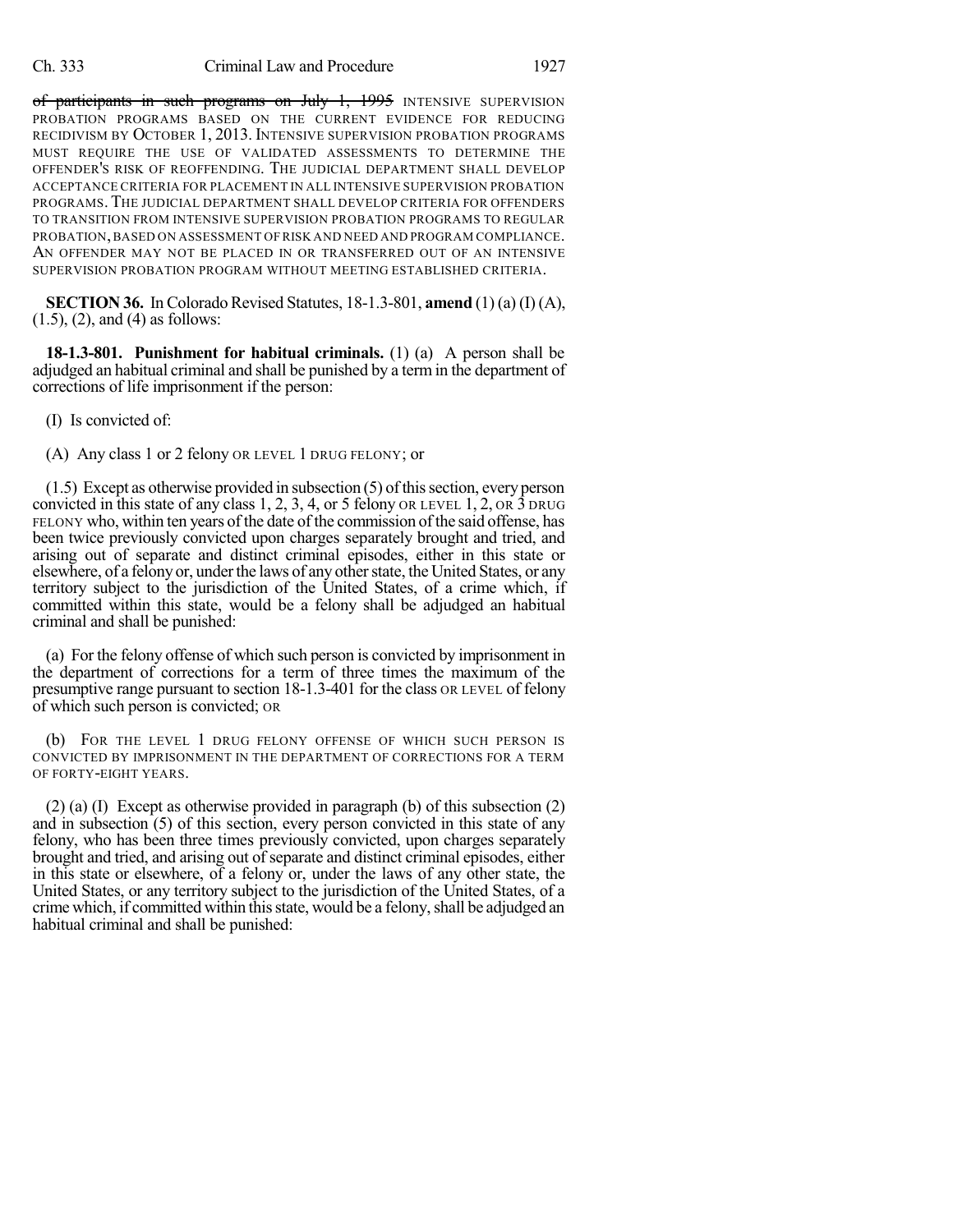~~of participants in such programs on July 1, 1995~~ INTENSIVE SUPERVISION PROBATION PROGRAMS BASED ON THE CURRENT EVIDENCE FOR REDUCING RECIDIVISM BY OCTOBER 1, 2013. INTENSIVE SUPERVISION PROBATION PROGRAMS MUST REQUIRE THE USE OF VALIDATED ASSESSMENTS TO DETERMINE THE OFFENDER'S RISK OF REOFFENDING. THE JUDICIAL DEPARTMENT SHALL DEVELOP ACCEPTANCE CRITERIA FOR PLACEMENT IN ALL INTENSIVE SUPERVISION PROBATION PROGRAMS. THE JUDICIAL DEPARTMENT SHALL DEVELOP CRITERIA FOR OFFENDERS TO TRANSITION FROM INTENSIVE SUPERVISION PROBATION PROGRAMS TO REGULAR PROBATION, BASED ON ASSESSMENT OF RISK AND NEED AND PROGRAM COMPLIANCE. AN OFFENDER MAY NOT BE PLACED IN OR TRANSFERRED OUT OF AN INTENSIVE SUPERVISION PROBATION PROGRAM WITHOUT MEETING ESTABLISHED CRITERIA.

**SECTION 36.** In Colorado Revised Statutes, 18-1.3-801, **amend** (1) (a) (I) (A), (1.5), (2), and (4) as follows:

**18-1.3-801. Punishment for habitual criminals.** (1) (a) A person shall be adjudged an habitual criminal and shall be punished by a term in the department of corrections of life imprisonment if the person:

(I) Is convicted of:

(A) Any class 1 or 2 felony OR LEVEL 1 DRUG FELONY; or

(1.5) Except as otherwise provided in subsection (5) of this section, every person convicted in this state of any class 1, 2, 3, 4, or 5 felony OR LEVEL 1, 2, OR 3 DRUG FELONY who, within ten years of the date of the commission of the said offense, has been twice previously convicted upon charges separately brought and tried, and arising out of separate and distinct criminal episodes, either in this state or elsewhere, of a felony or, under the laws of any other state, the United States, or any territory subject to the jurisdiction of the United States, of a crime which, if committed within this state, would be a felony shall be adjudged an habitual criminal and shall be punished:

(a) For the felony offense of which such person is convicted by imprisonment in the department of corrections for a term of three times the maximum of the presumptive range pursuant to section 18-1.3-401 for the class OR LEVEL of felony of which such person is convicted; OR

(b) FOR THE LEVEL 1 DRUG FELONY OFFENSE OF WHICH SUCH PERSON IS CONVICTED BY IMPRISONMENT IN THE DEPARTMENT OF CORRECTIONS FOR A TERM OF FORTY-EIGHT YEARS.

(2) (a) (I) Except as otherwise provided in paragraph (b) of this subsection (2) and in subsection (5) of this section, every person convicted in this state of any felony, who has been three times previously convicted, upon charges separately brought and tried, and arising out of separate and distinct criminal episodes, either in this state or elsewhere, of a felony or, under the laws of any other state, the United States, or any territory subject to the jurisdiction of the United States, of a crime which, if committed within this state, would be a felony, shall be adjudged an habitual criminal and shall be punished: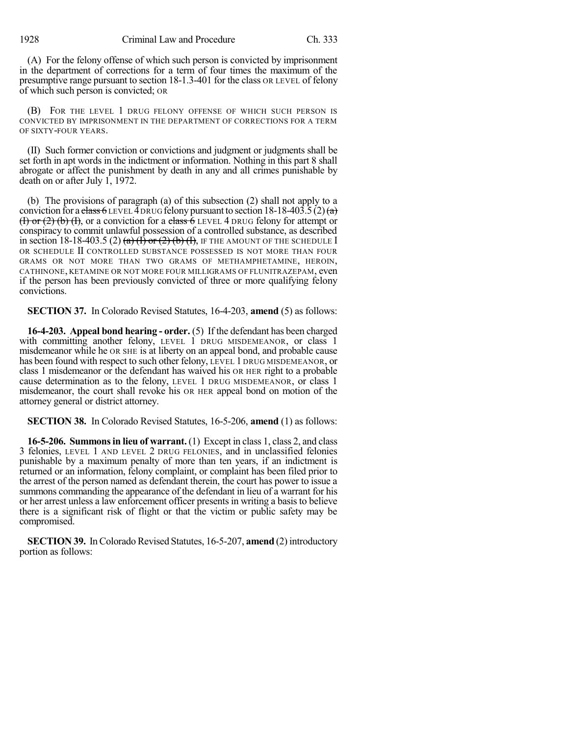(A) For the felony offense of which such person is convicted by imprisonment in the department of corrections for a term of four times the maximum of the presumptive range pursuant to section 18-1.3-401 for the class OR LEVEL of felony of which such person is convicted; OR

(B) FOR THE LEVEL 1 DRUG FELONY OFFENSE OF WHICH SUCH PERSON IS CONVICTED BY IMPRISONMENT IN THE DEPARTMENT OF CORRECTIONS FOR A TERM OF SIXTY-FOUR YEARS.

(II) Such former conviction or convictions and judgment or judgments shall be set forth in apt words in the indictment or information. Nothing in this part 8 shall abrogate or affect the punishment by death in any and all crimes punishable by death on or after July 1, 1972.

(b) The provisions of paragraph (a) of this subsection (2) shall not apply to a conviction for a ~~class 6~~ LEVEL 4 DRUG felony pursuant to section 18-18-403.5 (2) ~~(a) (I) or (2) (b) (I)~~, or a conviction for a ~~class 6~~ LEVEL 4 DRUG felony for attempt or conspiracy to commit unlawful possession of a controlled substance, as described in section 18-18-403.5 (2) ~~(a) (I) or (2) (b) (I)~~, IF THE AMOUNT OF THE SCHEDULE I OR SCHEDULE II CONTROLLED SUBSTANCE POSSESSED IS NOT MORE THAN FOUR GRAMS OR NOT MORE THAN TWO GRAMS OF METHAMPHETAMINE, HEROIN, CATHINONE, KETAMINE OR NOT MORE FOUR MILLIGRAMS OF FLUNITRAZEPAM, even if the person has been previously convicted of three or more qualifying felony convictions.

**SECTION 37.** In Colorado Revised Statutes, 16-4-203, **amend** (5) as follows:

**16-4-203. Appeal bond hearing - order.** (5) If the defendant has been charged with committing another felony, LEVEL 1 DRUG MISDEMEANOR, or class 1 misdemeanor while he OR SHE is at liberty on an appeal bond, and probable cause has been found with respect to such other felony, LEVEL 1 DRUG MISDEMEANOR, or class 1 misdemeanor or the defendant has waived his OR HER right to a probable cause determination as to the felony, LEVEL 1 DRUG MISDEMEANOR, or class 1 misdemeanor, the court shall revoke his OR HER appeal bond on motion of the attorney general or district attorney.

**SECTION 38.** In Colorado Revised Statutes, 16-5-206, **amend** (1) as follows:

**16-5-206. Summons in lieu of warrant.** (1) Except in class 1, class 2, and class 3 felonies, LEVEL 1 AND LEVEL 2 DRUG FELONIES, and in unclassified felonies punishable by a maximum penalty of more than ten years, if an indictment is returned or an information, felony complaint, or complaint has been filed prior to the arrest of the person named as defendant therein, the court has power to issue a summons commanding the appearance of the defendant in lieu of a warrant for his or her arrest unless a law enforcement officer presents in writing a basis to believe there is a significant risk of flight or that the victim or public safety may be compromised.

**SECTION 39.** In Colorado Revised Statutes, 16-5-207, **amend** (2) introductory portion as follows: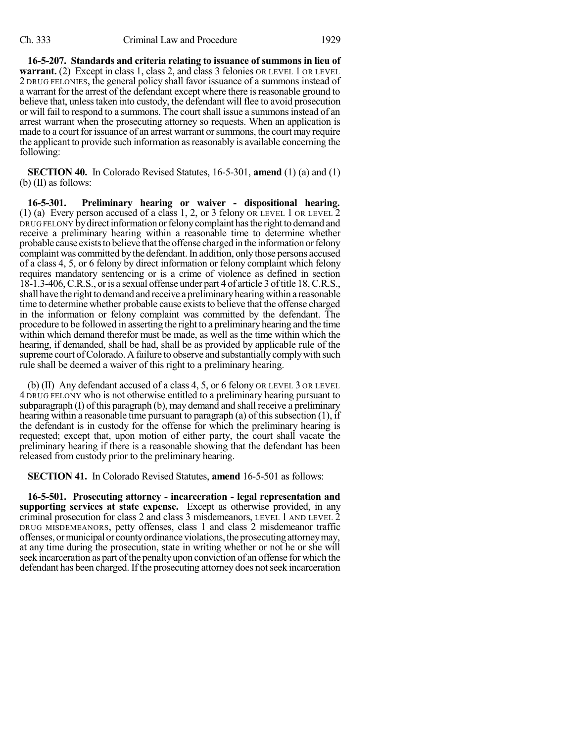**16-5-207. Standards and criteria relating to issuance of summons in lieu of warrant.** (2) Except in class 1, class 2, and class 3 felonies OR LEVEL 1 OR LEVEL 2 DRUG FELONIES, the general policy shall favor issuance of a summons instead of a warrant for the arrest of the defendant except where there is reasonable ground to believe that, unless taken into custody, the defendant will flee to avoid prosecution or will fail to respond to a summons. The court shall issue a summons instead of an arrest warrant when the prosecuting attorney so requests. When an application is made to a court for issuance of an arrest warrant or summons, the court may require the applicant to provide such information as reasonably is available concerning the following:

**SECTION 40.** In Colorado Revised Statutes, 16-5-301, **amend** (1) (a) and (1) (b) (II) as follows:

**16-5-301. Preliminary hearing or waiver - dispositional hearing.** (1) (a) Every person accused of a class 1, 2, or 3 felony OR LEVEL 1 OR LEVEL 2 DRUG FELONY by direct information or felony complaint has the right to demand and receive a preliminary hearing within a reasonable time to determine whether probable cause exists to believe that the offense charged in the information or felony complaint was committed by the defendant. In addition, only those persons accused of a class 4, 5, or 6 felony by direct information or felony complaint which felony requires mandatory sentencing or is a crime of violence as defined in section 18-1.3-406, C.R.S., or is a sexual offense under part 4 of article 3 of title 18, C.R.S., shall have the right to demand and receive a preliminary hearing within a reasonable time to determine whether probable cause exists to believe that the offense charged in the information or felony complaint was committed by the defendant. The procedure to be followed in asserting the right to a preliminary hearing and the time within which demand therefor must be made, as well as the time within which the hearing, if demanded, shall be had, shall be as provided by applicable rule of the supreme court of Colorado. A failure to observe and substantially comply with such rule shall be deemed a waiver of this right to a preliminary hearing.

(b) (II) Any defendant accused of a class 4, 5, or 6 felony OR LEVEL 3 OR LEVEL 4 DRUG FELONY who is not otherwise entitled to a preliminary hearing pursuant to subparagraph (I) of this paragraph (b), may demand and shall receive a preliminary hearing within a reasonable time pursuant to paragraph (a) of this subsection (1), if the defendant is in custody for the offense for which the preliminary hearing is requested; except that, upon motion of either party, the court shall vacate the preliminary hearing if there is a reasonable showing that the defendant has been released from custody prior to the preliminary hearing.

**SECTION 41.** In Colorado Revised Statutes, **amend** 16-5-501 as follows:

**16-5-501. Prosecuting attorney - incarceration - legal representation and supporting services at state expense.** Except as otherwise provided, in any criminal prosecution for class 2 and class 3 misdemeanors, LEVEL 1 AND LEVEL 2 DRUG MISDEMEANORS, petty offenses, class 1 and class 2 misdemeanor traffic offenses, or municipal or county ordinance violations, the prosecuting attorney may, at any time during the prosecution, state in writing whether or not he or she will seek incarceration as part of the penalty upon conviction of an offense for which the defendant has been charged. If the prosecuting attorney does not seek incarceration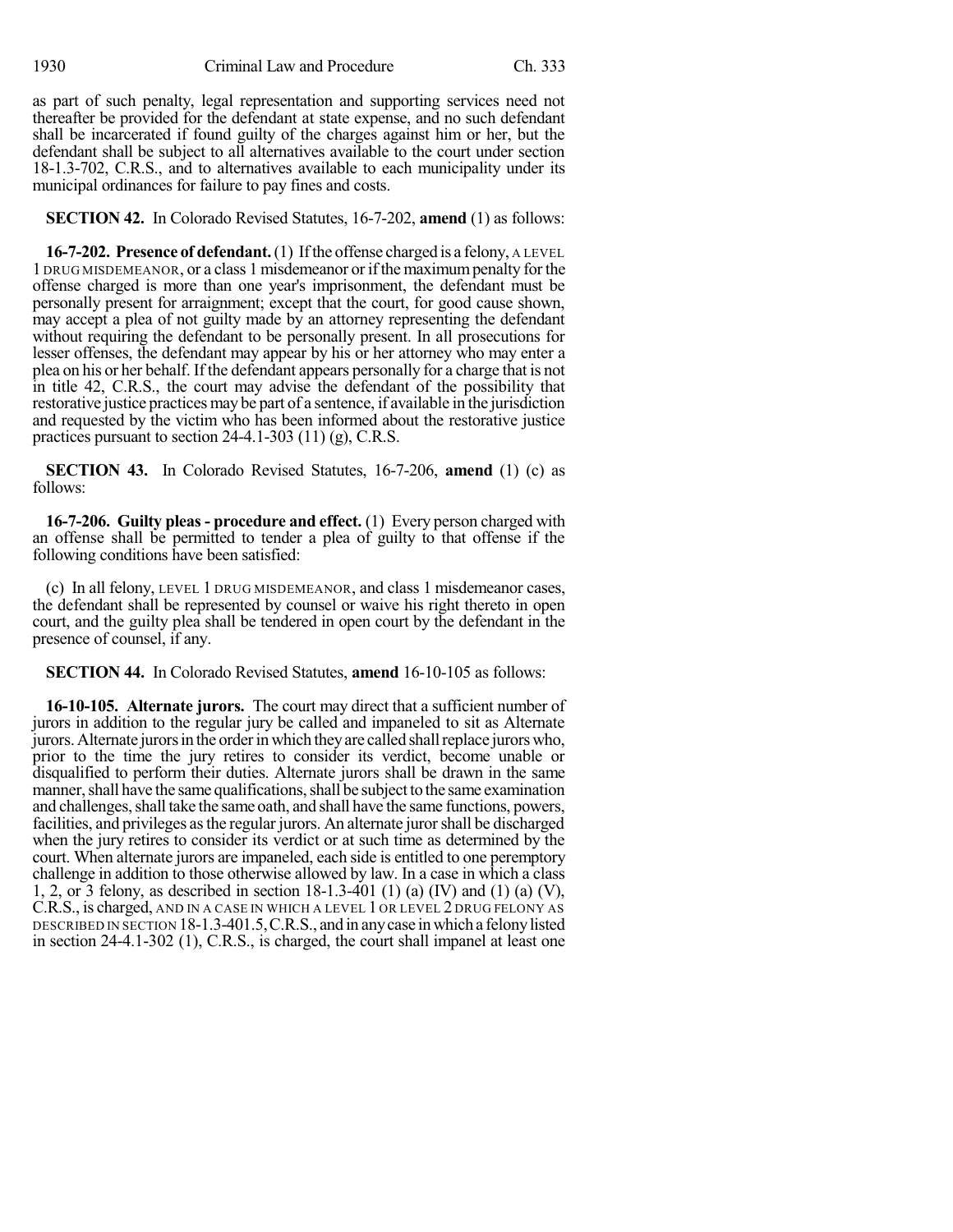as part of such penalty, legal representation and supporting services need not thereafter be provided for the defendant at state expense, and no such defendant shall be incarcerated if found guilty of the charges against him or her, but the defendant shall be subject to all alternatives available to the court under section 18-1.3-702, C.R.S., and to alternatives available to each municipality under its municipal ordinances for failure to pay fines and costs.

**SECTION 42.** In Colorado Revised Statutes, 16-7-202, **amend** (1) as follows:

**16-7-202. Presence of defendant.** (1) If the offense charged is a felony, A LEVEL 1 DRUG MISDEMEANOR, or a class 1 misdemeanor or if the maximum penalty for the offense charged is more than one year's imprisonment, the defendant must be personally present for arraignment; except that the court, for good cause shown, may accept a plea of not guilty made by an attorney representing the defendant without requiring the defendant to be personally present. In all prosecutions for lesser offenses, the defendant may appear by his or her attorney who may enter a plea on his or her behalf. If the defendant appears personally for a charge that is not in title 42, C.R.S., the court may advise the defendant of the possibility that restorative justice practices may be part of a sentence, if available in the jurisdiction and requested by the victim who has been informed about the restorative justice practices pursuant to section 24-4.1-303 (11) (g), C.R.S.

**SECTION 43.** In Colorado Revised Statutes, 16-7-206, **amend** (1) (c) as follows:

**16-7-206. Guilty pleas - procedure and effect.** (1) Every person charged with an offense shall be permitted to tender a plea of guilty to that offense if the following conditions have been satisfied:

(c) In all felony, LEVEL 1 DRUG MISDEMEANOR, and class 1 misdemeanor cases, the defendant shall be represented by counsel or waive his right thereto in open court, and the guilty plea shall be tendered in open court by the defendant in the presence of counsel, if any.

**SECTION 44.** In Colorado Revised Statutes, **amend** 16-10-105 as follows:

**16-10-105. Alternate jurors.** The court may direct that a sufficient number of jurors in addition to the regular jury be called and impaneled to sit as Alternate jurors. Alternate jurors in the order in which they are called shall replace jurors who, prior to the time the jury retires to consider its verdict, become unable or disqualified to perform their duties. Alternate jurors shall be drawn in the same manner, shall have the same qualifications, shall be subject to the same examination and challenges, shall take the same oath, and shall have the same functions, powers, facilities, and privileges as the regular jurors. An alternate juror shall be discharged when the jury retires to consider its verdict or at such time as determined by the court. When alternate jurors are impaneled, each side is entitled to one peremptory challenge in addition to those otherwise allowed by law. In a case in which a class 1, 2, or 3 felony, as described in section 18-1.3-401 (1) (a) (IV) and (1) (a) (V), C.R.S., is charged, AND IN A CASE IN WHICH A LEVEL 1 OR LEVEL 2 DRUG FELONY AS DESCRIBED IN SECTION 18-1.3-401.5, C.R.S., and in any case in which a felony listed in section 24-4.1-302 (1), C.R.S., is charged, the court shall impanel at least one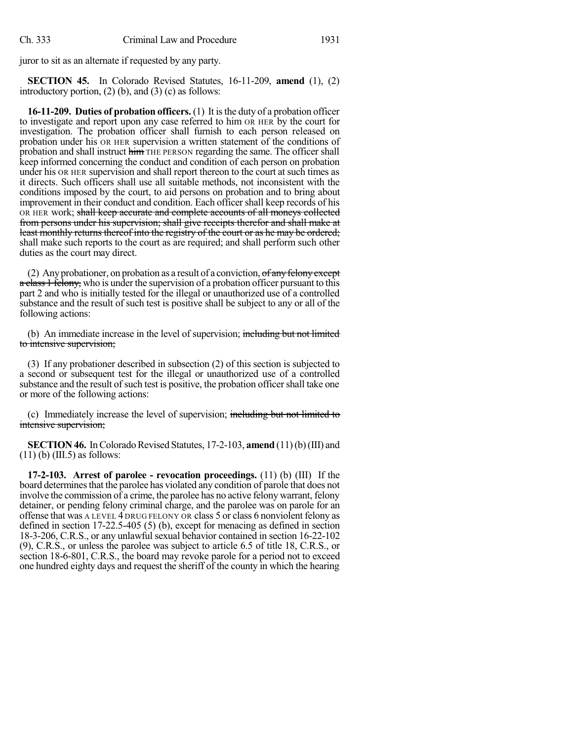juror to sit as an alternate if requested by any party.

**SECTION 45.** In Colorado Revised Statutes, 16-11-209, **amend** (1), (2) introductory portion, (2) (b), and (3) (c) as follows:

**16-11-209. Duties of probation officers.** (1) It is the duty of a probation officer to investigate and report upon any case referred to him OR HER by the court for investigation. The probation officer shall furnish to each person released on probation under his OR HER supervision a written statement of the conditions of probation and shall instruct ~~him~~ THE PERSON regarding the same. The officer shall keep informed concerning the conduct and condition of each person on probation under his OR HER supervision and shall report thereon to the court at such times as it directs. Such officers shall use all suitable methods, not inconsistent with the conditions imposed by the court, to aid persons on probation and to bring about improvement in their conduct and condition. Each officer shall keep records of his OR HER work; ~~shall keep accurate and complete accounts of all moneys collected from persons under his supervision; shall give receipts therefor and shall make at least monthly returns thereof into the registry of the court or as he may be ordered;~~ shall make such reports to the court as are required; and shall perform such other duties as the court may direct.

(2) Any probationer, on probation as a result of a conviction, ~~of any felony except a class 1 felony,~~ who is under the supervision of a probation officer pursuant to this part 2 and who is initially tested for the illegal or unauthorized use of a controlled substance and the result of such test is positive shall be subject to any or all of the following actions:

(b) An immediate increase in the level of supervision; ~~including but not limited to intensive supervision;~~

(3) If any probationer described in subsection (2) of this section is subjected to a second or subsequent test for the illegal or unauthorized use of a controlled substance and the result of such test is positive, the probation officer shall take one or more of the following actions:

(c) Immediately increase the level of supervision; ~~including but not limited to intensive supervision;~~

**SECTION 46.** In Colorado Revised Statutes, 17-2-103, **amend** (11) (b) (III) and (11) (b) (III.5) as follows:

**17-2-103. Arrest of parolee - revocation proceedings.** (11) (b) (III) If the board determines that the parolee has violated any condition of parole that does not involve the commission of a crime, the parolee has no active felony warrant, felony detainer, or pending felony criminal charge, and the parolee was on parole for an offense that was A LEVEL 4 DRUG FELONY OR class 5 or class 6 nonviolent felony as defined in section 17-22.5-405 (5) (b), except for menacing as defined in section 18-3-206, C.R.S., or any unlawful sexual behavior contained in section 16-22-102 (9), C.R.S., or unless the parolee was subject to article 6.5 of title 18, C.R.S., or section 18-6-801, C.R.S., the board may revoke parole for a period not to exceed one hundred eighty days and request the sheriff of the county in which the hearing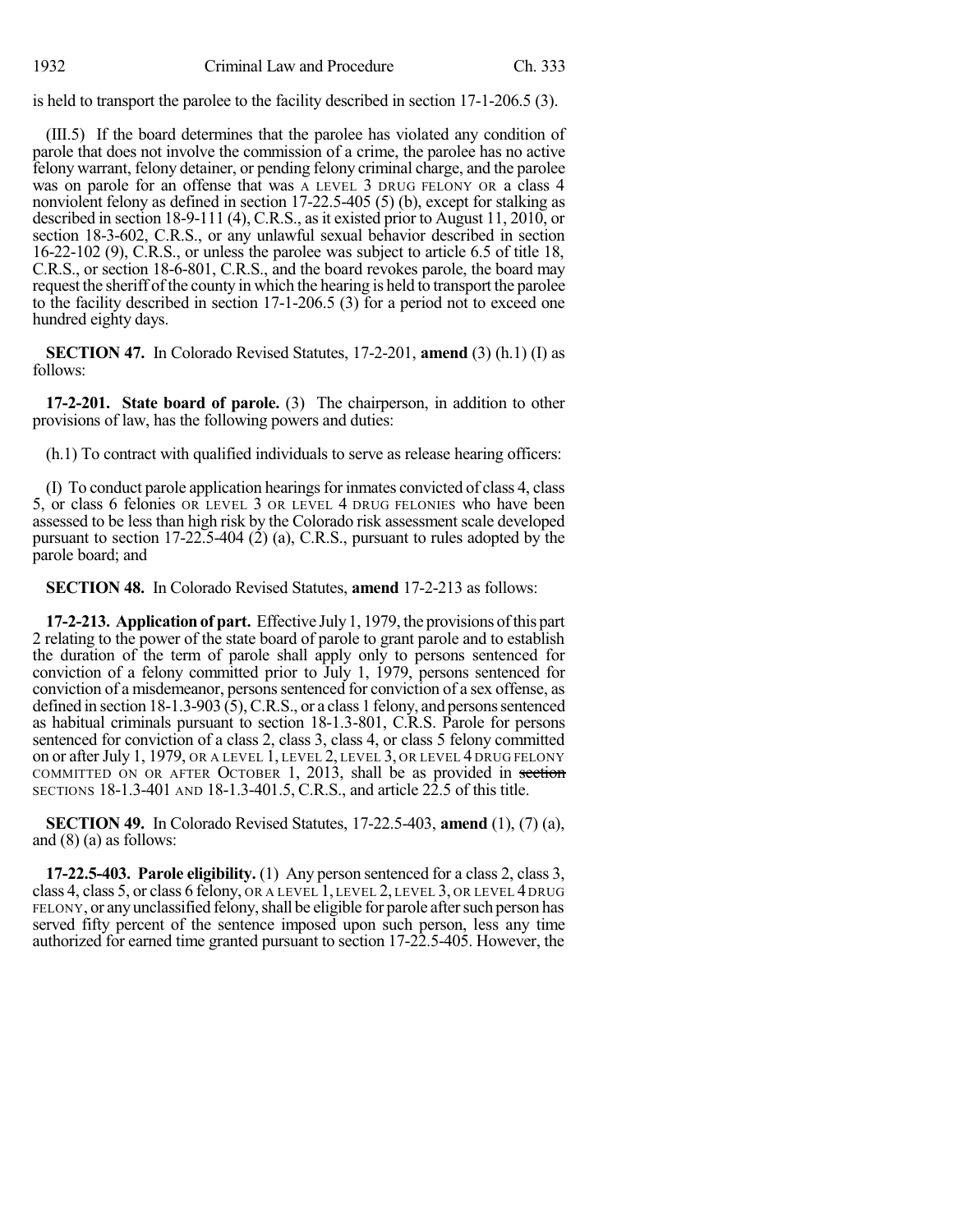is held to transport the parolee to the facility described in section 17-1-206.5 (3).

(III.5) If the board determines that the parolee has violated any condition of parole that does not involve the commission of a crime, the parolee has no active felony warrant, felony detainer, or pending felony criminal charge, and the parolee was on parole for an offense that was A LEVEL 3 DRUG FELONY OR a class 4 nonviolent felony as defined in section 17-22.5-405 (5) (b), except for stalking as described in section 18-9-111 (4), C.R.S., as it existed prior to August 11, 2010, or section 18-3-602, C.R.S., or any unlawful sexual behavior described in section 16-22-102 (9), C.R.S., or unless the parolee was subject to article 6.5 of title 18, C.R.S., or section 18-6-801, C.R.S., and the board revokes parole, the board may request the sheriff of the county in which the hearing is held to transport the parolee to the facility described in section 17-1-206.5 (3) for a period not to exceed one hundred eighty days.

**SECTION 47.** In Colorado Revised Statutes, 17-2-201, **amend** (3) (h.1) (I) as follows:

**17-2-201. State board of parole.** (3) The chairperson, in addition to other provisions of law, has the following powers and duties:

(h.1) To contract with qualified individuals to serve as release hearing officers:

(I) To conduct parole application hearings for inmates convicted of class 4, class 5, or class 6 felonies OR LEVEL 3 OR LEVEL 4 DRUG FELONIES who have been assessed to be less than high risk by the Colorado risk assessment scale developed pursuant to section 17-22.5-404 (2) (a), C.R.S., pursuant to rules adopted by the parole board; and

**SECTION 48.** In Colorado Revised Statutes, **amend** 17-2-213 as follows:

**17-2-213. Application of part.** Effective July 1, 1979, the provisions of this part 2 relating to the power of the state board of parole to grant parole and to establish the duration of the term of parole shall apply only to persons sentenced for conviction of a felony committed prior to July 1, 1979, persons sentenced for conviction of a misdemeanor, persons sentenced for conviction of a sex offense, as defined in section 18-1.3-903 (5), C.R.S., or a class 1 felony, and persons sentenced as habitual criminals pursuant to section 18-1.3-801, C.R.S. Parole for persons sentenced for conviction of a class 2, class 3, class 4, or class 5 felony committed on or after July 1, 1979, OR A LEVEL 1, LEVEL 2, LEVEL 3, OR LEVEL 4 DRUG FELONY COMMITTED ON OR AFTER OCTOBER 1, 2013, shall be as provided in ~~section~~ SECTIONS 18-1.3-401 AND 18-1.3-401.5, C.R.S., and article 22.5 of this title.

**SECTION 49.** In Colorado Revised Statutes, 17-22.5-403, **amend** (1), (7) (a), and (8) (a) as follows:

**17-22.5-403. Parole eligibility.** (1) Any person sentenced for a class 2, class 3, class 4, class 5, or class 6 felony, OR A LEVEL 1, LEVEL 2, LEVEL 3, OR LEVEL 4 DRUG FELONY, or any unclassified felony, shall be eligible for parole after such person has served fifty percent of the sentence imposed upon such person, less any time authorized for earned time granted pursuant to section 17-22.5-405. However, the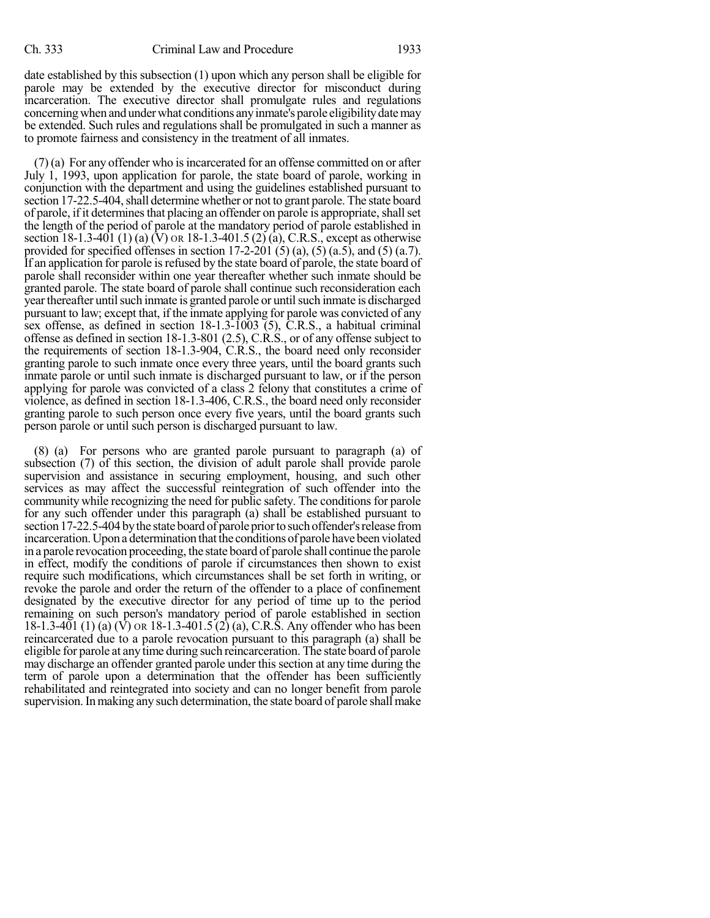date established by this subsection (1) upon which any person shall be eligible for parole may be extended by the executive director for misconduct during incarceration. The executive director shall promulgate rules and regulations concerning when and under what conditions any inmate's parole eligibility date may be extended. Such rules and regulations shall be promulgated in such a manner as to promote fairness and consistency in the treatment of all inmates.

(7) (a) For any offender who is incarcerated for an offense committed on or after July 1, 1993, upon application for parole, the state board of parole, working in conjunction with the department and using the guidelines established pursuant to section 17-22.5-404, shall determine whether or not to grant parole. The state board of parole, if it determines that placing an offender on parole is appropriate, shall set the length of the period of parole at the mandatory period of parole established in section 18-1.3-401 (1) (a) (V) OR 18-1.3-401.5 (2) (a), C.R.S., except as otherwise provided for specified offenses in section 17-2-201 (5) (a), (5) (a.5), and (5) (a.7). If an application for parole is refused by the state board of parole, the state board of parole shall reconsider within one year thereafter whether such inmate should be granted parole. The state board of parole shall continue such reconsideration each year thereafter until such inmate is granted parole or until such inmate is discharged pursuant to law; except that, if the inmate applying for parole was convicted of any sex offense, as defined in section 18-1.3-1003 (5), C.R.S., a habitual criminal offense as defined in section 18-1.3-801 (2.5), C.R.S., or of any offense subject to the requirements of section 18-1.3-904, C.R.S., the board need only reconsider granting parole to such inmate once every three years, until the board grants such inmate parole or until such inmate is discharged pursuant to law, or if the person applying for parole was convicted of a class 2 felony that constitutes a crime of violence, as defined in section 18-1.3-406, C.R.S., the board need only reconsider granting parole to such person once every five years, until the board grants such person parole or until such person is discharged pursuant to law.

(8) (a) For persons who are granted parole pursuant to paragraph (a) of subsection (7) of this section, the division of adult parole shall provide parole supervision and assistance in securing employment, housing, and such other services as may affect the successful reintegration of such offender into the community while recognizing the need for public safety. The conditions for parole for any such offender under this paragraph (a) shall be established pursuant to section 17-22.5-404 by the state board of parole prior to such offender's release from incarceration. Upon a determination that the conditions of parole have been violated in a parole revocation proceeding, the state board of parole shall continue the parole in effect, modify the conditions of parole if circumstances then shown to exist require such modifications, which circumstances shall be set forth in writing, or revoke the parole and order the return of the offender to a place of confinement designated by the executive director for any period of time up to the period remaining on such person's mandatory period of parole established in section 18-1.3-401 (1) (a) (V) OR 18-1.3-401.5 (2) (a), C.R.S. Any offender who has been reincarcerated due to a parole revocation pursuant to this paragraph (a) shall be eligible for parole at any time during such reincarceration. The state board of parole may discharge an offender granted parole under this section at any time during the term of parole upon a determination that the offender has been sufficiently rehabilitated and reintegrated into society and can no longer benefit from parole supervision. In making any such determination, the state board of parole shall make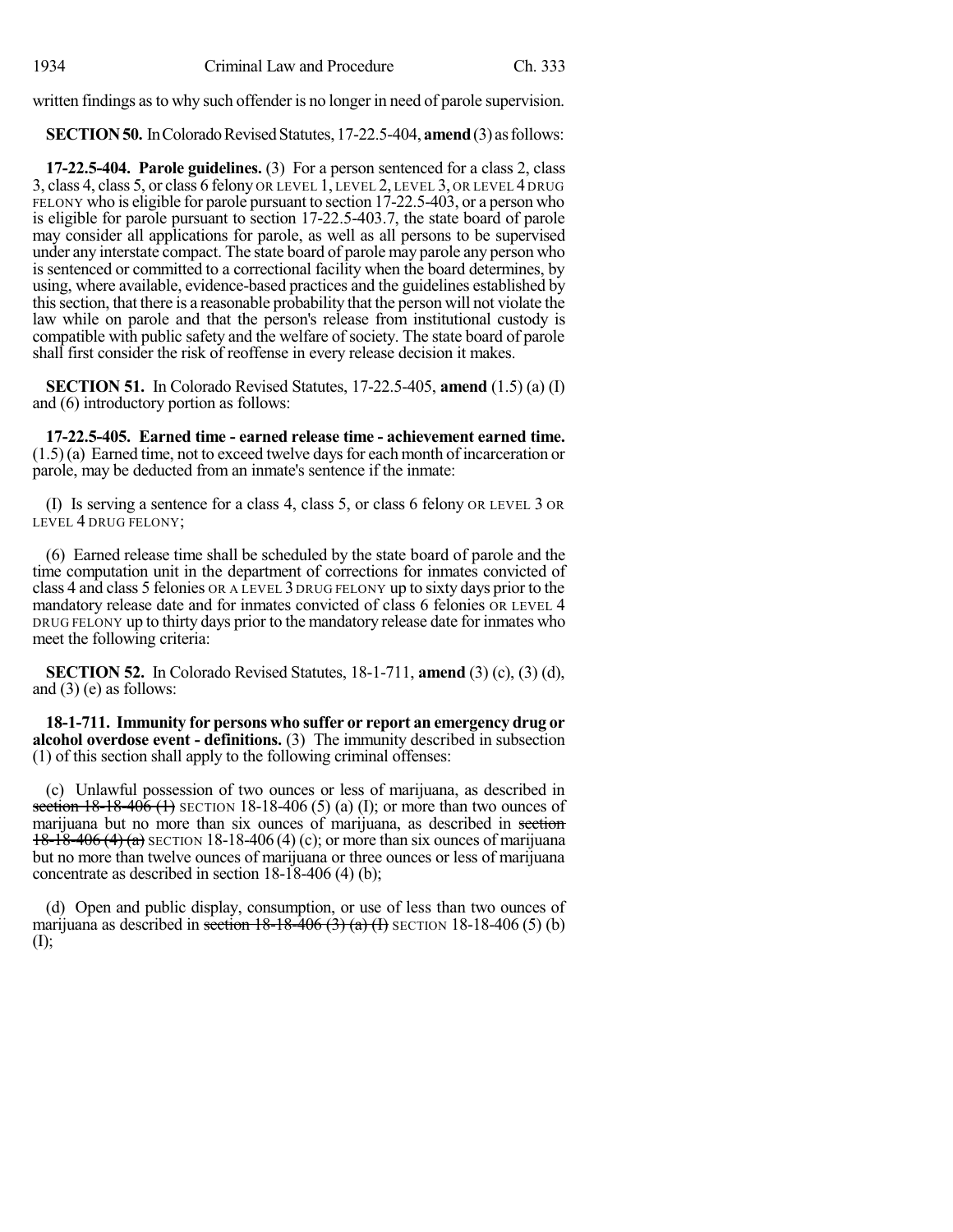written findings as to why such offender is no longer in need of parole supervision.

**SECTION 50.** In Colorado Revised Statutes, 17-22.5-404, **amend** (3) as follows:

**17-22.5-404. Parole guidelines.** (3) For a person sentenced for a class 2, class 3, class 4, class 5, or class 6 felony OR LEVEL 1, LEVEL 2, LEVEL 3, OR LEVEL 4 DRUG FELONY who is eligible for parole pursuant to section 17-22.5-403, or a person who is eligible for parole pursuant to section 17-22.5-403.7, the state board of parole may consider all applications for parole, as well as all persons to be supervised under any interstate compact. The state board of parole may parole any person who is sentenced or committed to a correctional facility when the board determines, by using, where available, evidence-based practices and the guidelines established by this section, that there is a reasonable probability that the person will not violate the law while on parole and that the person's release from institutional custody is compatible with public safety and the welfare of society. The state board of parole shall first consider the risk of reoffense in every release decision it makes.

**SECTION 51.** In Colorado Revised Statutes, 17-22.5-405, **amend** (1.5) (a) (I) and (6) introductory portion as follows:

**17-22.5-405. Earned time - earned release time - achievement earned time.** (1.5) (a) Earned time, not to exceed twelve days for each month of incarceration or parole, may be deducted from an inmate's sentence if the inmate:

(I) Is serving a sentence for a class 4, class 5, or class 6 felony OR LEVEL 3 OR LEVEL 4 DRUG FELONY;

(6) Earned release time shall be scheduled by the state board of parole and the time computation unit in the department of corrections for inmates convicted of class 4 and class 5 felonies OR A LEVEL 3 DRUG FELONY up to sixty days prior to the mandatory release date and for inmates convicted of class 6 felonies OR LEVEL 4 DRUG FELONY up to thirty days prior to the mandatory release date for inmates who meet the following criteria:

**SECTION 52.** In Colorado Revised Statutes, 18-1-711, **amend** (3) (c), (3) (d), and (3) (e) as follows:

**18-1-711. Immunity for persons who suffer or report an emergency drug or alcohol overdose event - definitions.** (3) The immunity described in subsection (1) of this section shall apply to the following criminal offenses:

(c) Unlawful possession of two ounces or less of marijuana, as described in ~~section 18-18-406 (1)~~ SECTION 18-18-406 (5) (a) (I); or more than two ounces of marijuana but no more than six ounces of marijuana, as described in ~~section 18-18-406 (4) (a)~~ SECTION 18-18-406 (4) (c); or more than six ounces of marijuana but no more than twelve ounces of marijuana or three ounces or less of marijuana concentrate as described in section 18-18-406 (4) (b);

(d) Open and public display, consumption, or use of less than two ounces of marijuana as described in ~~section 18-18-406 (3) (a) (I)~~ SECTION 18-18-406 (5) (b) (I);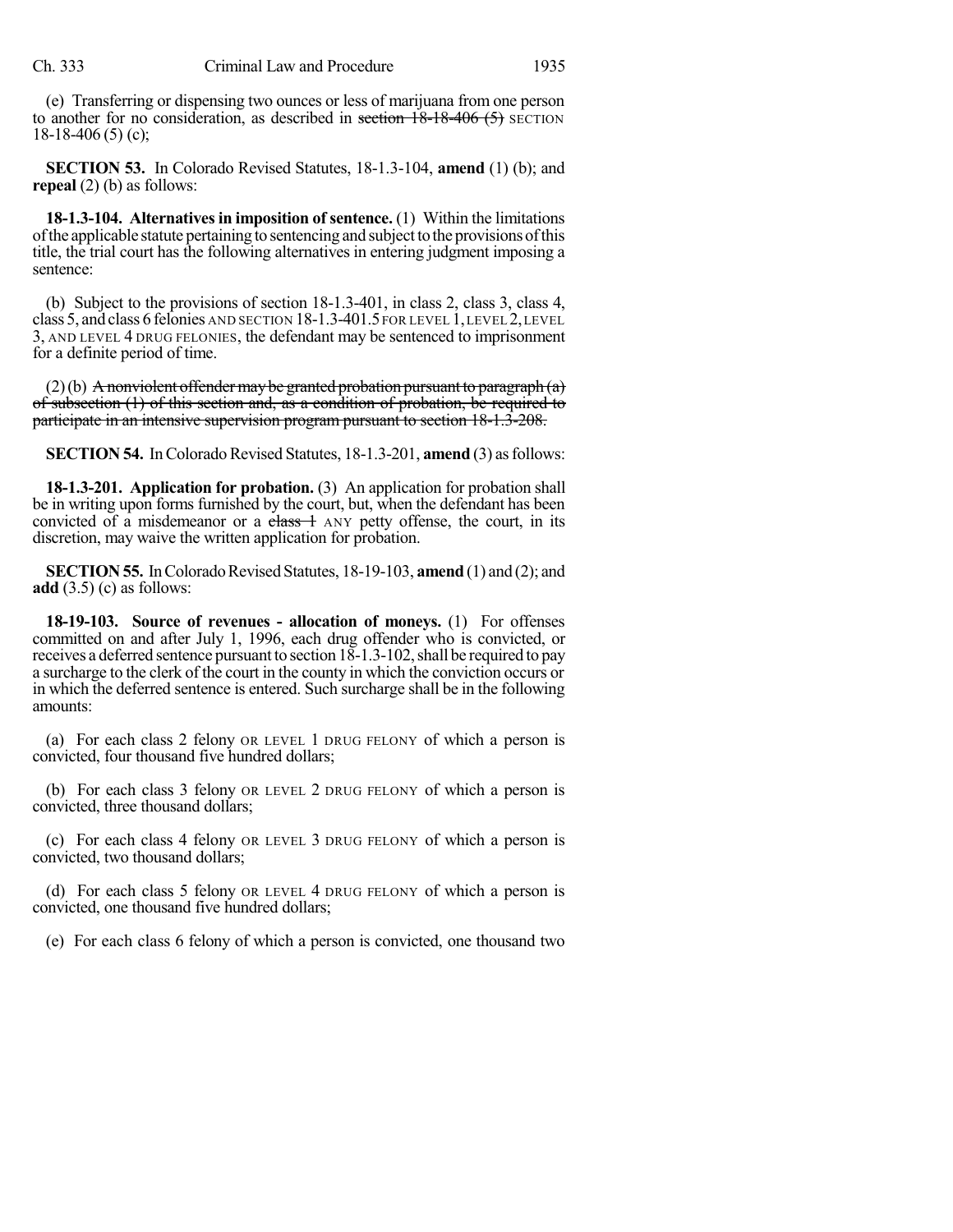(e) Transferring or dispensing two ounces or less of marijuana from one person to another for no consideration, as described in ~~section 18-18-406 (5)~~ SECTION 18-18-406 (5) (c);

**SECTION 53.** In Colorado Revised Statutes, 18-1.3-104, **amend** (1) (b); and **repeal** (2) (b) as follows:

**18-1.3-104. Alternatives in imposition of sentence.** (1) Within the limitations of the applicable statute pertaining to sentencing and subject to the provisions of this title, the trial court has the following alternatives in entering judgment imposing a sentence:

(b) Subject to the provisions of section 18-1.3-401, in class 2, class 3, class 4, class 5, and class 6 felonies AND SECTION 18-1.3-401.5 FOR LEVEL 1, LEVEL 2, LEVEL 3, AND LEVEL 4 DRUG FELONIES, the defendant may be sentenced to imprisonment for a definite period of time.

(2) (b) ~~A nonviolent offender may be granted probation pursuant to paragraph (a) of subsection (1) of this section and, as a condition of probation, be required to participate in an intensive supervision program pursuant to section 18-1.3-208.~~

**SECTION 54.** In Colorado Revised Statutes, 18-1.3-201, **amend** (3) as follows:

**18-1.3-201. Application for probation.** (3) An application for probation shall be in writing upon forms furnished by the court, but, when the defendant has been convicted of a misdemeanor or a ~~class 1~~ ANY petty offense, the court, in its discretion, may waive the written application for probation.

**SECTION 55.** In Colorado Revised Statutes, 18-19-103, **amend** (1) and (2); and **add** (3.5) (c) as follows:

**18-19-103. Source of revenues - allocation of moneys.** (1) For offenses committed on and after July 1, 1996, each drug offender who is convicted, or receives a deferred sentence pursuant to section 18-1.3-102, shall be required to pay a surcharge to the clerk of the court in the county in which the conviction occurs or in which the deferred sentence is entered. Such surcharge shall be in the following amounts:

(a) For each class 2 felony OR LEVEL 1 DRUG FELONY of which a person is convicted, four thousand five hundred dollars;

(b) For each class 3 felony OR LEVEL 2 DRUG FELONY of which a person is convicted, three thousand dollars;

(c) For each class 4 felony OR LEVEL 3 DRUG FELONY of which a person is convicted, two thousand dollars;

(d) For each class 5 felony OR LEVEL 4 DRUG FELONY of which a person is convicted, one thousand five hundred dollars;

(e) For each class 6 felony of which a person is convicted, one thousand two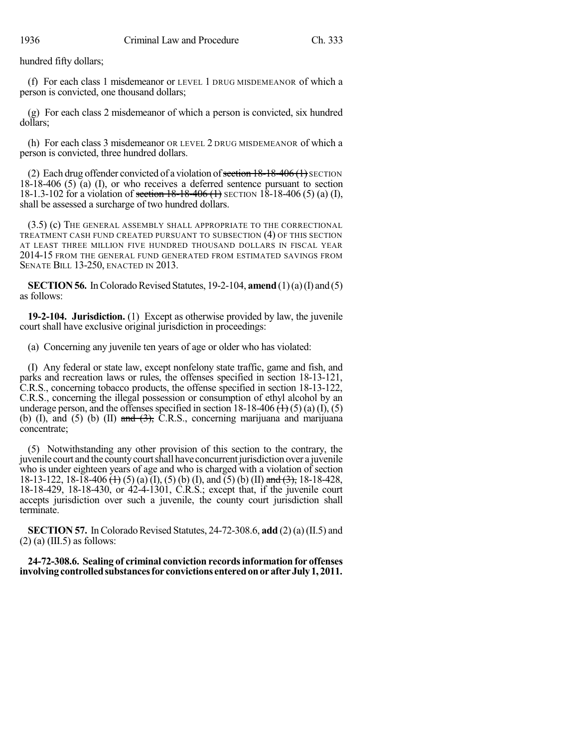hundred fifty dollars;

(f) For each class 1 misdemeanor or LEVEL 1 DRUG MISDEMEANOR of which a person is convicted, one thousand dollars;

(g) For each class 2 misdemeanor of which a person is convicted, six hundred dollars;

(h) For each class 3 misdemeanor OR LEVEL 2 DRUG MISDEMEANOR of which a person is convicted, three hundred dollars.

(2) Each drug offender convicted of a violation of ~~section 18-18-406 (1)~~ SECTION 18-18-406 (5) (a) (I), or who receives a deferred sentence pursuant to section 18-1.3-102 for a violation of ~~section 18-18-406 (1)~~ SECTION 18-18-406 (5) (a) (I), shall be assessed a surcharge of two hundred dollars.

(3.5) (c) THE GENERAL ASSEMBLY SHALL APPROPRIATE TO THE CORRECTIONAL TREATMENT CASH FUND CREATED PURSUANT TO SUBSECTION (4) OF THIS SECTION AT LEAST THREE MILLION FIVE HUNDRED THOUSAND DOLLARS IN FISCAL YEAR 2014-15 FROM THE GENERAL FUND GENERATED FROM ESTIMATED SAVINGS FROM SENATE BILL 13-250, ENACTED IN 2013.

**SECTION 56.** In Colorado Revised Statutes, 19-2-104, **amend** (1) (a) (I) and (5) as follows:

**19-2-104. Jurisdiction.** (1) Except as otherwise provided by law, the juvenile court shall have exclusive original jurisdiction in proceedings:

(a) Concerning any juvenile ten years of age or older who has violated:

(I) Any federal or state law, except nonfelony state traffic, game and fish, and parks and recreation laws or rules, the offenses specified in section 18-13-121, C.R.S., concerning tobacco products, the offense specified in section 18-13-122, C.R.S., concerning the illegal possession or consumption of ethyl alcohol by an underage person, and the offenses specified in section 18-18-406 ~~(1)~~ (5) (a) (I), (5) (b) (I), and (5) (b) (II) ~~and (3)~~, C.R.S., concerning marijuana and marijuana concentrate;

(5) Notwithstanding any other provision of this section to the contrary, the juvenile court and the county court shall have concurrent jurisdiction over a juvenile who is under eighteen years of age and who is charged with a violation of section 18-13-122, 18-18-406 ~~(1)~~ (5) (a) (I), (5) (b) (I), and (5) (b) (II) ~~and (3)~~, 18-18-428, 18-18-429, 18-18-430, or 42-4-1301, C.R.S.; except that, if the juvenile court accepts jurisdiction over such a juvenile, the county court jurisdiction shall terminate.

**SECTION 57.** In Colorado Revised Statutes, 24-72-308.6, **add** (2) (a) (II.5) and (2) (a) (III.5) as follows:

**24-72-308.6. Sealing of criminal conviction records information for offenses involving controlled substances for convictions entered on or after July 1, 2011.**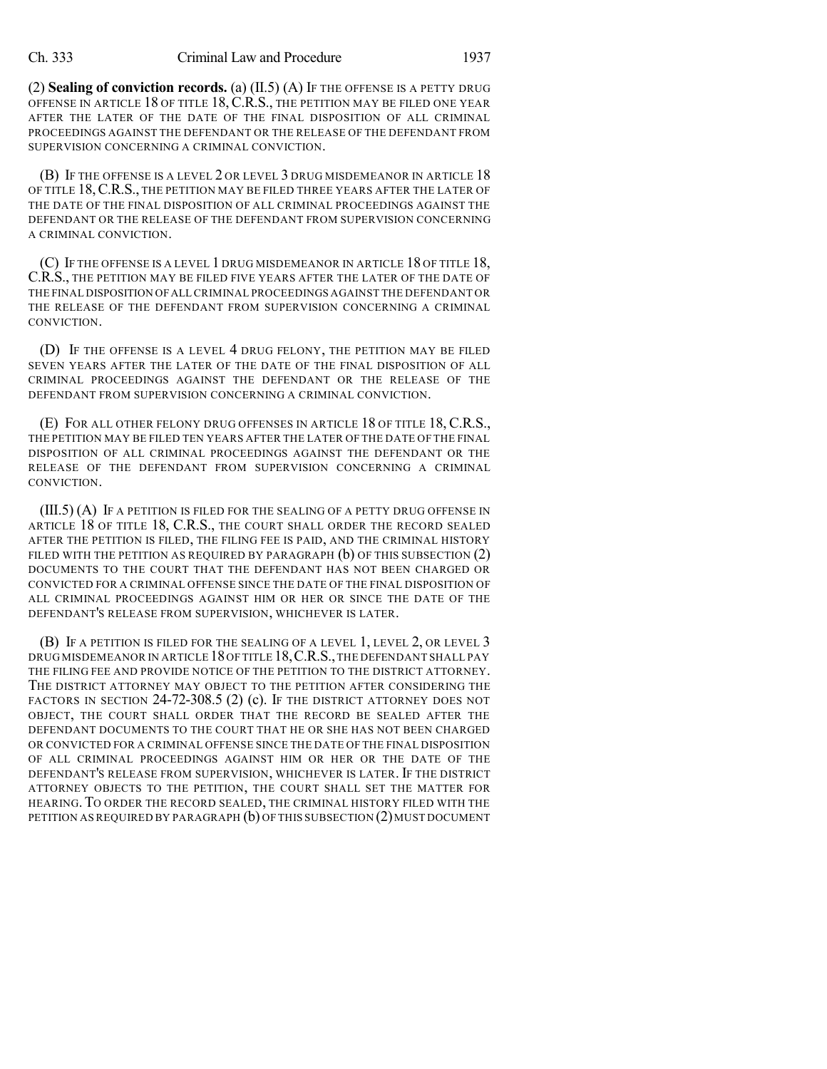(2) **Sealing of conviction records.** (a) (II.5) (A) IF THE OFFENSE IS A PETTY DRUG OFFENSE IN ARTICLE 18 OF TITLE 18, C.R.S., THE PETITION MAY BE FILED ONE YEAR AFTER THE LATER OF THE DATE OF THE FINAL DISPOSITION OF ALL CRIMINAL PROCEEDINGS AGAINST THE DEFENDANT OR THE RELEASE OF THE DEFENDANT FROM SUPERVISION CONCERNING A CRIMINAL CONVICTION.

(B) IF THE OFFENSE IS A LEVEL 2 OR LEVEL 3 DRUG MISDEMEANOR IN ARTICLE 18 OF TITLE 18, C.R.S., THE PETITION MAY BE FILED THREE YEARS AFTER THE LATER OF THE DATE OF THE FINAL DISPOSITION OF ALL CRIMINAL PROCEEDINGS AGAINST THE DEFENDANT OR THE RELEASE OF THE DEFENDANT FROM SUPERVISION CONCERNING A CRIMINAL CONVICTION.

(C) IF THE OFFENSE IS A LEVEL 1 DRUG MISDEMEANOR IN ARTICLE 18 OF TITLE 18, C.R.S., THE PETITION MAY BE FILED FIVE YEARS AFTER THE LATER OF THE DATE OF THE FINAL DISPOSITION OF ALL CRIMINAL PROCEEDINGS AGAINST THE DEFENDANT OR THE RELEASE OF THE DEFENDANT FROM SUPERVISION CONCERNING A CRIMINAL CONVICTION.

(D) IF THE OFFENSE IS A LEVEL 4 DRUG FELONY, THE PETITION MAY BE FILED SEVEN YEARS AFTER THE LATER OF THE DATE OF THE FINAL DISPOSITION OF ALL CRIMINAL PROCEEDINGS AGAINST THE DEFENDANT OR THE RELEASE OF THE DEFENDANT FROM SUPERVISION CONCERNING A CRIMINAL CONVICTION.

(E) FOR ALL OTHER FELONY DRUG OFFENSES IN ARTICLE 18 OF TITLE 18, C.R.S., THE PETITION MAY BE FILED TEN YEARS AFTER THE LATER OF THE DATE OF THE FINAL DISPOSITION OF ALL CRIMINAL PROCEEDINGS AGAINST THE DEFENDANT OR THE RELEASE OF THE DEFENDANT FROM SUPERVISION CONCERNING A CRIMINAL CONVICTION.

(III.5) (A) IF A PETITION IS FILED FOR THE SEALING OF A PETTY DRUG OFFENSE IN ARTICLE 18 OF TITLE 18, C.R.S., THE COURT SHALL ORDER THE RECORD SEALED AFTER THE PETITION IS FILED, THE FILING FEE IS PAID, AND THE CRIMINAL HISTORY FILED WITH THE PETITION AS REQUIRED BY PARAGRAPH (b) OF THIS SUBSECTION (2) DOCUMENTS TO THE COURT THAT THE DEFENDANT HAS NOT BEEN CHARGED OR CONVICTED FOR A CRIMINAL OFFENSE SINCE THE DATE OF THE FINAL DISPOSITION OF ALL CRIMINAL PROCEEDINGS AGAINST HIM OR HER OR SINCE THE DATE OF THE DEFENDANT'S RELEASE FROM SUPERVISION, WHICHEVER IS LATER.

(B) IF A PETITION IS FILED FOR THE SEALING OF A LEVEL 1, LEVEL 2, OR LEVEL 3 DRUG MISDEMEANOR IN ARTICLE 18 OF TITLE 18, C.R.S., THE DEFENDANT SHALL PAY THE FILING FEE AND PROVIDE NOTICE OF THE PETITION TO THE DISTRICT ATTORNEY. THE DISTRICT ATTORNEY MAY OBJECT TO THE PETITION AFTER CONSIDERING THE FACTORS IN SECTION 24-72-308.5 (2) (c). IF THE DISTRICT ATTORNEY DOES NOT OBJECT, THE COURT SHALL ORDER THAT THE RECORD BE SEALED AFTER THE DEFENDANT DOCUMENTS TO THE COURT THAT HE OR SHE HAS NOT BEEN CHARGED OR CONVICTED FOR A CRIMINAL OFFENSE SINCE THE DATE OF THE FINAL DISPOSITION OF ALL CRIMINAL PROCEEDINGS AGAINST HIM OR HER OR THE DATE OF THE DEFENDANT'S RELEASE FROM SUPERVISION, WHICHEVER IS LATER. IF THE DISTRICT ATTORNEY OBJECTS TO THE PETITION, THE COURT SHALL SET THE MATTER FOR HEARING. TO ORDER THE RECORD SEALED, THE CRIMINAL HISTORY FILED WITH THE PETITION AS REQUIRED BY PARAGRAPH (b) OF THIS SUBSECTION (2) MUST DOCUMENT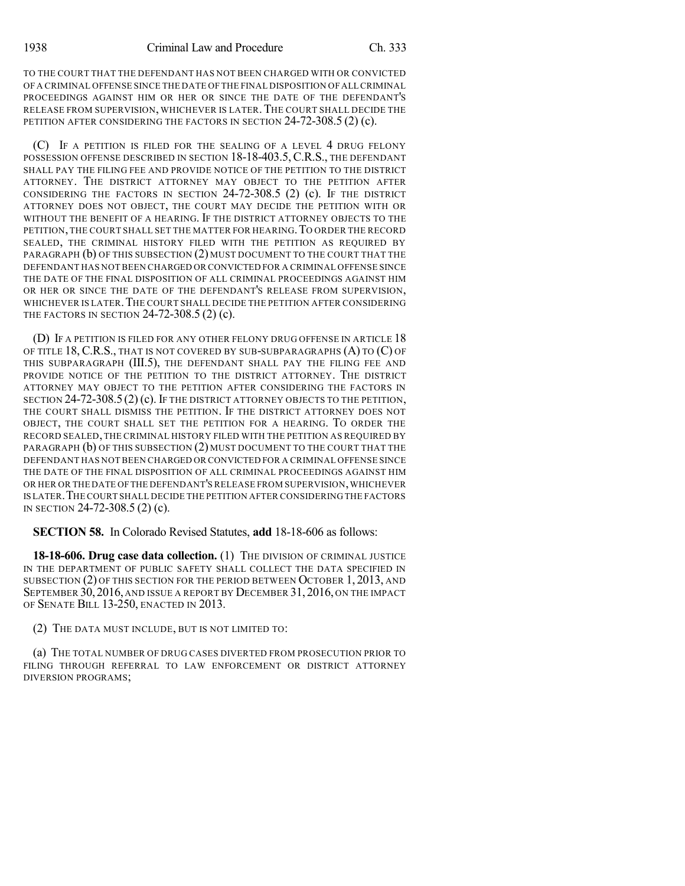TO THE COURT THAT THE DEFENDANT HAS NOT BEEN CHARGED WITH OR CONVICTED OF A CRIMINAL OFFENSE SINCE THE DATE OF THE FINAL DISPOSITION OF ALL CRIMINAL PROCEEDINGS AGAINST HIM OR HER OR SINCE THE DATE OF THE DEFENDANT'S RELEASE FROM SUPERVISION, WHICHEVER IS LATER. THE COURT SHALL DECIDE THE PETITION AFTER CONSIDERING THE FACTORS IN SECTION 24-72-308.5 (2) (c).

(C) IF A PETITION IS FILED FOR THE SEALING OF A LEVEL 4 DRUG FELONY POSSESSION OFFENSE DESCRIBED IN SECTION 18-18-403.5, C.R.S., THE DEFENDANT SHALL PAY THE FILING FEE AND PROVIDE NOTICE OF THE PETITION TO THE DISTRICT ATTORNEY. THE DISTRICT ATTORNEY MAY OBJECT TO THE PETITION AFTER CONSIDERING THE FACTORS IN SECTION 24-72-308.5 (2) (c). IF THE DISTRICT ATTORNEY DOES NOT OBJECT, THE COURT MAY DECIDE THE PETITION WITH OR WITHOUT THE BENEFIT OF A HEARING. IF THE DISTRICT ATTORNEY OBJECTS TO THE PETITION, THE COURT SHALL SET THE MATTER FOR HEARING. TO ORDER THE RECORD SEALED, THE CRIMINAL HISTORY FILED WITH THE PETITION AS REQUIRED BY PARAGRAPH (b) OF THIS SUBSECTION (2) MUST DOCUMENT TO THE COURT THAT THE DEFENDANT HAS NOT BEEN CHARGED OR CONVICTED FOR A CRIMINAL OFFENSE SINCE THE DATE OF THE FINAL DISPOSITION OF ALL CRIMINAL PROCEEDINGS AGAINST HIM OR HER OR SINCE THE DATE OF THE DEFENDANT'S RELEASE FROM SUPERVISION, WHICHEVER IS LATER. THE COURT SHALL DECIDE THE PETITION AFTER CONSIDERING THE FACTORS IN SECTION 24-72-308.5 (2) (c).

(D) IF A PETITION IS FILED FOR ANY OTHER FELONY DRUG OFFENSE IN ARTICLE 18 OF TITLE 18, C.R.S., THAT IS NOT COVERED BY SUB-SUBPARAGRAPHS (A) TO (C) OF THIS SUBPARAGRAPH (III.5), THE DEFENDANT SHALL PAY THE FILING FEE AND PROVIDE NOTICE OF THE PETITION TO THE DISTRICT ATTORNEY. THE DISTRICT ATTORNEY MAY OBJECT TO THE PETITION AFTER CONSIDERING THE FACTORS IN SECTION 24-72-308.5 (2) (c). IF THE DISTRICT ATTORNEY OBJECTS TO THE PETITION, THE COURT SHALL DISMISS THE PETITION. IF THE DISTRICT ATTORNEY DOES NOT OBJECT, THE COURT SHALL SET THE PETITION FOR A HEARING. TO ORDER THE RECORD SEALED, THE CRIMINAL HISTORY FILED WITH THE PETITION AS REQUIRED BY PARAGRAPH (b) OF THIS SUBSECTION (2) MUST DOCUMENT TO THE COURT THAT THE DEFENDANT HAS NOT BEEN CHARGED OR CONVICTED FOR A CRIMINAL OFFENSE SINCE THE DATE OF THE FINAL DISPOSITION OF ALL CRIMINAL PROCEEDINGS AGAINST HIM OR HER OR THE DATE OF THE DEFENDANT'S RELEASE FROM SUPERVISION, WHICHEVER IS LATER. THE COURT SHALL DECIDE THE PETITION AFTER CONSIDERING THE FACTORS IN SECTION 24-72-308.5 (2) (c).

**SECTION 58.** In Colorado Revised Statutes, **add** 18-18-606 as follows:

**18-18-606. Drug case data collection.** (1) THE DIVISION OF CRIMINAL JUSTICE IN THE DEPARTMENT OF PUBLIC SAFETY SHALL COLLECT THE DATA SPECIFIED IN SUBSECTION (2) OF THIS SECTION FOR THE PERIOD BETWEEN OCTOBER 1, 2013, AND SEPTEMBER 30, 2016, AND ISSUE A REPORT BY DECEMBER 31, 2016, ON THE IMPACT OF SENATE BILL 13-250, ENACTED IN 2013.

(2) THE DATA MUST INCLUDE, BUT IS NOT LIMITED TO:

(a) THE TOTAL NUMBER OF DRUG CASES DIVERTED FROM PROSECUTION PRIOR TO FILING THROUGH REFERRAL TO LAW ENFORCEMENT OR DISTRICT ATTORNEY DIVERSION PROGRAMS;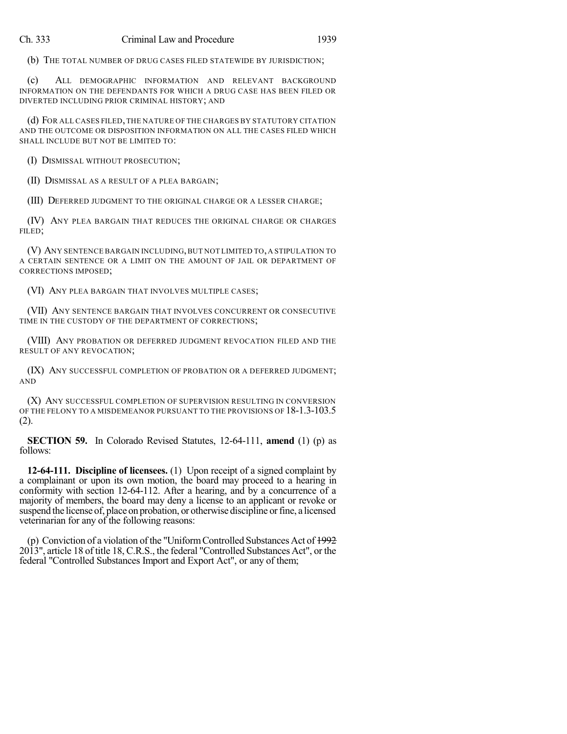(b) THE TOTAL NUMBER OF DRUG CASES FILED STATEWIDE BY JURISDICTION;

(c) ALL DEMOGRAPHIC INFORMATION AND RELEVANT BACKGROUND INFORMATION ON THE DEFENDANTS FOR WHICH A DRUG CASE HAS BEEN FILED OR DIVERTED INCLUDING PRIOR CRIMINAL HISTORY; AND

(d) FOR ALL CASES FILED, THE NATURE OF THE CHARGES BY STATUTORY CITATION AND THE OUTCOME OR DISPOSITION INFORMATION ON ALL THE CASES FILED WHICH SHALL INCLUDE BUT NOT BE LIMITED TO:

(I) DISMISSAL WITHOUT PROSECUTION;

(II) DISMISSAL AS A RESULT OF A PLEA BARGAIN;

(III) DEFERRED JUDGMENT TO THE ORIGINAL CHARGE OR A LESSER CHARGE;

(IV) ANY PLEA BARGAIN THAT REDUCES THE ORIGINAL CHARGE OR CHARGES FILED;

(V) ANY SENTENCE BARGAIN INCLUDING, BUT NOT LIMITED TO, A STIPULATION TO A CERTAIN SENTENCE OR A LIMIT ON THE AMOUNT OF JAIL OR DEPARTMENT OF CORRECTIONS IMPOSED;

(VI) ANY PLEA BARGAIN THAT INVOLVES MULTIPLE CASES;

(VII) ANY SENTENCE BARGAIN THAT INVOLVES CONCURRENT OR CONSECUTIVE TIME IN THE CUSTODY OF THE DEPARTMENT OF CORRECTIONS;

(VIII) ANY PROBATION OR DEFERRED JUDGMENT REVOCATION FILED AND THE RESULT OF ANY REVOCATION;

(IX) ANY SUCCESSFUL COMPLETION OF PROBATION OR A DEFERRED JUDGMENT; AND

(X) ANY SUCCESSFUL COMPLETION OF SUPERVISION RESULTING IN CONVERSION OF THE FELONY TO A MISDEMEANOR PURSUANT TO THE PROVISIONS OF 18-1.3-103.5 (2).

**SECTION 59.** In Colorado Revised Statutes, 12-64-111, **amend** (1) (p) as follows:

**12-64-111. Discipline of licensees.** (1) Upon receipt of a signed complaint by a complainant or upon its own motion, the board may proceed to a hearing in conformity with section 12-64-112. After a hearing, and by a concurrence of a majority of members, the board may deny a license to an applicant or revoke or suspend the license of, place on probation, or otherwise discipline or fine, a licensed veterinarian for any of the following reasons:

(p) Conviction of a violation of the "Uniform Controlled Substances Act of ~~1992~~ 2013", article 18 of title 18, C.R.S., the federal "Controlled Substances Act", or the federal "Controlled Substances Import and Export Act", or any of them;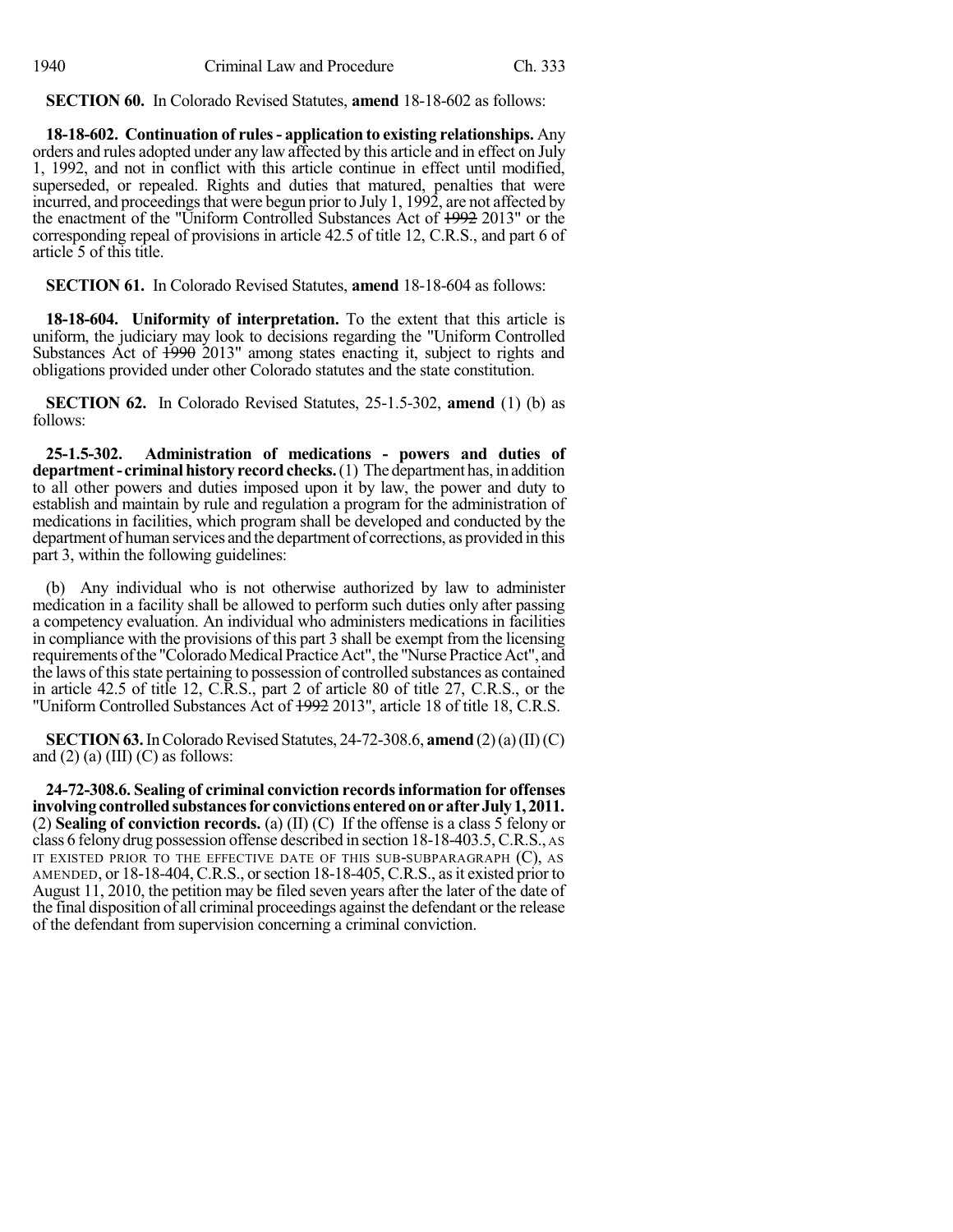**SECTION 60.** In Colorado Revised Statutes, **amend** 18-18-602 as follows:

**18-18-602. Continuation of rules - application to existing relationships.** Any orders and rules adopted under any law affected by this article and in effect on July 1, 1992, and not in conflict with this article continue in effect until modified, superseded, or repealed. Rights and duties that matured, penalties that were incurred, and proceedings that were begun prior to July 1, 1992, are not affected by the enactment of the "Uniform Controlled Substances Act of ~~1992~~ 2013" or the corresponding repeal of provisions in article 42.5 of title 12, C.R.S., and part 6 of article 5 of this title.

**SECTION 61.** In Colorado Revised Statutes, **amend** 18-18-604 as follows:

**18-18-604. Uniformity of interpretation.** To the extent that this article is uniform, the judiciary may look to decisions regarding the "Uniform Controlled Substances Act of ~~1990~~ 2013" among states enacting it, subject to rights and obligations provided under other Colorado statutes and the state constitution.

**SECTION 62.** In Colorado Revised Statutes, 25-1.5-302, **amend** (1) (b) as follows:

**25-1.5-302. Administration of medications - powers and duties of department - criminal history record checks.** (1) The department has, in addition to all other powers and duties imposed upon it by law, the power and duty to establish and maintain by rule and regulation a program for the administration of medications in facilities, which program shall be developed and conducted by the department of human services and the department of corrections, as provided in this part 3, within the following guidelines:

(b) Any individual who is not otherwise authorized by law to administer medication in a facility shall be allowed to perform such duties only after passing a competency evaluation. An individual who administers medications in facilities in compliance with the provisions of this part 3 shall be exempt from the licensing requirements of the "Colorado Medical Practice Act", the "Nurse Practice Act", and the laws of this state pertaining to possession of controlled substances as contained in article 42.5 of title 12, C.R.S., part 2 of article 80 of title 27, C.R.S., or the "Uniform Controlled Substances Act of ~~1992~~ 2013", article 18 of title 18, C.R.S.

**SECTION 63.** In Colorado Revised Statutes, 24-72-308.6, **amend** (2) (a) (II) (C) and (2) (a) (III) (C) as follows:

**24-72-308.6. Sealing of criminal conviction records information for offenses involving controlled substances for convictions entered on or after July 1, 2011.** (2) **Sealing of conviction records.** (a) (II) (C) If the offense is a class 5 felony or class 6 felony drug possession offense described in section 18-18-403.5, C.R.S., AS IT EXISTED PRIOR TO THE EFFECTIVE DATE OF THIS SUB-SUBPARAGRAPH (C), AS AMENDED, or 18-18-404, C.R.S., or section 18-18-405, C.R.S., as it existed prior to August 11, 2010, the petition may be filed seven years after the later of the date of the final disposition of all criminal proceedings against the defendant or the release of the defendant from supervision concerning a criminal conviction.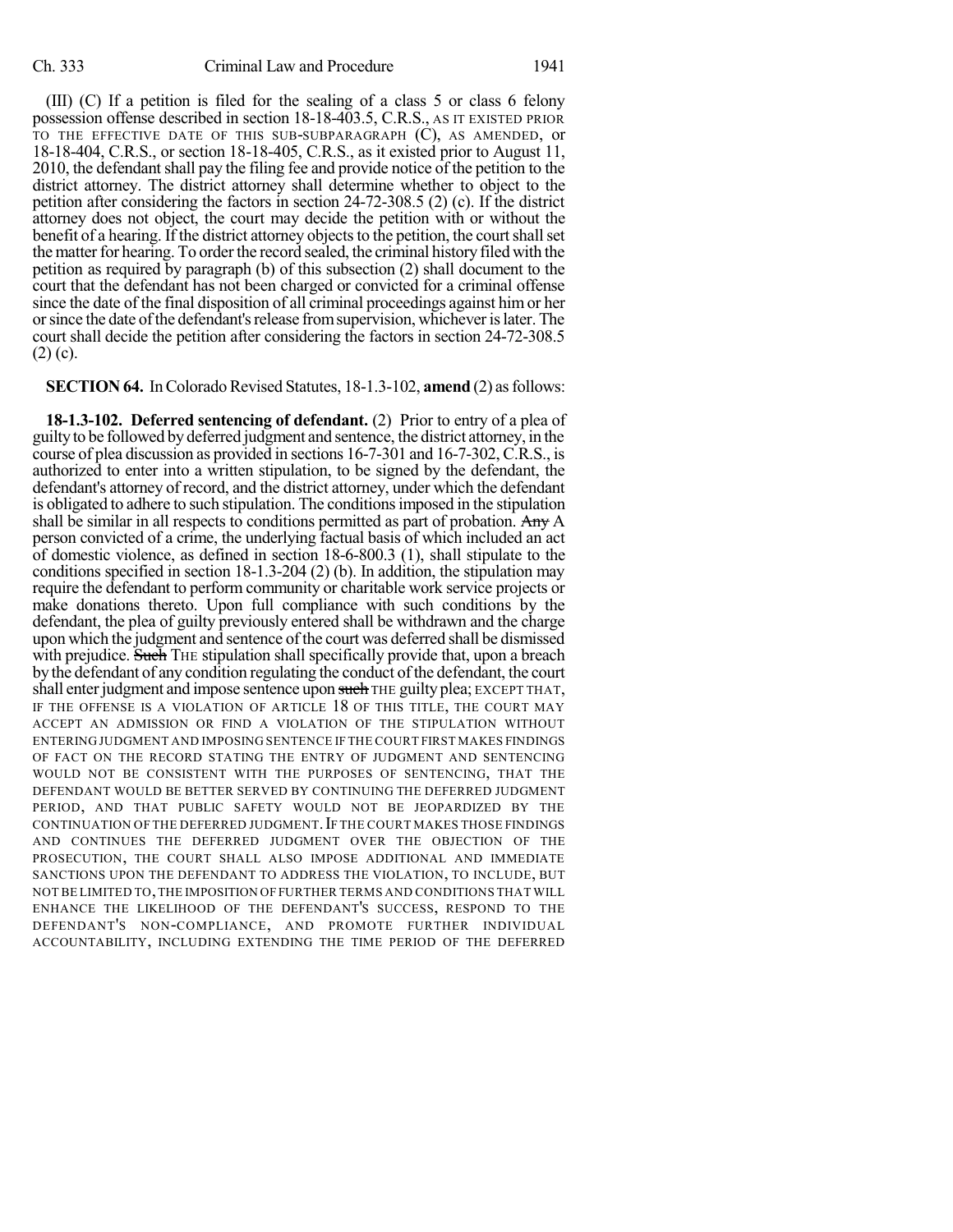(III) (C) If a petition is filed for the sealing of a class 5 or class 6 felony possession offense described in section 18-18-403.5, C.R.S., AS IT EXISTED PRIOR TO THE EFFECTIVE DATE OF THIS SUB-SUBPARAGRAPH (C), AS AMENDED, or 18-18-404, C.R.S., or section 18-18-405, C.R.S., as it existed prior to August 11, 2010, the defendant shall pay the filing fee and provide notice of the petition to the district attorney. The district attorney shall determine whether to object to the petition after considering the factors in section 24-72-308.5 (2) (c). If the district attorney does not object, the court may decide the petition with or without the benefit of a hearing. If the district attorney objects to the petition, the court shall set the matter for hearing. To order the record sealed, the criminal history filed with the petition as required by paragraph (b) of this subsection (2) shall document to the court that the defendant has not been charged or convicted for a criminal offense since the date of the final disposition of all criminal proceedings against him or her or since the date of the defendant's release from supervision, whichever is later. The court shall decide the petition after considering the factors in section 24-72-308.5 (2) (c).

**SECTION 64.** In Colorado Revised Statutes, 18-1.3-102, **amend** (2) as follows:

**18-1.3-102. Deferred sentencing of defendant.** (2) Prior to entry of a plea of guilty to be followed by deferred judgment and sentence, the district attorney, in the course of plea discussion as provided in sections 16-7-301 and 16-7-302, C.R.S., is authorized to enter into a written stipulation, to be signed by the defendant, the defendant's attorney of record, and the district attorney, under which the defendant is obligated to adhere to such stipulation. The conditions imposed in the stipulation shall be similar in all respects to conditions permitted as part of probation. ~~Any~~ A person convicted of a crime, the underlying factual basis of which included an act of domestic violence, as defined in section 18-6-800.3 (1), shall stipulate to the conditions specified in section 18-1.3-204 (2) (b). In addition, the stipulation may require the defendant to perform community or charitable work service projects or make donations thereto. Upon full compliance with such conditions by the defendant, the plea of guilty previously entered shall be withdrawn and the charge upon which the judgment and sentence of the court was deferred shall be dismissed with prejudice. ~~Such~~ THE stipulation shall specifically provide that, upon a breach by the defendant of any condition regulating the conduct of the defendant, the court shall enter judgment and impose sentence upon ~~such~~ THE guilty plea; EXCEPT THAT, IF THE OFFENSE IS A VIOLATION OF ARTICLE 18 OF THIS TITLE, THE COURT MAY ACCEPT AN ADMISSION OR FIND A VIOLATION OF THE STIPULATION WITHOUT ENTERING JUDGMENT AND IMPOSING SENTENCE IF THE COURT FIRST MAKES FINDINGS OF FACT ON THE RECORD STATING THE ENTRY OF JUDGMENT AND SENTENCING WOULD NOT BE CONSISTENT WITH THE PURPOSES OF SENTENCING, THAT THE DEFENDANT WOULD BE BETTER SERVED BY CONTINUING THE DEFERRED JUDGMENT PERIOD, AND THAT PUBLIC SAFETY WOULD NOT BE JEOPARDIZED BY THE CONTINUATION OF THE DEFERRED JUDGMENT. IF THE COURT MAKES THOSE FINDINGS AND CONTINUES THE DEFERRED JUDGMENT OVER THE OBJECTION OF THE PROSECUTION, THE COURT SHALL ALSO IMPOSE ADDITIONAL AND IMMEDIATE SANCTIONS UPON THE DEFENDANT TO ADDRESS THE VIOLATION, TO INCLUDE, BUT NOT BE LIMITED TO, THE IMPOSITION OF FURTHER TERMS AND CONDITIONS THAT WILL ENHANCE THE LIKELIHOOD OF THE DEFENDANT'S SUCCESS, RESPOND TO THE DEFENDANT'S NON-COMPLIANCE, AND PROMOTE FURTHER INDIVIDUAL ACCOUNTABILITY, INCLUDING EXTENDING THE TIME PERIOD OF THE DEFERRED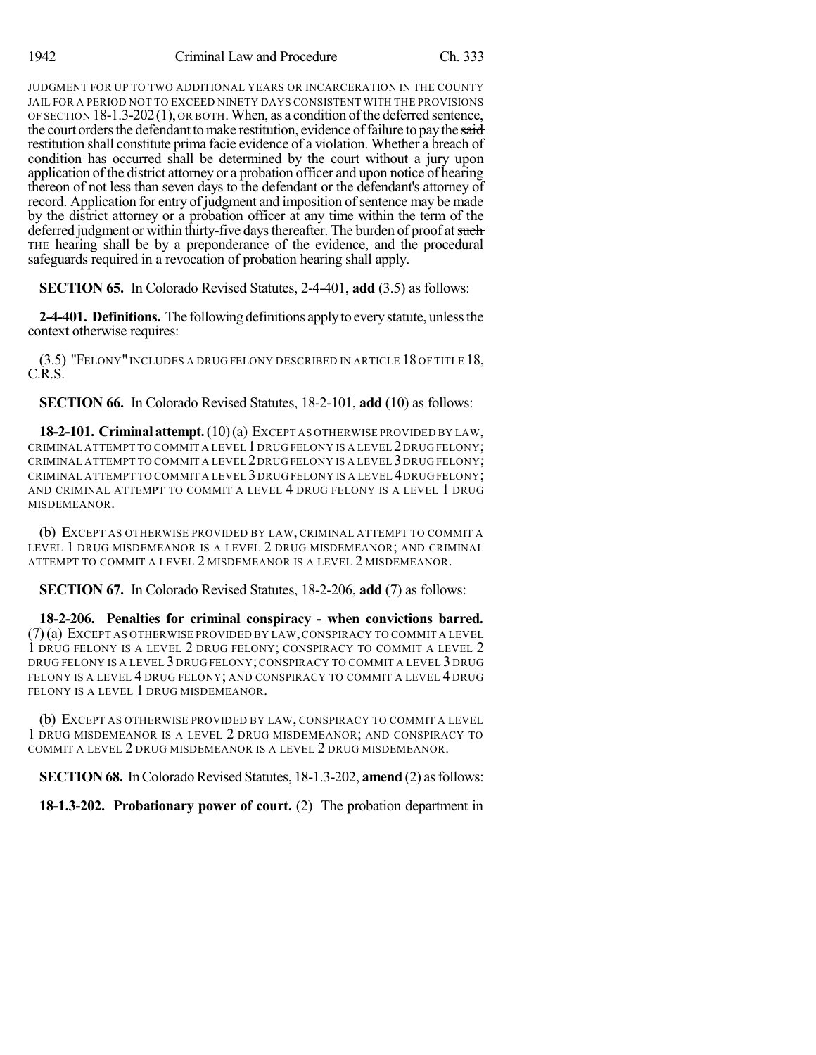JUDGMENT FOR UP TO TWO ADDITIONAL YEARS OR INCARCERATION IN THE COUNTY JAIL FOR A PERIOD NOT TO EXCEED NINETY DAYS CONSISTENT WITH THE PROVISIONS OF SECTION 18-1.3-202 (1), OR BOTH. When, as a condition of the deferred sentence, the court orders the defendant to make restitution, evidence of failure to pay the said restitution shall constitute prima facie evidence of a violation. Whether a breach of condition has occurred shall be determined by the court without a jury upon application of the district attorney or a probation officer and upon notice of hearing thereon of not less than seven days to the defendant or the defendant's attorney of record. Application for entry of judgment and imposition of sentence may be made by the district attorney or a probation officer at any time within the term of the deferred judgment or within thirty-five days thereafter. The burden of proof at such THE hearing shall be by a preponderance of the evidence, and the procedural safeguards required in a revocation of probation hearing shall apply.

**SECTION 65.** In Colorado Revised Statutes, 2-4-401, **add** (3.5) as follows:

**2-4-401. Definitions.** The following definitions apply to every statute, unless the context otherwise requires:

(3.5) "FELONY" INCLUDES A DRUG FELONY DESCRIBED IN ARTICLE 18 OF TITLE 18, C.R.S.

**SECTION 66.** In Colorado Revised Statutes, 18-2-101, **add** (10) as follows:

**18-2-101. Criminal attempt.** (10) (a) EXCEPT AS OTHERWISE PROVIDED BY LAW, CRIMINAL ATTEMPT TO COMMIT A LEVEL 1 DRUG FELONY IS A LEVEL 2 DRUG FELONY; CRIMINAL ATTEMPT TO COMMIT A LEVEL 2 DRUG FELONY IS A LEVEL 3 DRUG FELONY; CRIMINAL ATTEMPT TO COMMIT A LEVEL 3 DRUG FELONY IS A LEVEL 4 DRUG FELONY; AND CRIMINAL ATTEMPT TO COMMIT A LEVEL 4 DRUG FELONY IS A LEVEL 1 DRUG MISDEMEANOR.

(b) EXCEPT AS OTHERWISE PROVIDED BY LAW, CRIMINAL ATTEMPT TO COMMIT A LEVEL 1 DRUG MISDEMEANOR IS A LEVEL 2 DRUG MISDEMEANOR; AND CRIMINAL ATTEMPT TO COMMIT A LEVEL 2 MISDEMEANOR IS A LEVEL 2 MISDEMEANOR.

**SECTION 67.** In Colorado Revised Statutes, 18-2-206, **add** (7) as follows:

**18-2-206. Penalties for criminal conspiracy - when convictions barred.** (7) (a) EXCEPT AS OTHERWISE PROVIDED BY LAW, CONSPIRACY TO COMMIT A LEVEL 1 DRUG FELONY IS A LEVEL 2 DRUG FELONY; CONSPIRACY TO COMMIT A LEVEL 2 DRUG FELONY IS A LEVEL 3 DRUG FELONY; CONSPIRACY TO COMMIT A LEVEL 3 DRUG FELONY IS A LEVEL 4 DRUG FELONY; AND CONSPIRACY TO COMMIT A LEVEL 4 DRUG FELONY IS A LEVEL 1 DRUG MISDEMEANOR.

(b) EXCEPT AS OTHERWISE PROVIDED BY LAW, CONSPIRACY TO COMMIT A LEVEL 1 DRUG MISDEMEANOR IS A LEVEL 2 DRUG MISDEMEANOR; AND CONSPIRACY TO COMMIT A LEVEL 2 DRUG MISDEMEANOR IS A LEVEL 2 DRUG MISDEMEANOR.

**SECTION 68.** In Colorado Revised Statutes, 18-1.3-202, **amend** (2) as follows:

**18-1.3-202. Probationary power of court.** (2) The probation department in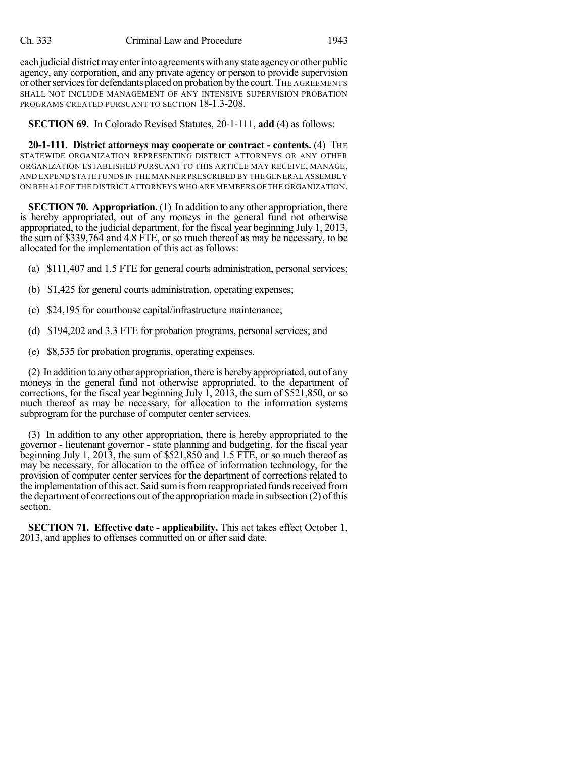each judicial district may enter into agreements with any state agency or other public agency, any corporation, and any private agency or person to provide supervision or other services for defendants placed on probation by the court. THE AGREEMENTS SHALL NOT INCLUDE MANAGEMENT OF ANY INTENSIVE SUPERVISION PROBATION PROGRAMS CREATED PURSUANT TO SECTION 18-1.3-208.

**SECTION 69.** In Colorado Revised Statutes, 20-1-111, **add** (4) as follows:

**20-1-111. District attorneys may cooperate or contract - contents.** (4) THE STATEWIDE ORGANIZATION REPRESENTING DISTRICT ATTORNEYS OR ANY OTHER ORGANIZATION ESTABLISHED PURSUANT TO THIS ARTICLE MAY RECEIVE, MANAGE, AND EXPEND STATE FUNDS IN THE MANNER PRESCRIBED BY THE GENERAL ASSEMBLY ON BEHALF OF THE DISTRICT ATTORNEYS WHO ARE MEMBERS OF THE ORGANIZATION.

**SECTION 70. Appropriation.** (1) In addition to any other appropriation, there is hereby appropriated, out of any moneys in the general fund not otherwise appropriated, to the judicial department, for the fiscal year beginning July 1, 2013, the sum of $339,764 and 4.8 FTE, or so much thereof as may be necessary, to be allocated for the implementation of this act as follows:

(a) $111,407 and 1.5 FTE for general courts administration, personal services;

(b) $1,425 for general courts administration, operating expenses;

(c) $24,195 for courthouse capital/infrastructure maintenance;

(d) $194,202 and 3.3 FTE for probation programs, personal services; and

(e) $8,535 for probation programs, operating expenses.

(2) In addition to any other appropriation, there is hereby appropriated, out of any moneys in the general fund not otherwise appropriated, to the department of corrections, for the fiscal year beginning July 1, 2013, the sum of $521,850, or so much thereof as may be necessary, for allocation to the information systems subprogram for the purchase of computer center services.

(3) In addition to any other appropriation, there is hereby appropriated to the governor - lieutenant governor - state planning and budgeting, for the fiscal year beginning July 1, 2013, the sum of $521,850 and 1.5 FTE, or so much thereof as may be necessary, for allocation to the office of information technology, for the provision of computer center services for the department of corrections related to the implementation of this act. Said sum is from reappropriated funds received from the department of corrections out of the appropriation made in subsection (2) of this section.

**SECTION 71. Effective date - applicability.** This act takes effect October 1, 2013, and applies to offenses committed on or after said date.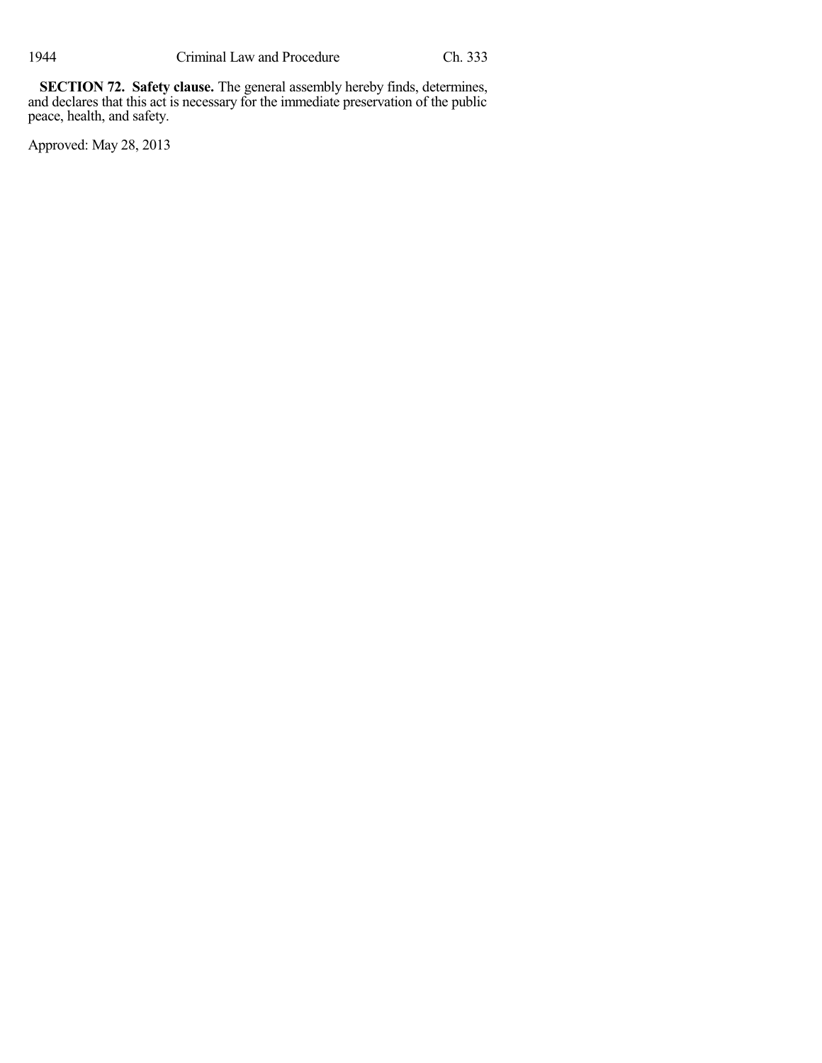**SECTION 72. Safety clause.** The general assembly hereby finds, determines, and declares that this act is necessary for the immediate preservation of the public peace, health, and safety.

Approved: May 28, 2013